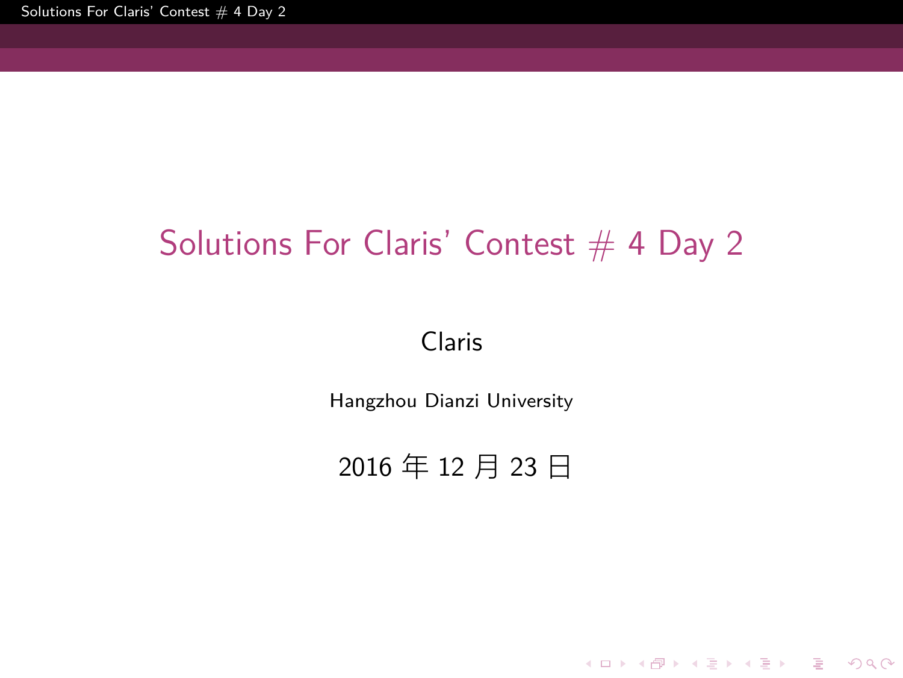# Solutions For Claris' Contest # 4 Day 2

Claris

Hangzhou Dianzi University

2016 年 12 月 23 日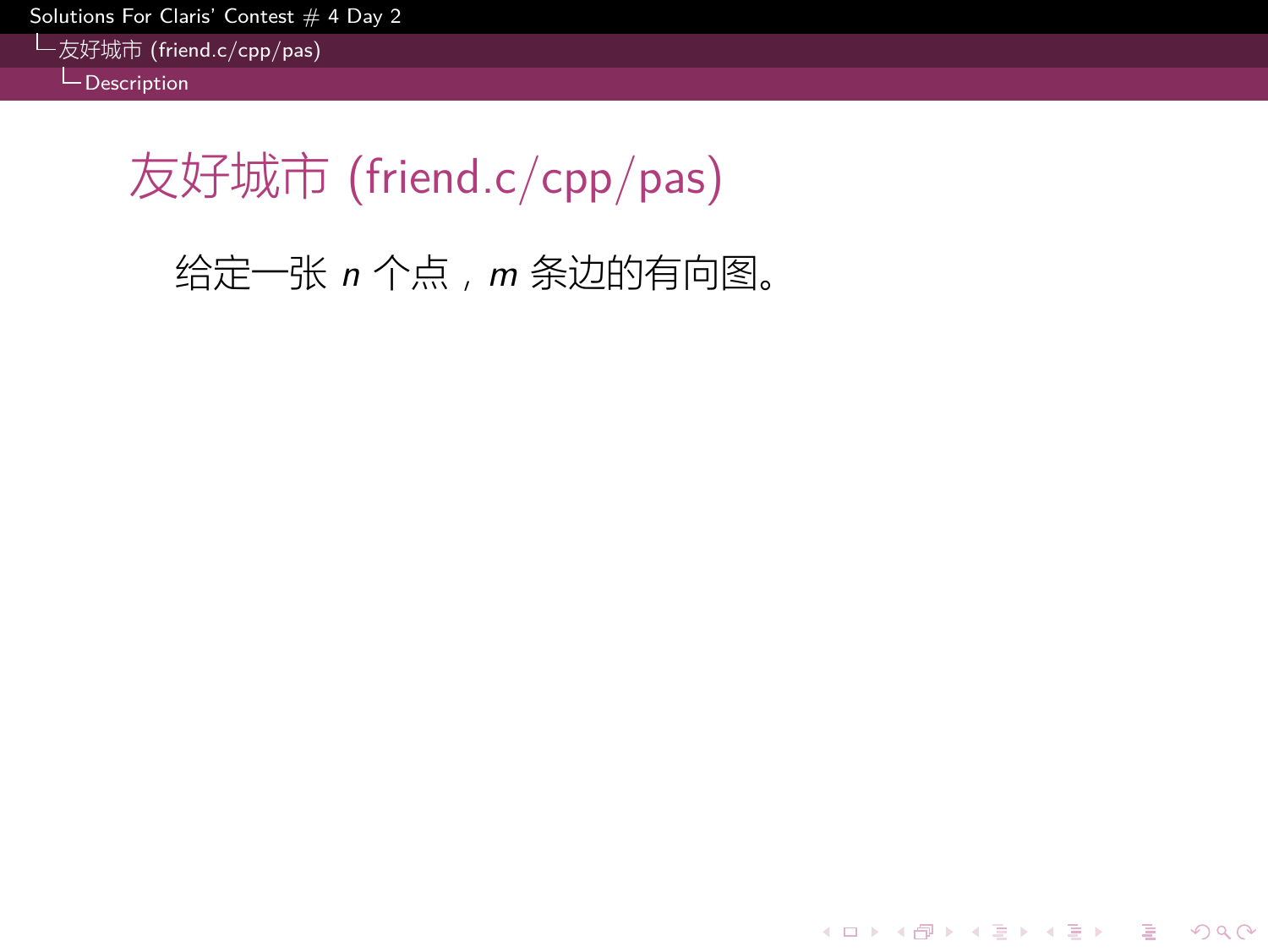# 友好城市 (friend.c/cpp/pas)

给定一张 $n$ 个点，$m$ 条边的有向图。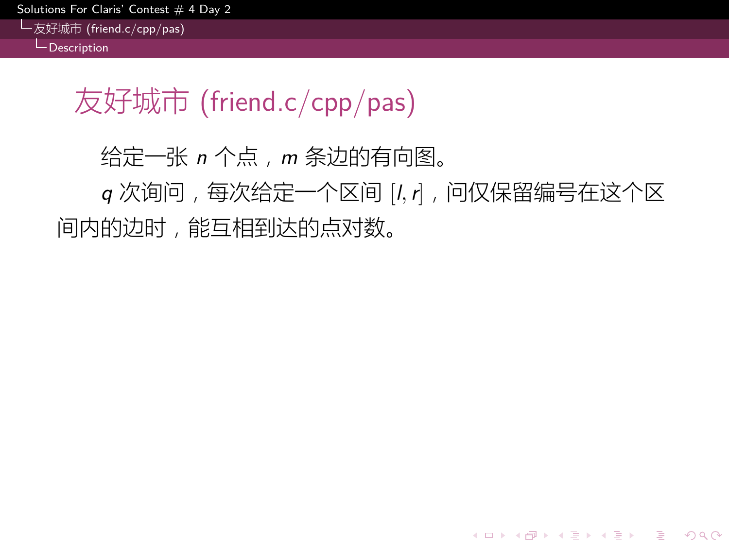# 友好城市 (friend.c/cpp/pas)

给定一张 $n$ 个点，$m$ 条边的有向图。

$q$ 次询问，每次给定一个区间 $[l, r]$，问仅保留编号在这个区间内的边时，能互相到达的点对数。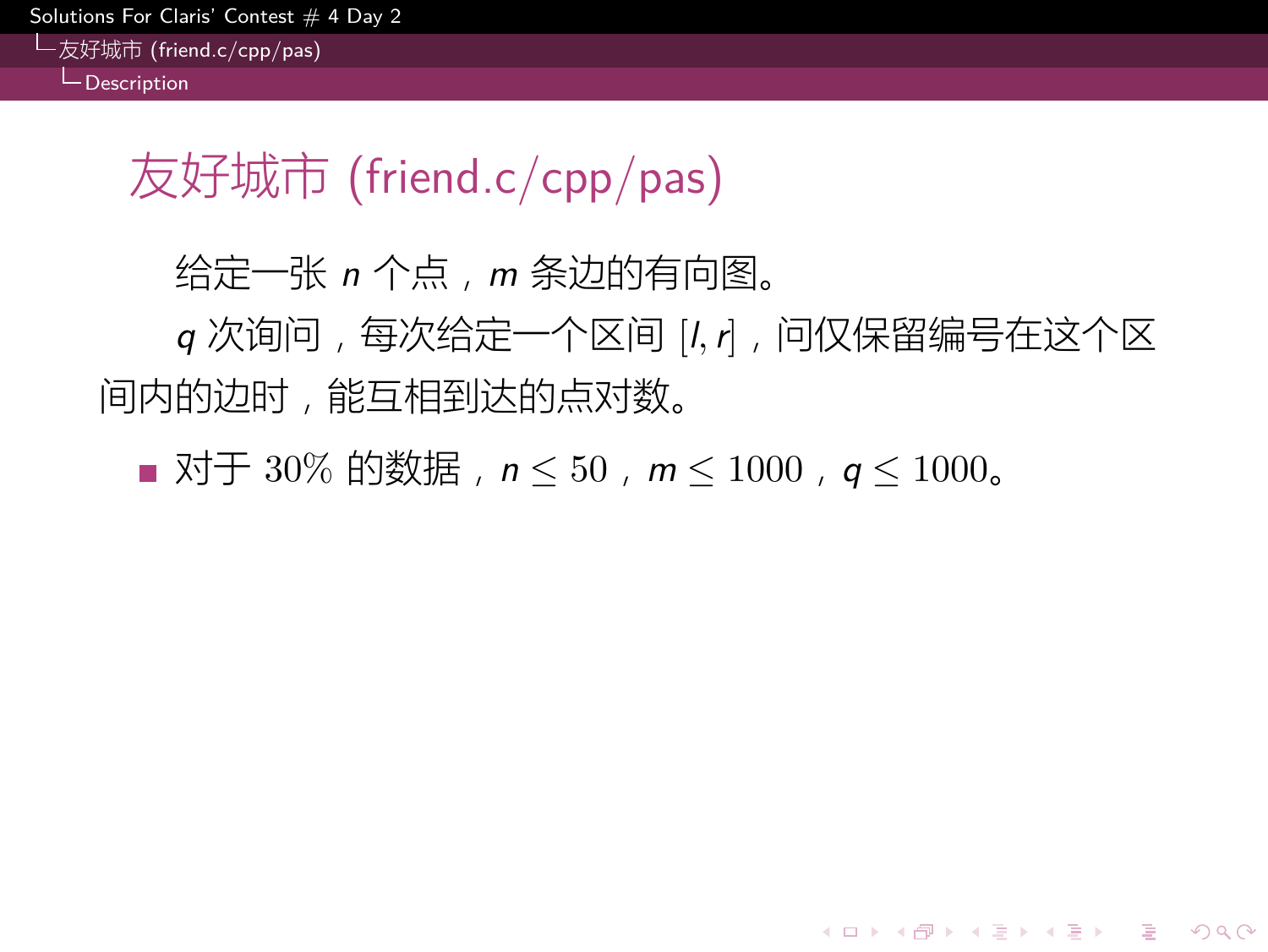# 友好城市 (friend.c/cpp/pas)

给定一张 $n$ 个点，$m$ 条边的有向图。

$q$ 次询问，每次给定一个区间 $[l, r]$，问仅保留编号在这个区间内的边时，能互相到达的点对数。

- 对于 30% 的数据，$n \leq 50$，$m \leq 1000$，$q \leq 1000$。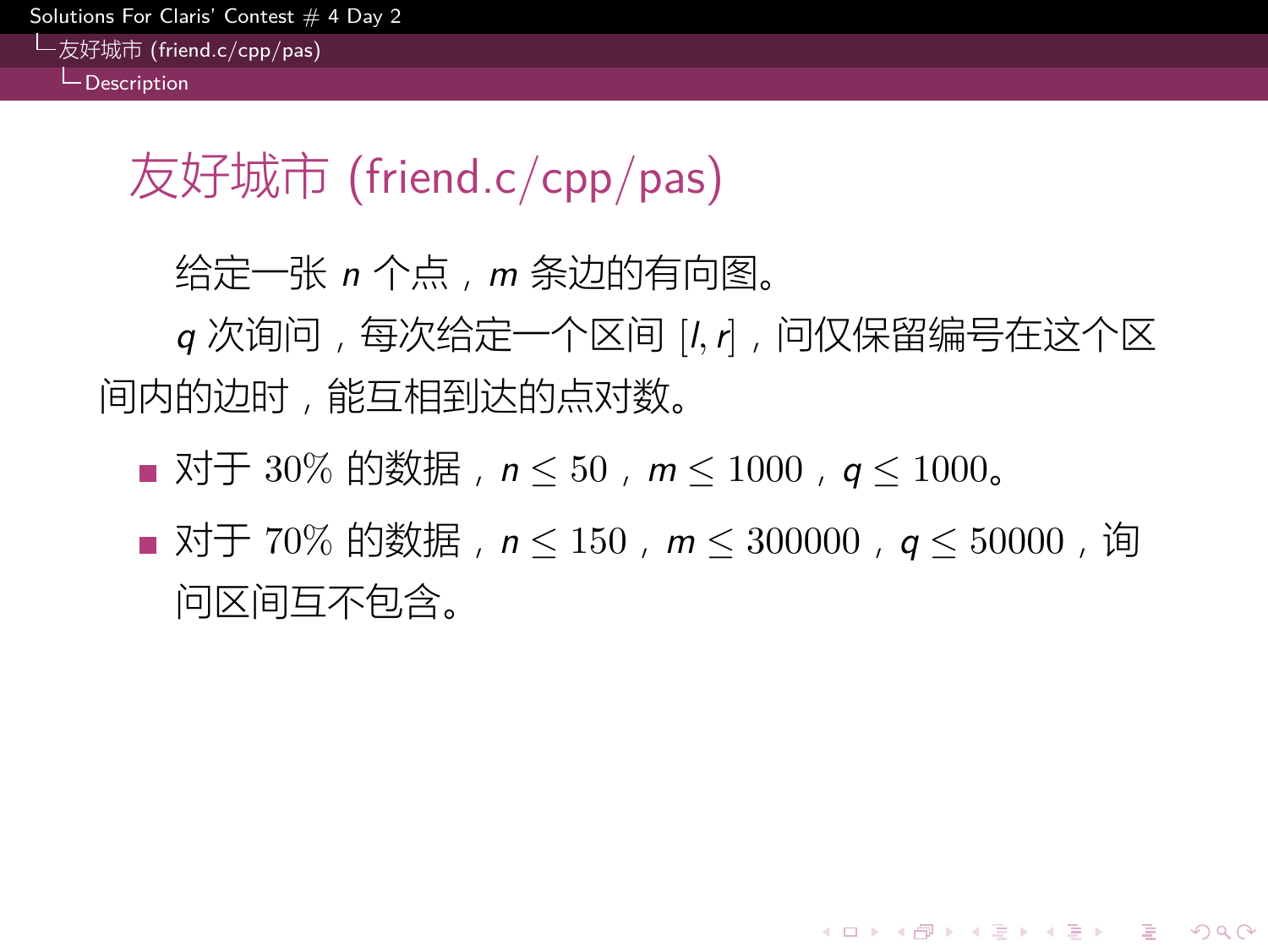# 友好城市 (friend.c/cpp/pas)

给定一张 $n$ 个点，$m$ 条边的有向图。

$q$ 次询问，每次给定一个区间 $[l, r]$，问仅保留编号在这个区间内的边时，能互相到达的点对数。

- 对于 30% 的数据，$n \leq 50$，$m \leq 1000$，$q \leq 1000$。
- 对于 70% 的数据，$n \leq 150$，$m \leq 300000$，$q \leq 50000$，询问区间互不包含。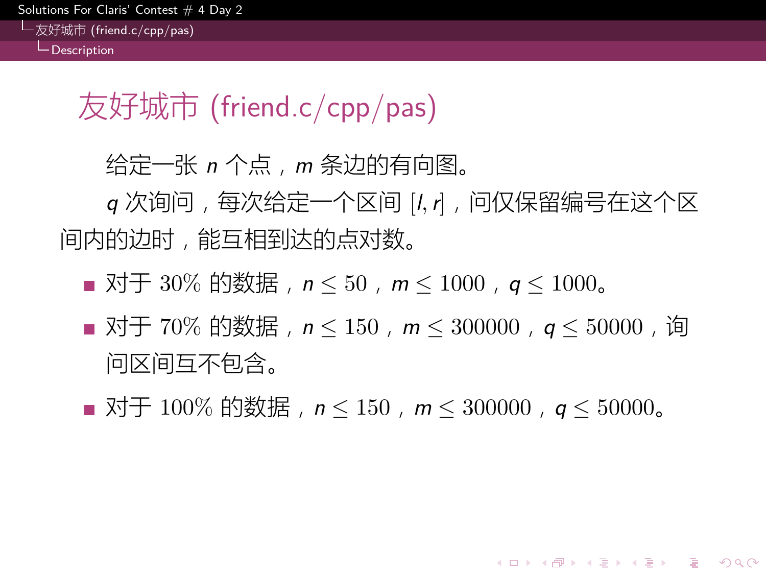# 友好城市 (friend.c/cpp/pas)

给定一张 $n$ 个点，$m$ 条边的有向图。

$q$ 次询问，每次给定一个区间 $[l, r]$，问仅保留编号在这个区间内的边时，能互相到达的点对数。

- 对于 30% 的数据，$n \leq 50$，$m \leq 1000$，$q \leq 1000$。
- 对于 70% 的数据，$n \leq 150$，$m \leq 300000$，$q \leq 50000$，询问区间互不包含。
- 对于 100% 的数据，$n \leq 150$，$m \leq 300000$，$q \leq 50000$。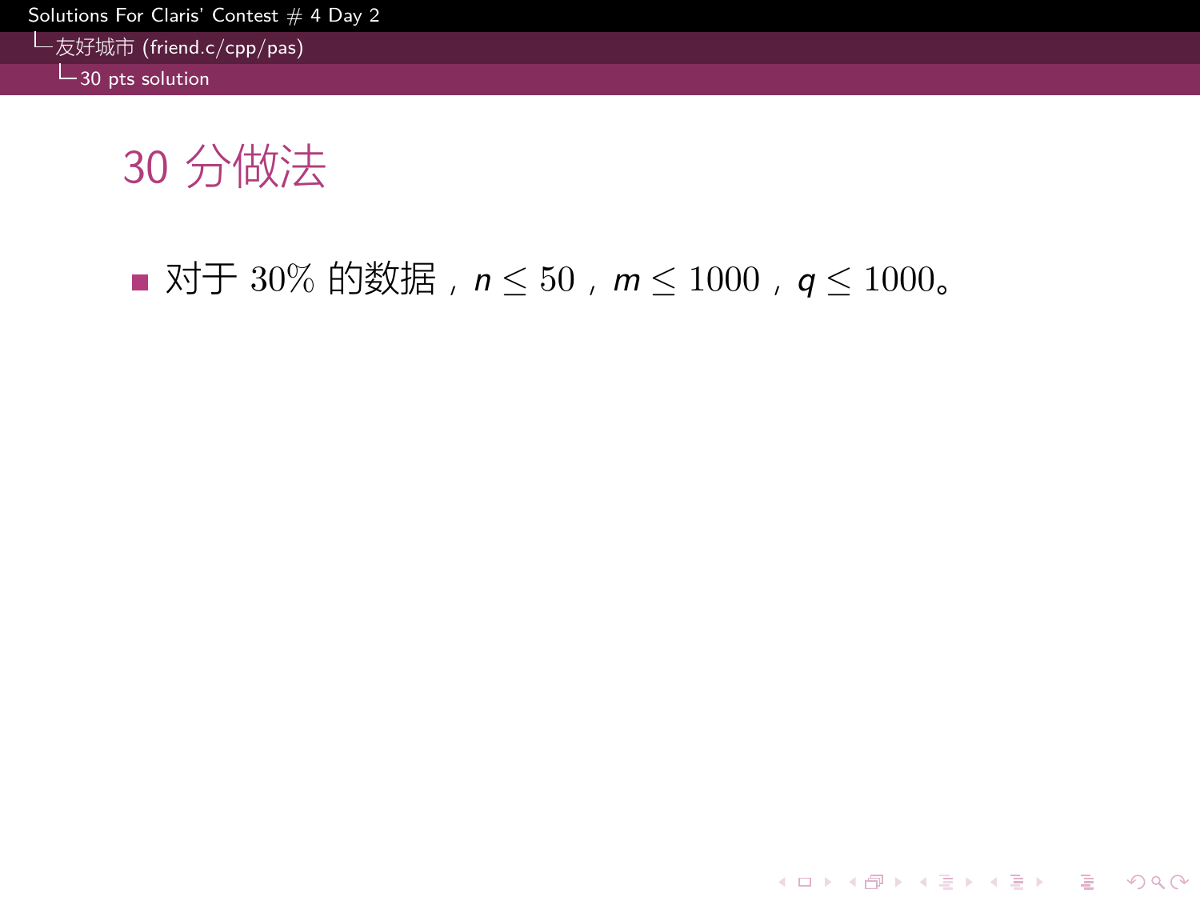# 30 分做法

- 对于 30% 的数据，$n \leq 50$，$m \leq 1000$，$q \leq 1000$。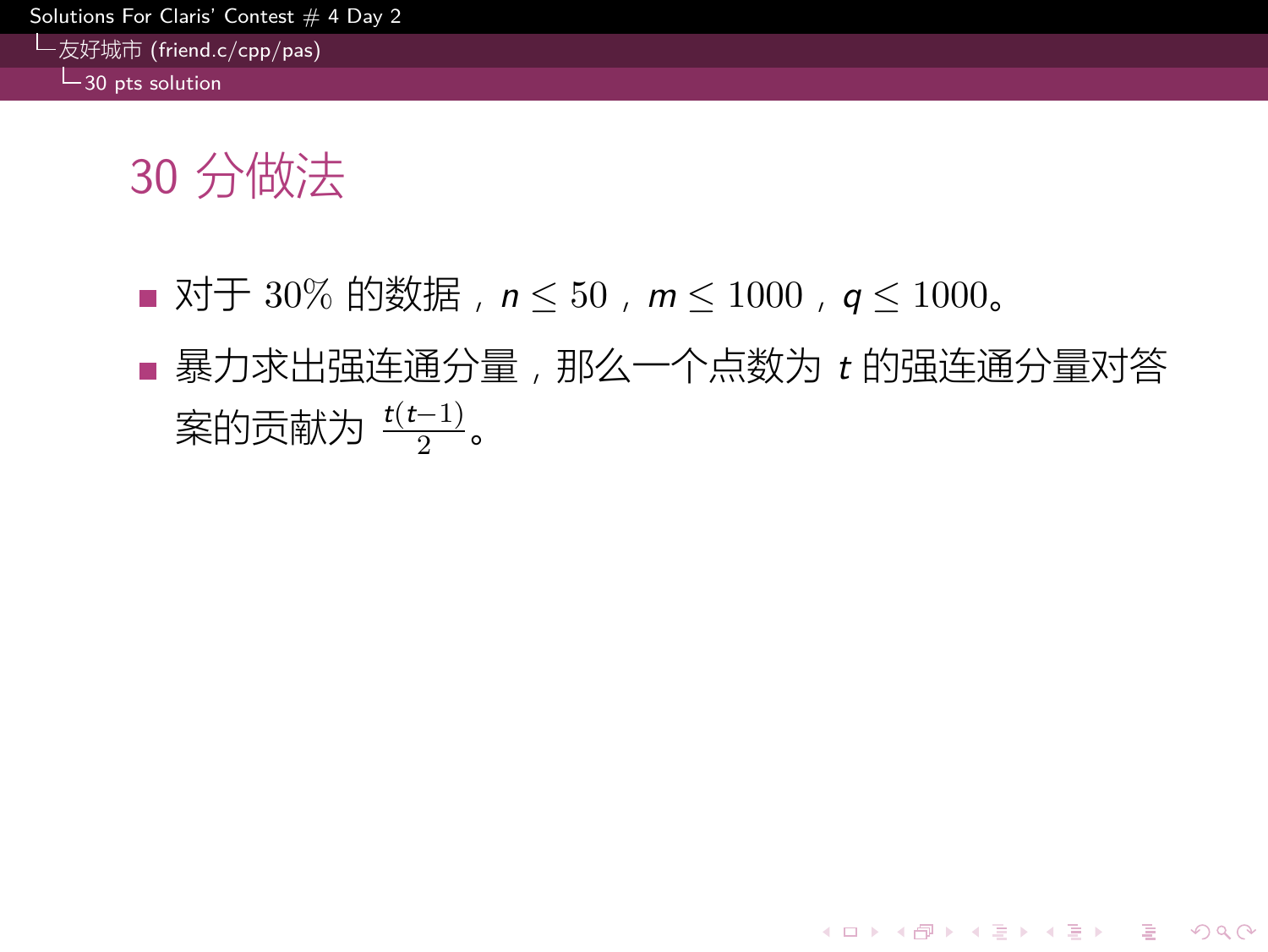# 30 分做法

- 对于 30% 的数据，$n \leq 50$，$m \leq 1000$，$q \leq 1000$。
- 暴力求出强连通分量，那么一个点数为 $t$ 的强连通分量对答案的贡献为 $\frac{t(t-1)}{2}$。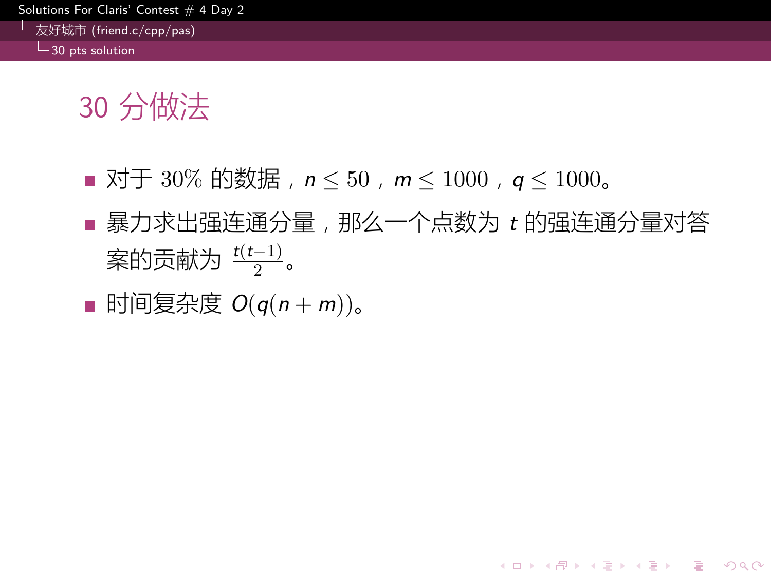# 30 分做法

- 对于 30% 的数据，$n \leq 50$，$m \leq 1000$，$q \leq 1000$。
- 暴力求出强连通分量，那么一个点数为 $t$ 的强连通分量对答案的贡献为 $\frac{t(t-1)}{2}$。
- 时间复杂度 $O(q(n+m))$。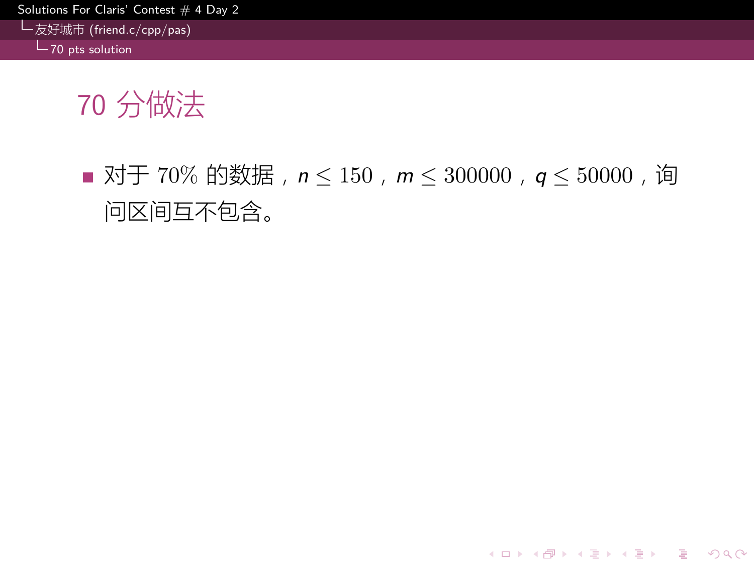# 70 分做法

- 对于 70% 的数据，$n \leq 150$，$m \leq 300000$，$q \leq 50000$，询问区间互不包含。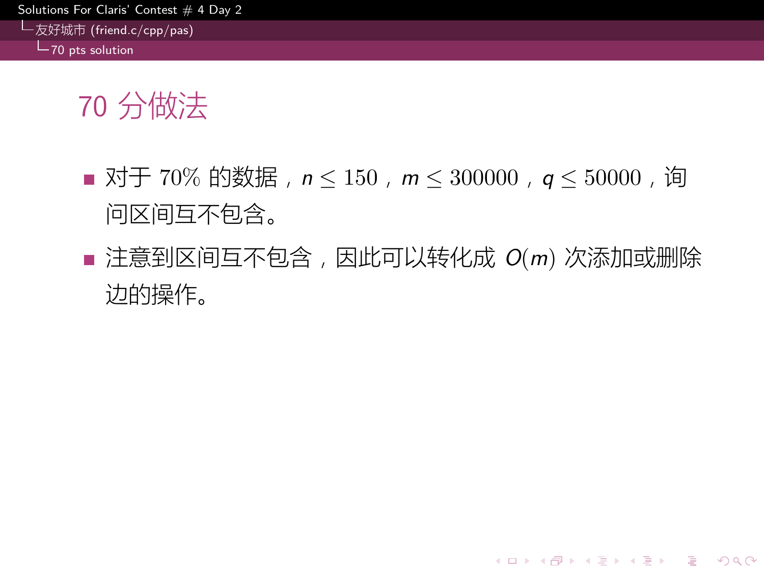# 70 分做法

- 对于 70% 的数据，$n \leq 150$，$m \leq 300000$，$q \leq 50000$，询问区间互不包含。
- 注意到区间互不包含，因此可以转化成 $O(m)$ 次添加或删除边的操作。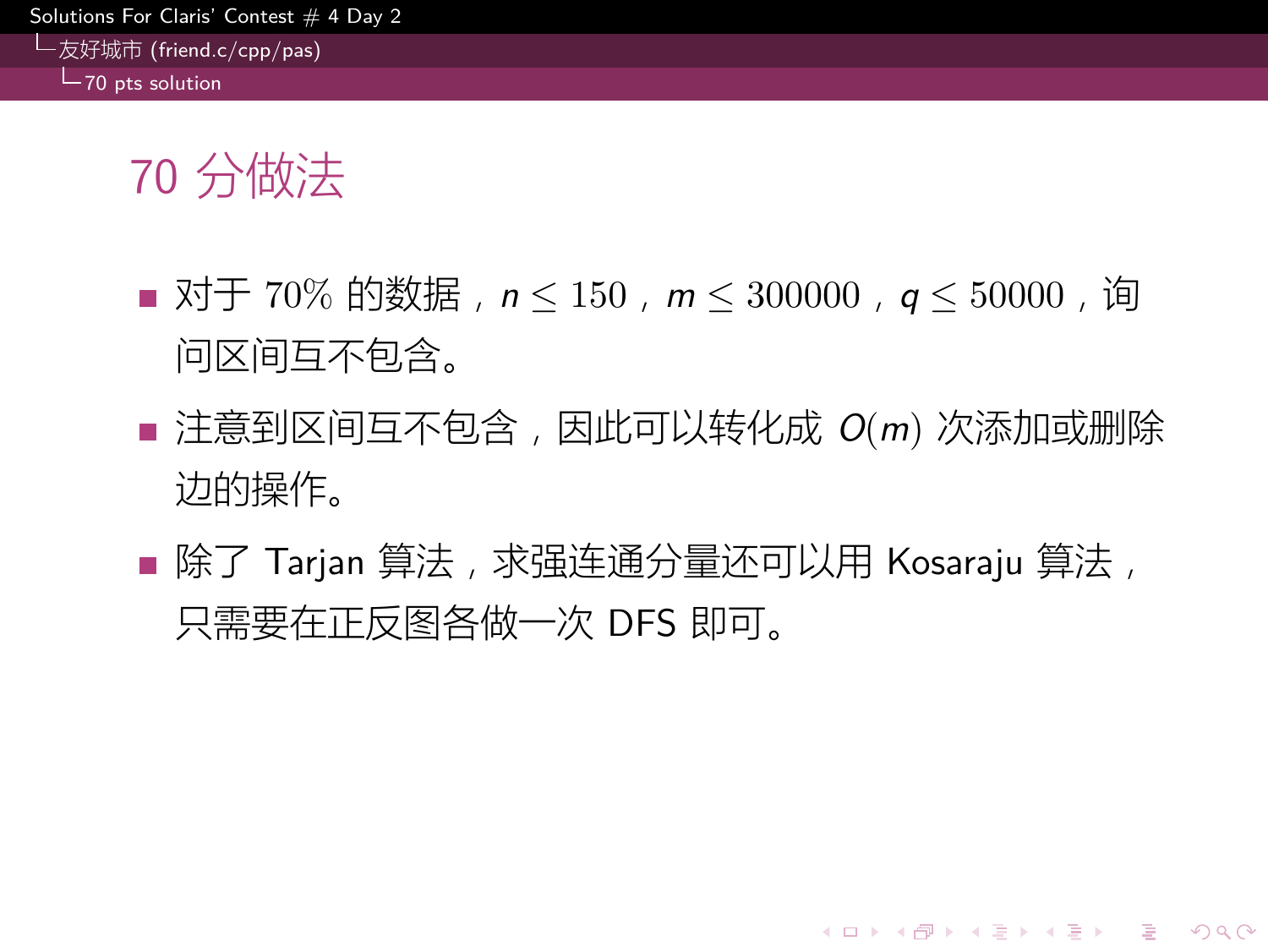# 70 分做法

- 对于 70% 的数据，$n \leq 150$，$m \leq 300000$，$q \leq 50000$，询问区间互不包含。
- 注意到区间互不包含，因此可以转化成 $O(m)$ 次添加或删除边的操作。
- 除了 Tarjan 算法，求强连通分量还可以用 Kosaraju 算法，只需要在正反图各做一次 DFS 即可。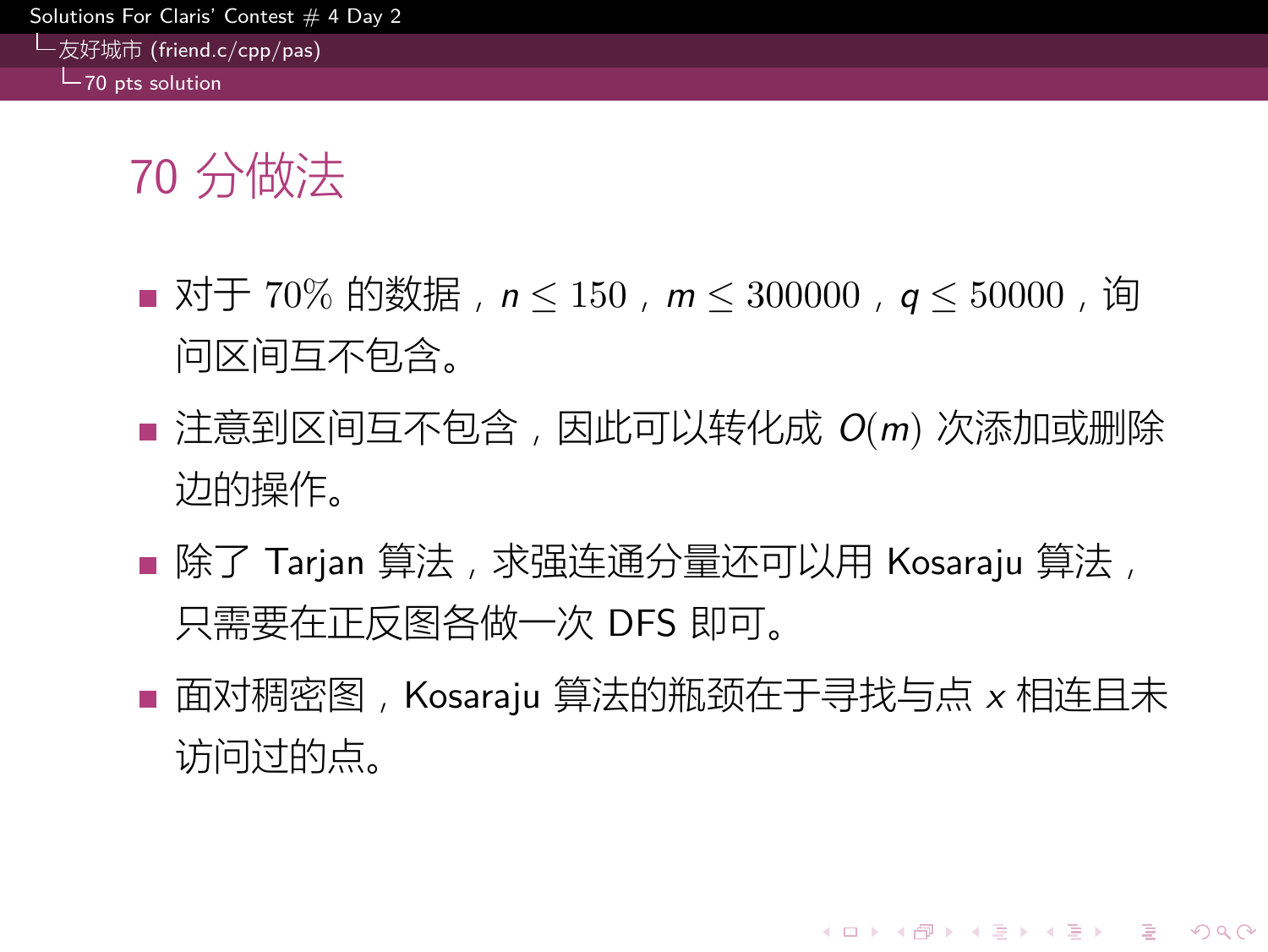# 70 分做法

- 对于 70% 的数据，$n \le 150$，$m \le 300000$，$q \le 50000$，询问区间互不包含。
- 注意到区间互不包含，因此可以转化成 $O(m)$ 次添加或删除边的操作。
- 除了 Tarjan 算法，求强连通分量还可以用 Kosaraju 算法，只需要在正反图各做一次 DFS 即可。
- 面对稠密图，Kosaraju 算法的瓶颈在于寻找与点 $x$ 相连且未访问过的点。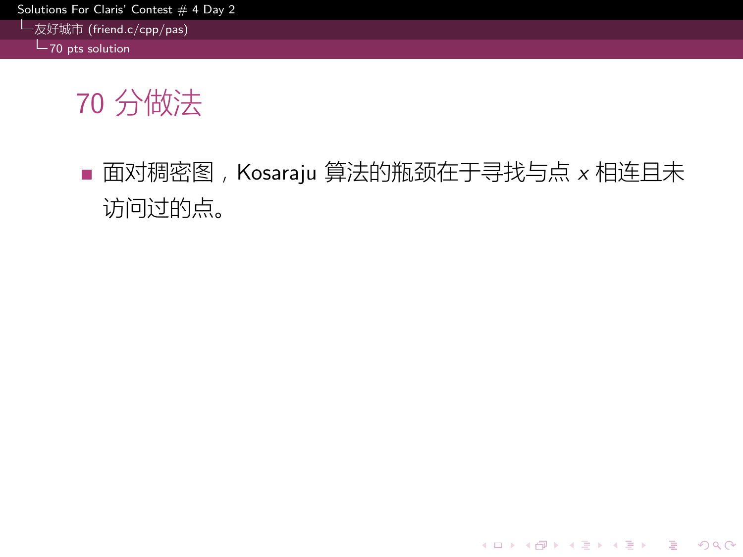# 70 分做法

- 面对稠密图，Kosaraju 算法的瓶颈在于寻找与点 $x$ 相连且未访问过的点。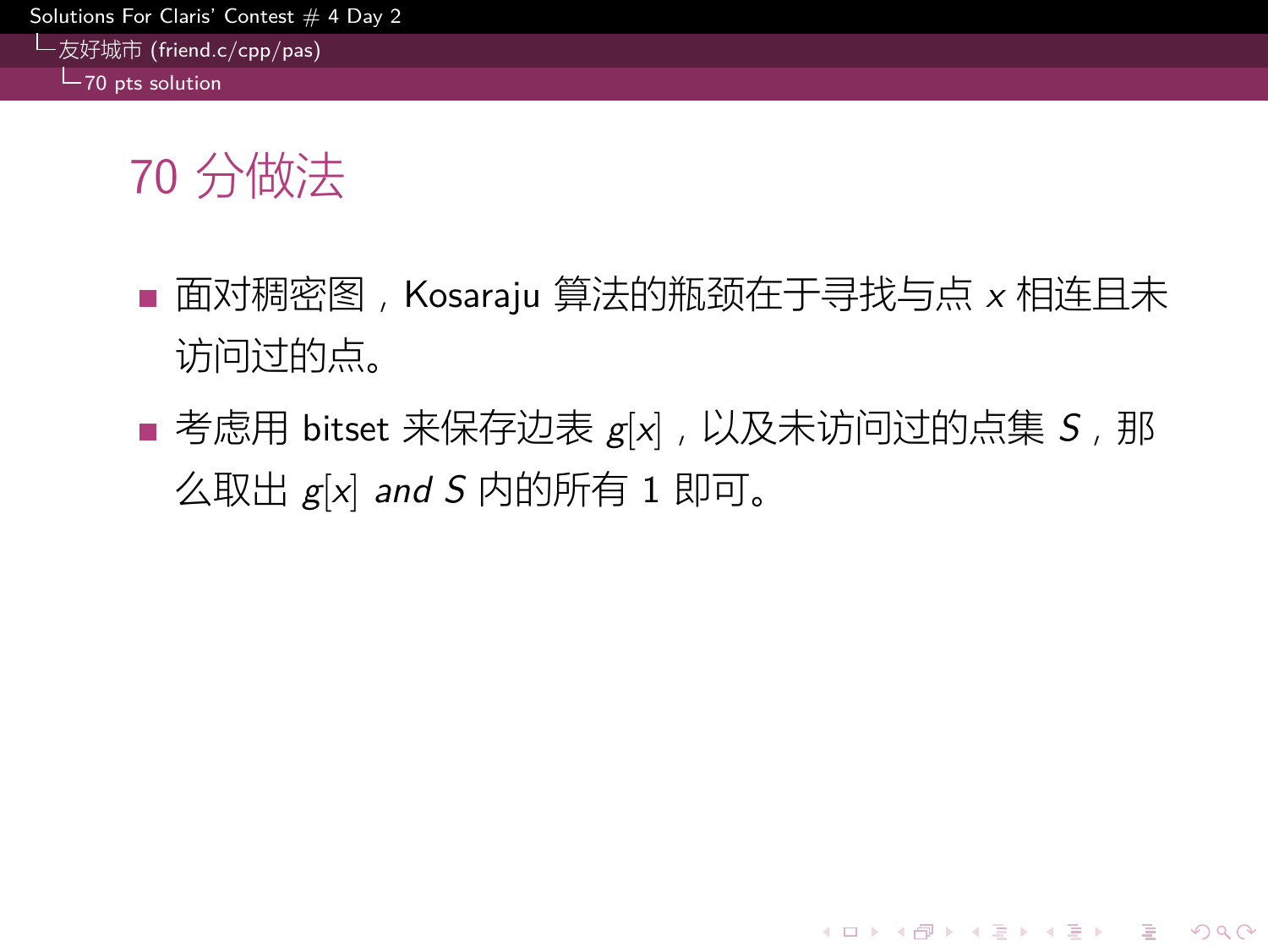# 70 分做法

- 面对稠密图，Kosaraju 算法的瓶颈在于寻找与点 $x$ 相连且未访问过的点。
- 考虑用 bitset 来保存边表 $g[x]$，以及未访问过的点集 $S$，那么取出 $g[x]$ *and* $S$ 内的所有 1 即可。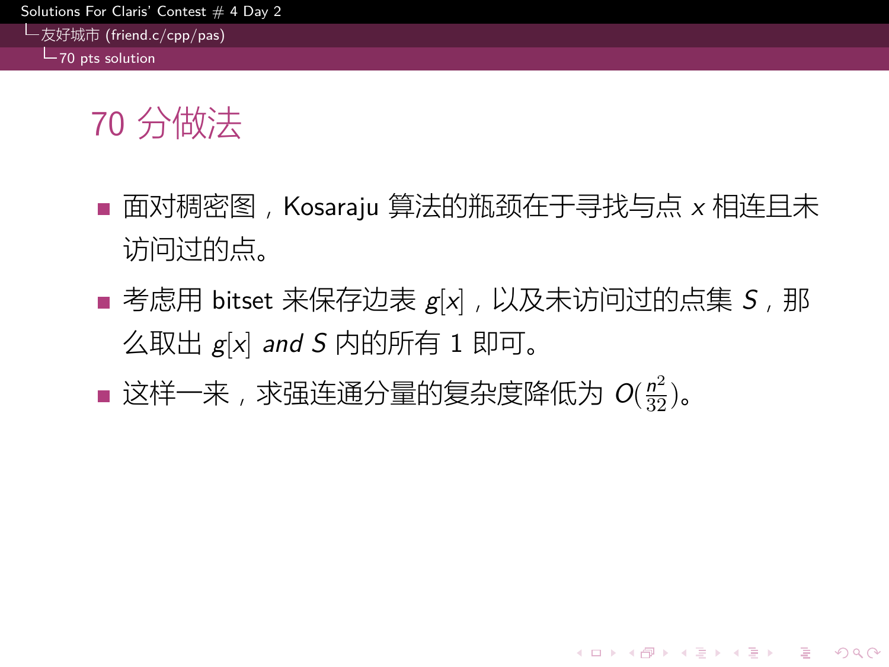# 70 分做法

- 面对稠密图，Kosaraju 算法的瓶颈在于寻找与点 $x$ 相连且未访问过的点。
- 考虑用 bitset 来保存边表 $g[x]$，以及未访问过的点集 $S$，那么取出 $g[x]$ *and* $S$ 内的所有 1 即可。
- 这样一来，求强连通分量的复杂度降低为 $O(\frac{n^2}{32})$。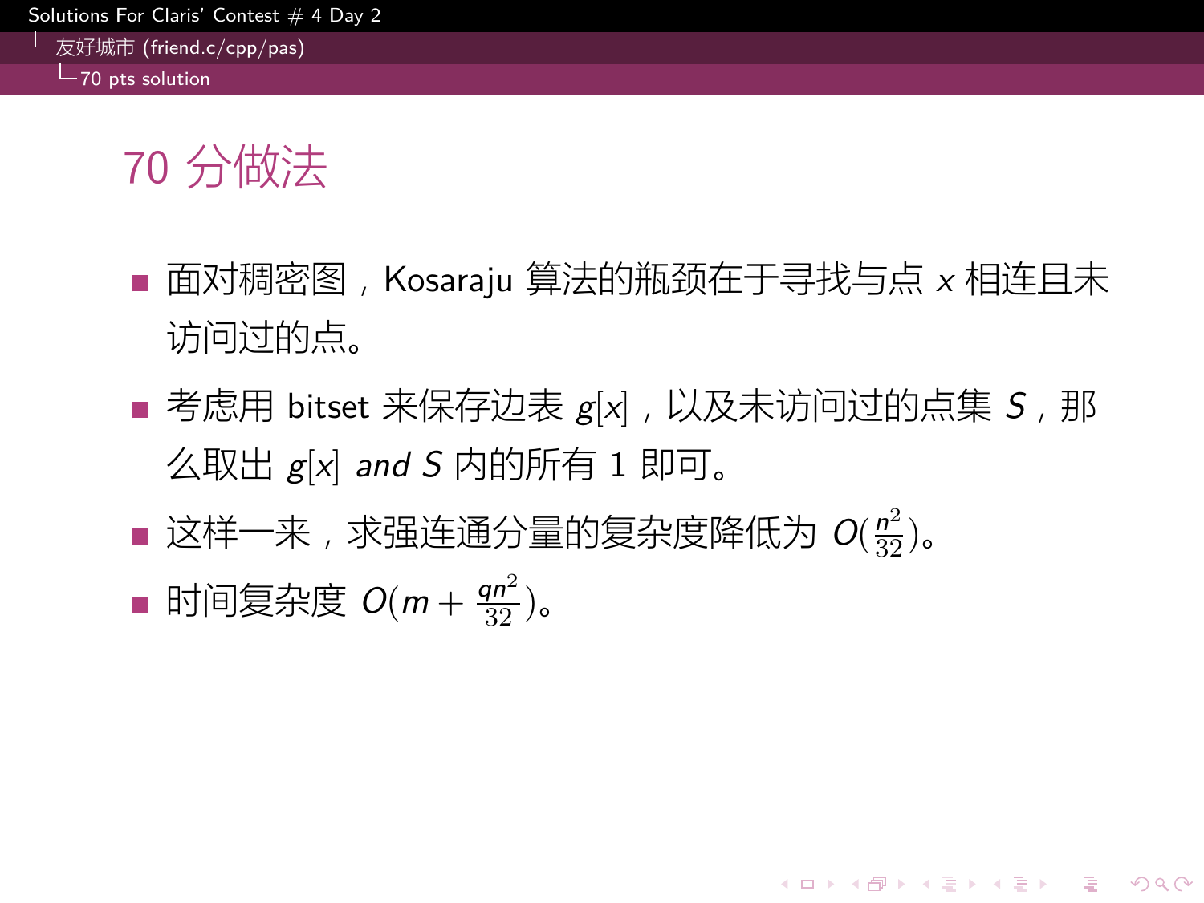# 70 分做法

- 面对稠密图，Kosaraju 算法的瓶颈在于寻找与点 $x$ 相连且未访问过的点。
- 考虑用 bitset 来保存边表 $g[x]$，以及未访问过的点集 $S$，那么取出 $g[x]$ *and* $S$ 内的所有 1 即可。
- 这样一来，求强连通分量的复杂度降低为 $O(\frac{n^2}{32})$。
- 时间复杂度 $O(m + \frac{qn^2}{32})$。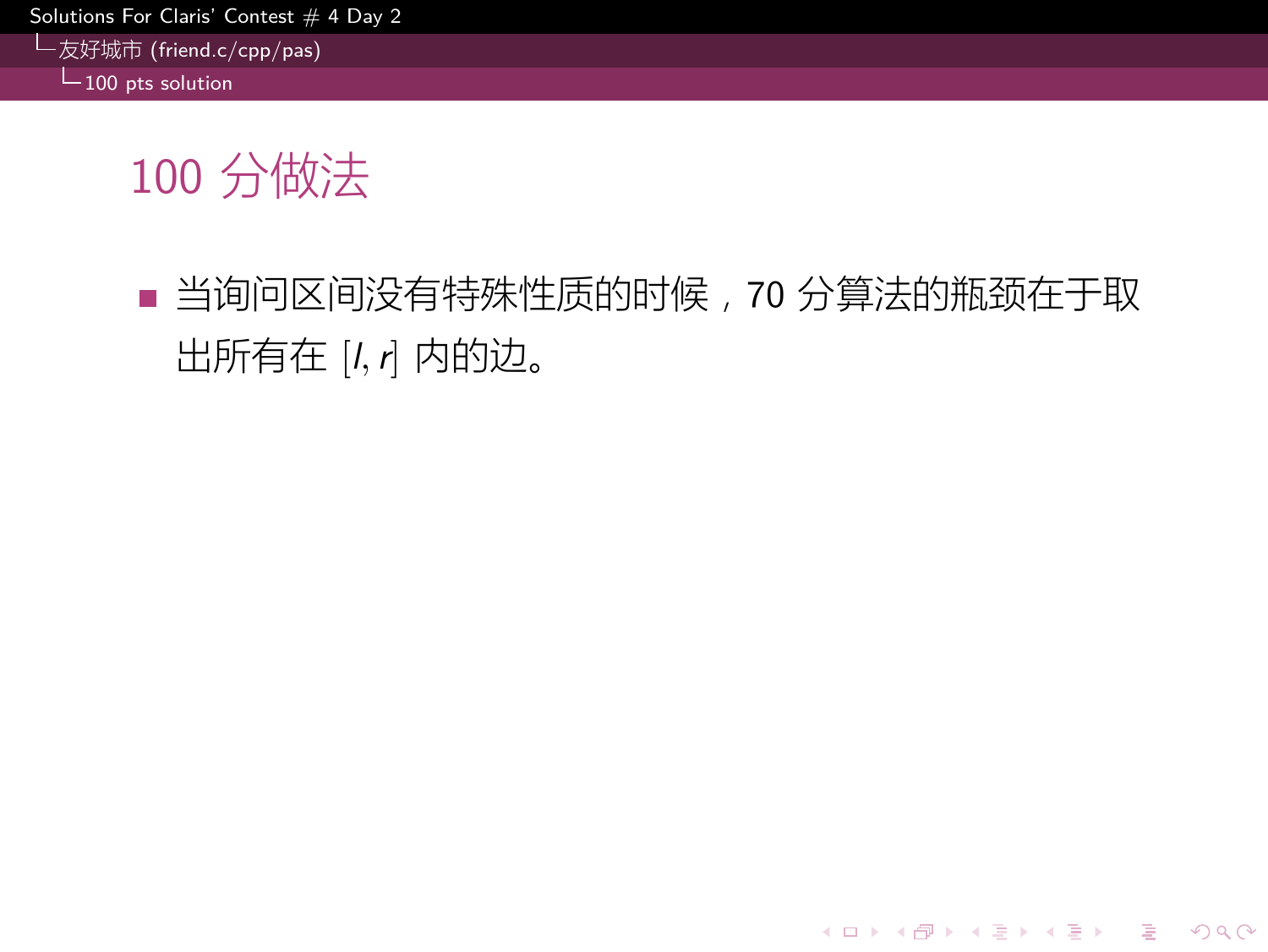# 100 分做法

- 当询问区间没有特殊性质的时候，70 分算法的瓶颈在于取出所有在 $[l, r]$ 内的边。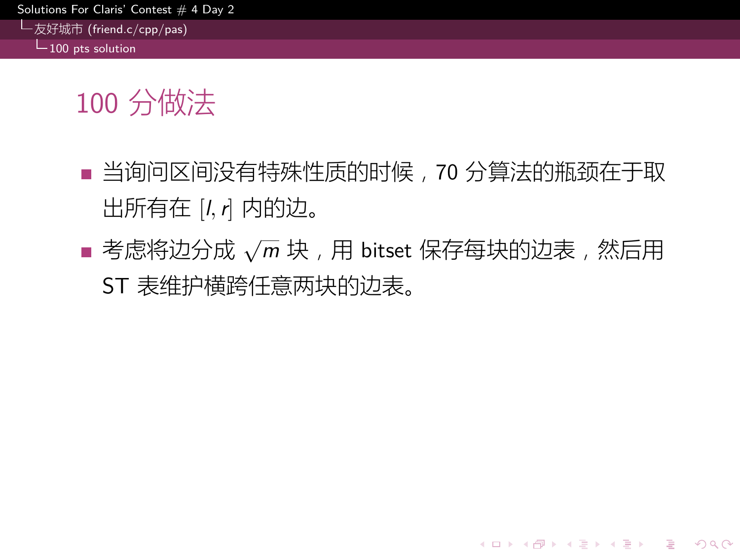# 100 分做法

- 当询问区间没有特殊性质的时候，70 分算法的瓶颈在于取出所有在 $[l, r]$ 内的边。
- 考虑将边分成 $\sqrt{m}$ 块，用 bitset 保存每块的边表，然后用 ST 表维护横跨任意两块的边表。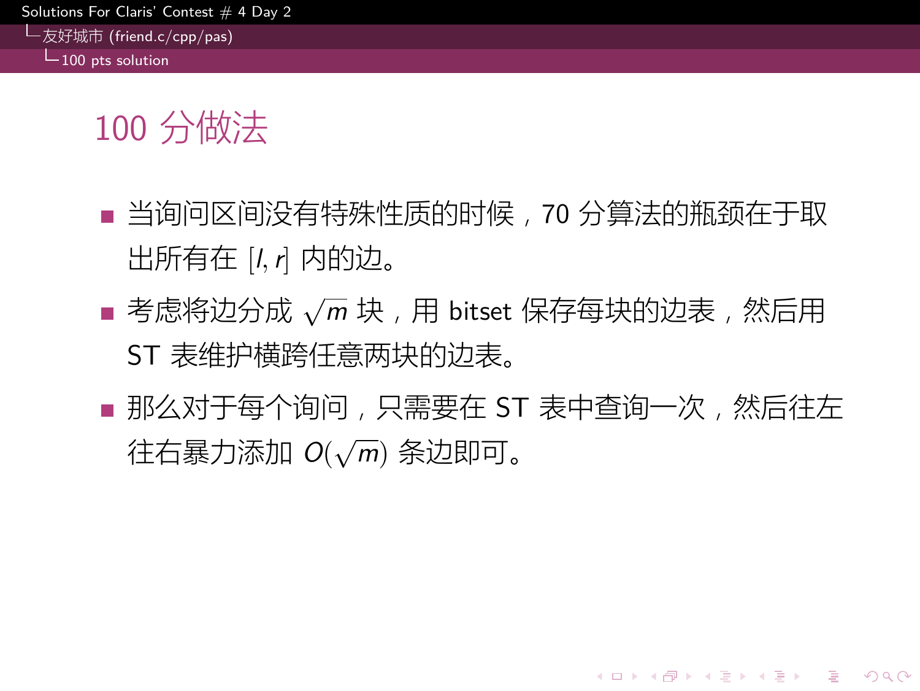# 100 分做法

- 当询问区间没有特殊性质的时候，70 分算法的瓶颈在于取出所有在 $[l, r]$ 内的边。
- 考虑将边分成 $\sqrt{m}$ 块，用 bitset 保存每块的边表，然后用 ST 表维护横跨任意两块的边表。
- 那么对于每个询问，只需要在 ST 表中查询一次，然后往左往右暴力添加 $O(\sqrt{m})$ 条边即可。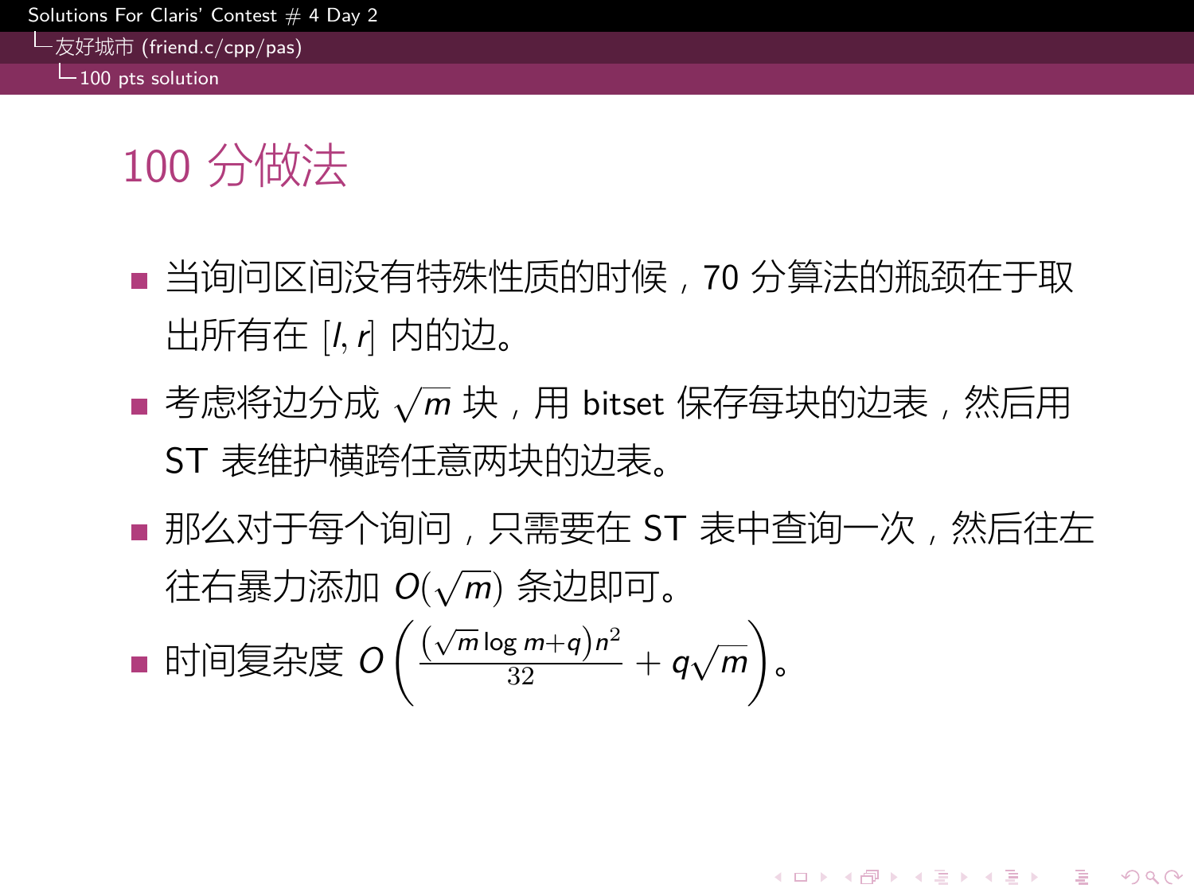# 100 分做法

- 当询问区间没有特殊性质的时候，70 分算法的瓶颈在于取出所有在 $[l, r]$ 内的边。
- 考虑将边分成 $\sqrt{m}$ 块，用 bitset 保存每块的边表，然后用 ST 表维护横跨任意两块的边表。
- 那么对于每个询问，只需要在 ST 表中查询一次，然后往左往右暴力添加 $O(\sqrt{m})$ 条边即可。
- 时间复杂度 $O\left(\frac{(\sqrt{m}\log m+q)n^2}{32}+q\sqrt{m}\right)$。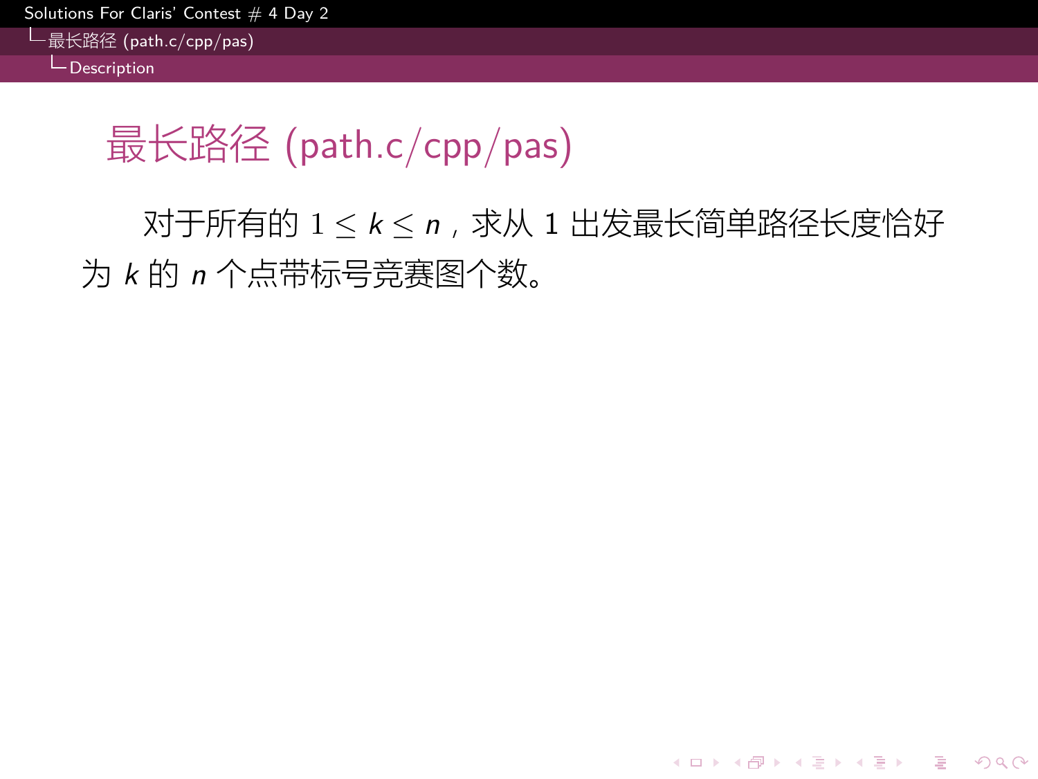# 最长路径 (path.c/cpp/pas)

对于所有的 $1 \le k \le n$，求从 1 出发最长简单路径长度恰好为 $k$ 的 $n$ 个点带标号竞赛图个数。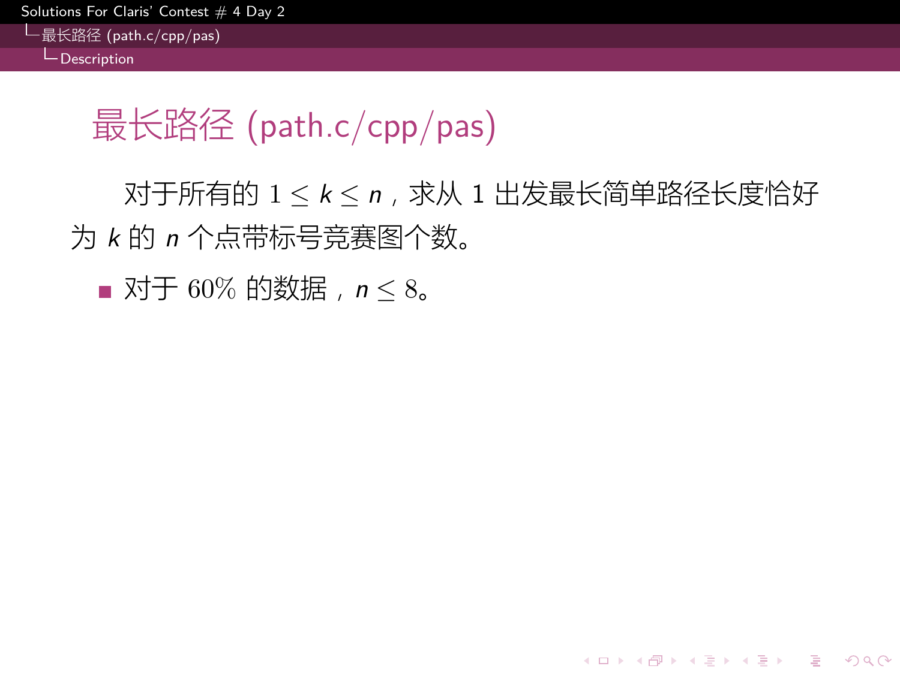# 最长路径 (path.c/cpp/pas)

对于所有的 $1 \leq k \leq n$，求从 1 出发最长简单路径长度恰好为 $k$ 的 $n$ 个点带标号竞赛图个数。

- 对于 60% 的数据，$n \leq 8$。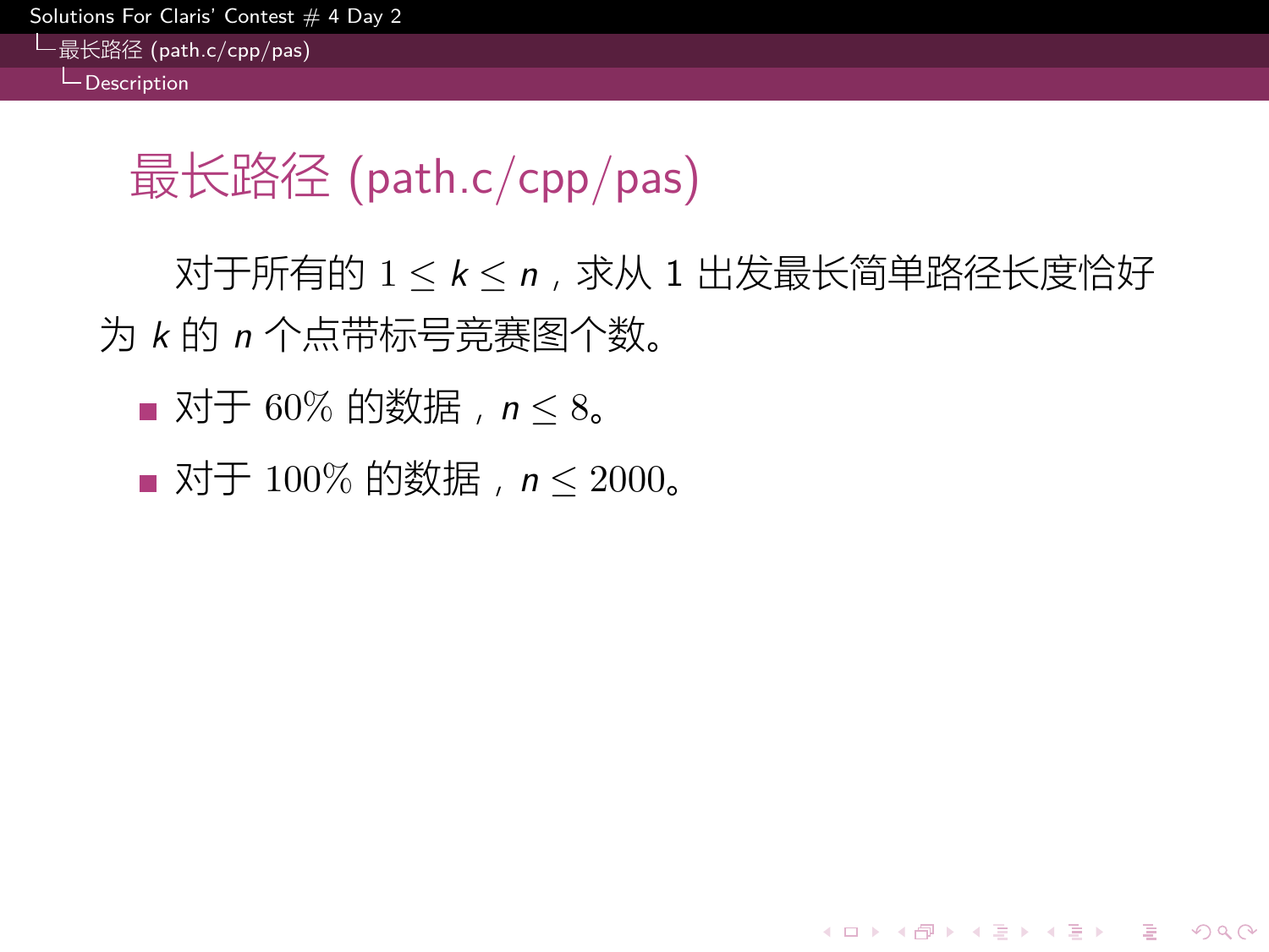# 最长路径 (path.c/cpp/pas)

对于所有的 $1 \leq k \leq n$，求从 1 出发最长简单路径长度恰好为 $k$ 的 $n$ 个点带标号竞赛图个数。

- 对于 60% 的数据，$n \leq 8$。
- 对于 100% 的数据，$n \leq 2000$。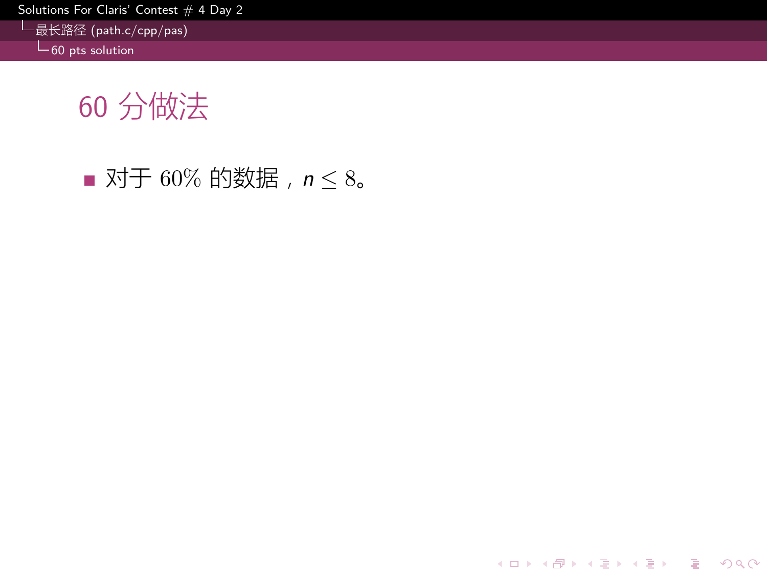# 60 分做法

- 对于 60% 的数据，$n \leq 8$。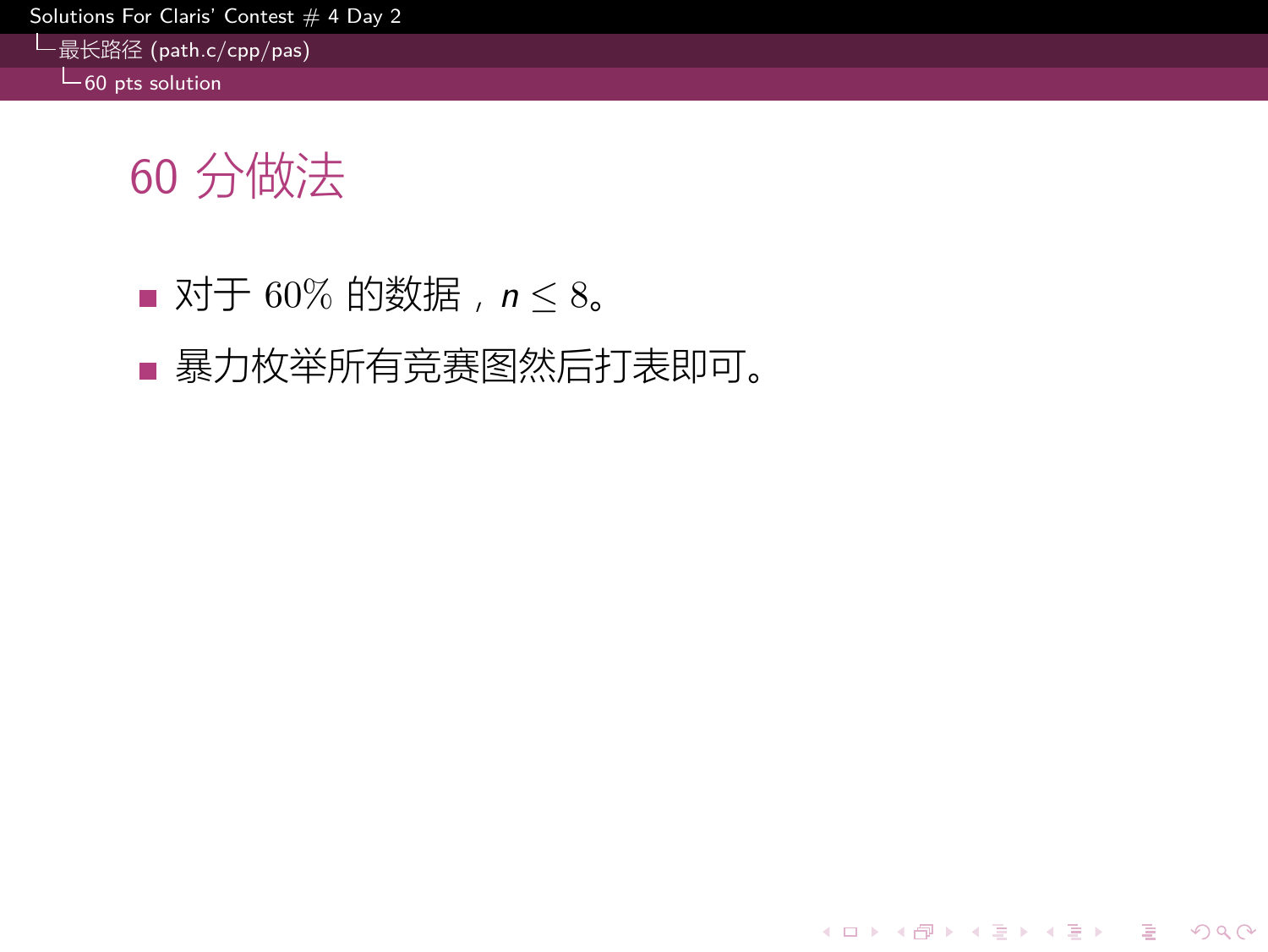# 60 分做法

- 对于 60% 的数据，$n \leq 8$。
- 暴力枚举所有竞赛图然后打表即可。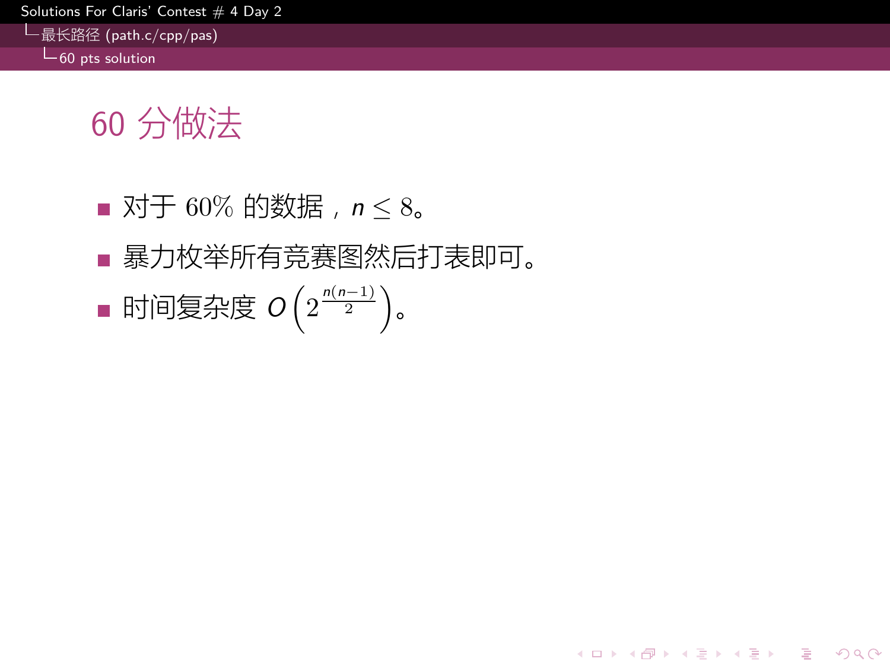# 60 分做法

- 对于 60% 的数据，$n \le 8$。
- 暴力枚举所有竞赛图然后打表即可。
- 时间复杂度 $O\left(2^{\frac{n(n-1)}{2}}\right)$。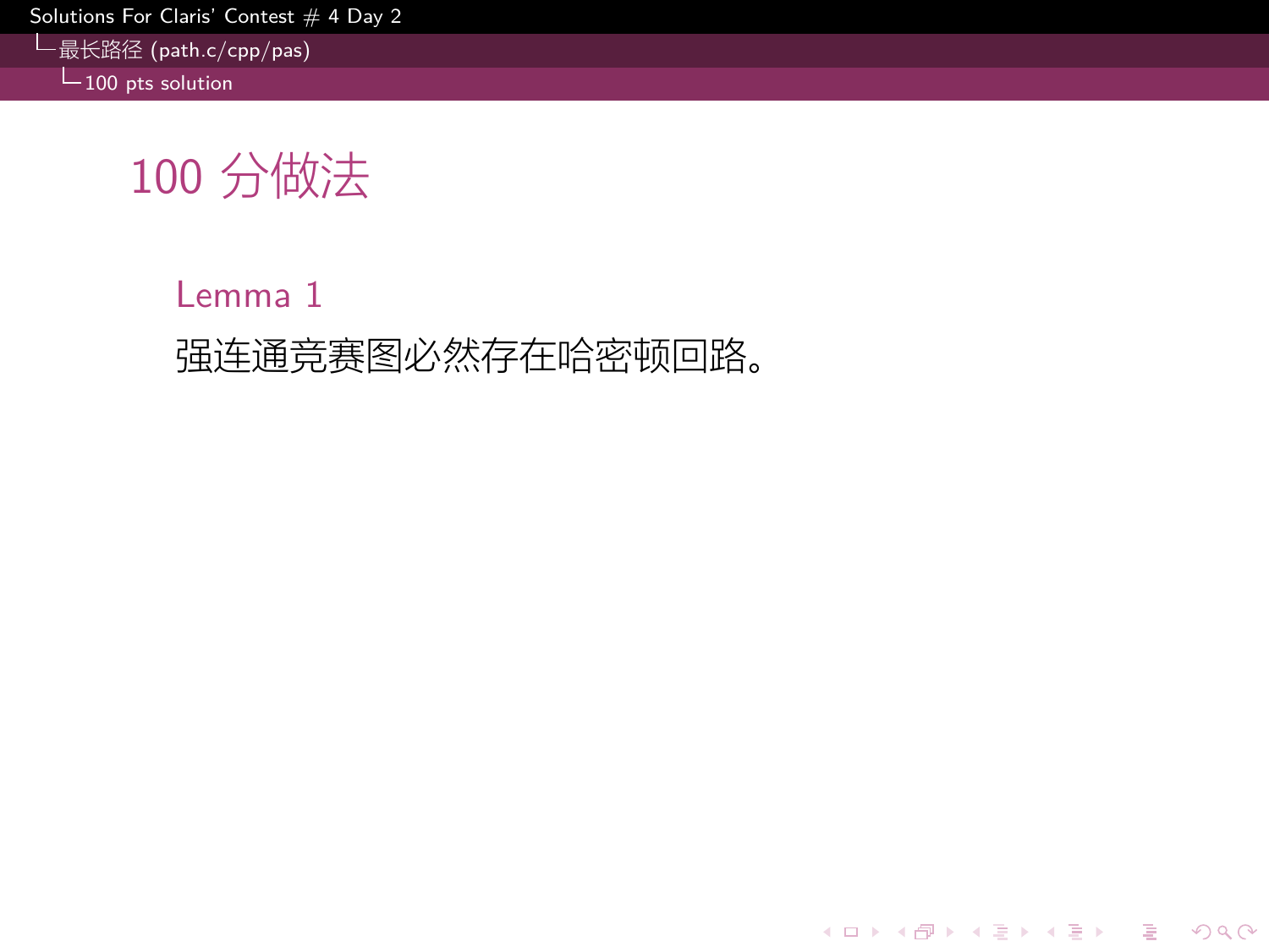# 100 分做法

**Lemma 1**

强连通竞赛图必然存在哈密顿回路。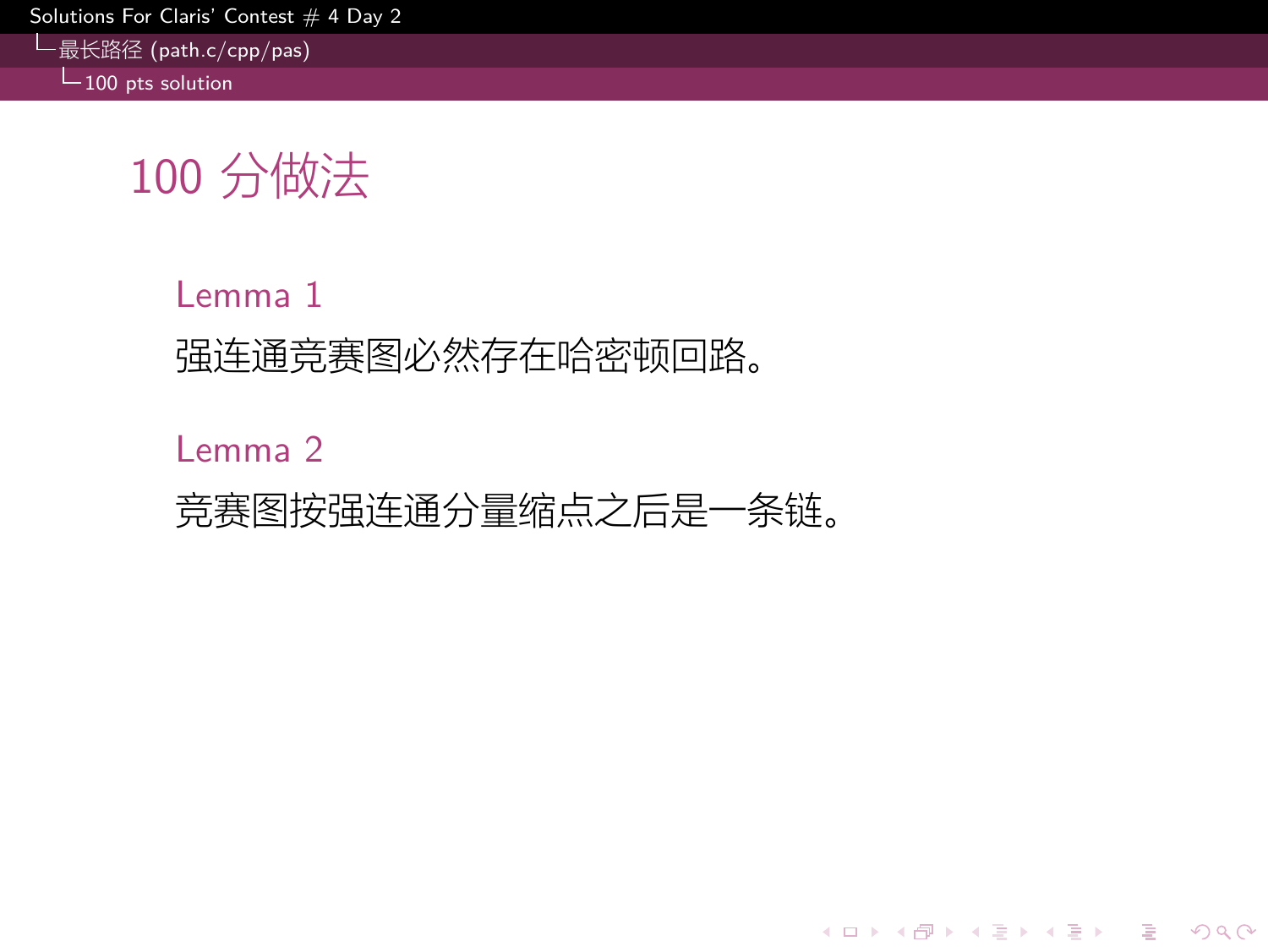# 100 分做法

**Lemma 1**

强连通竞赛图必然存在哈密顿回路。

**Lemma 2**

竞赛图按强连通分量缩点之后是一条链。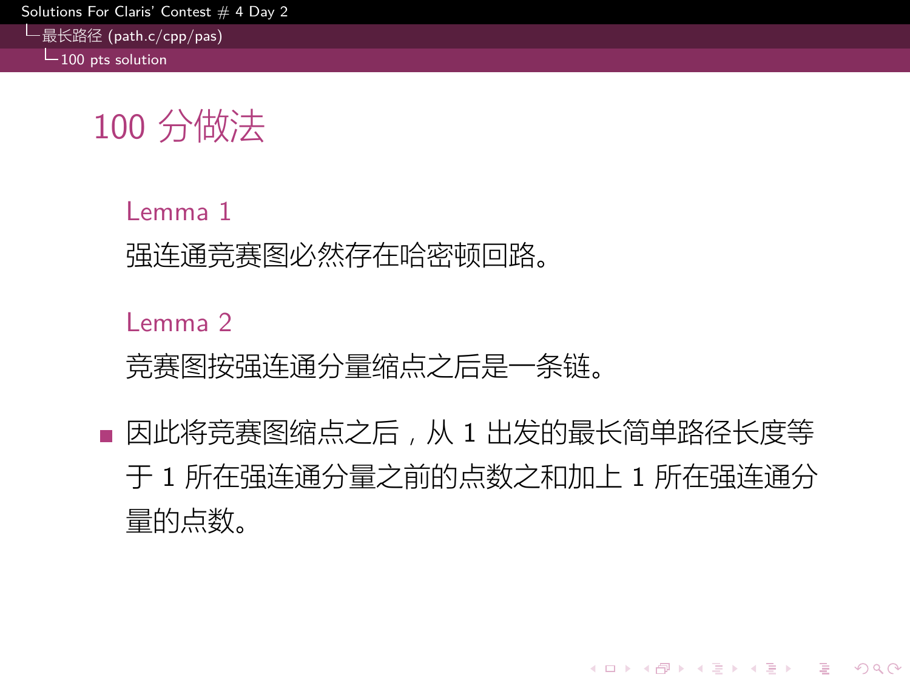# 100 分做法

**Lemma 1**

强连通竞赛图必然存在哈密顿回路。

**Lemma 2**

竞赛图按强连通分量缩点之后是一条链。

- 因此将竞赛图缩点之后，从 1 出发的最长简单路径长度等于 1 所在强连通分量之前的点数之和加上 1 所在强连通分量的点数。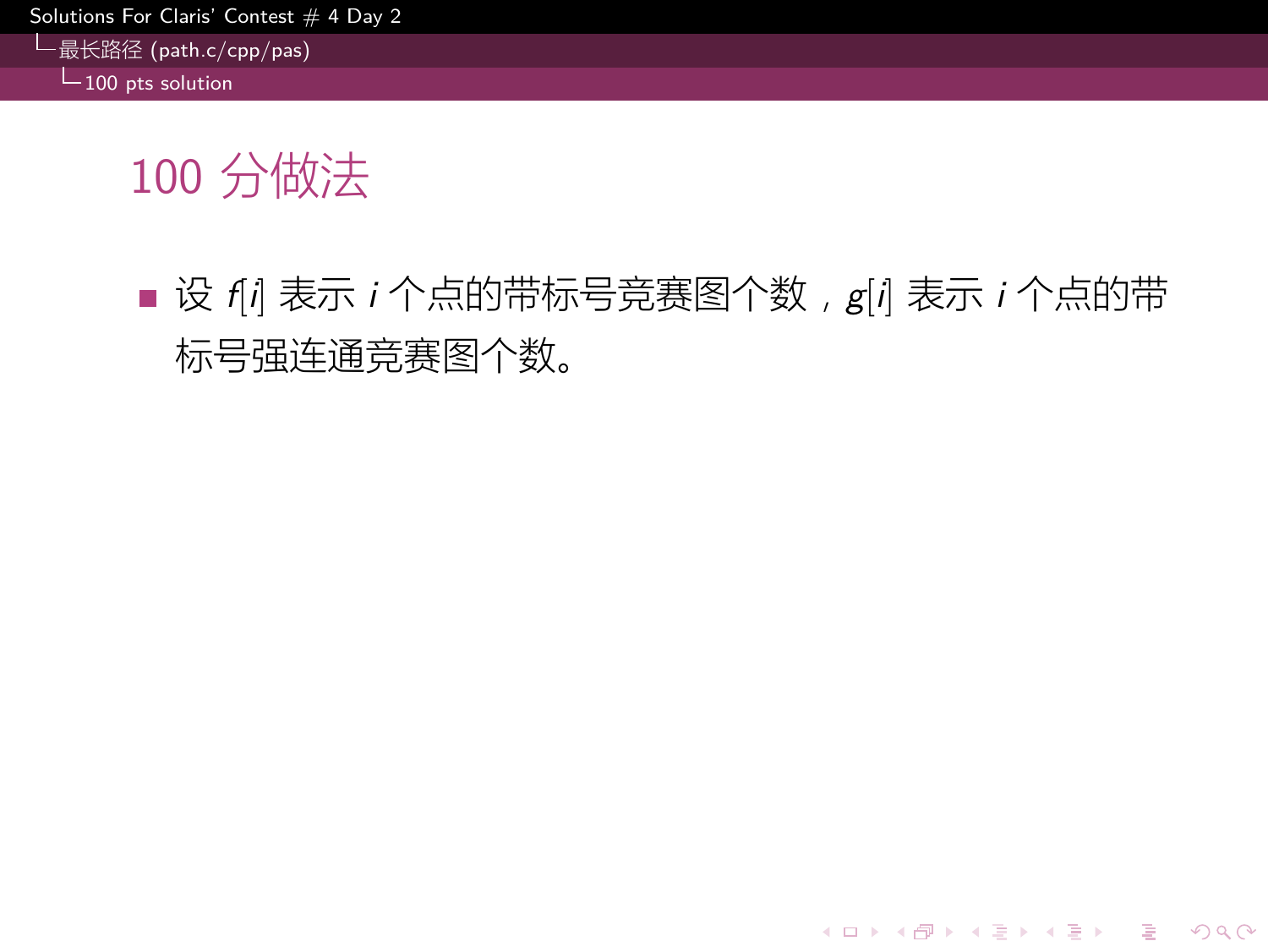# 100 分做法

- 设 $f[i]$ 表示 $i$ 个点的带标号竞赛图个数，$g[i]$ 表示 $i$ 个点的带标号强连通竞赛图个数。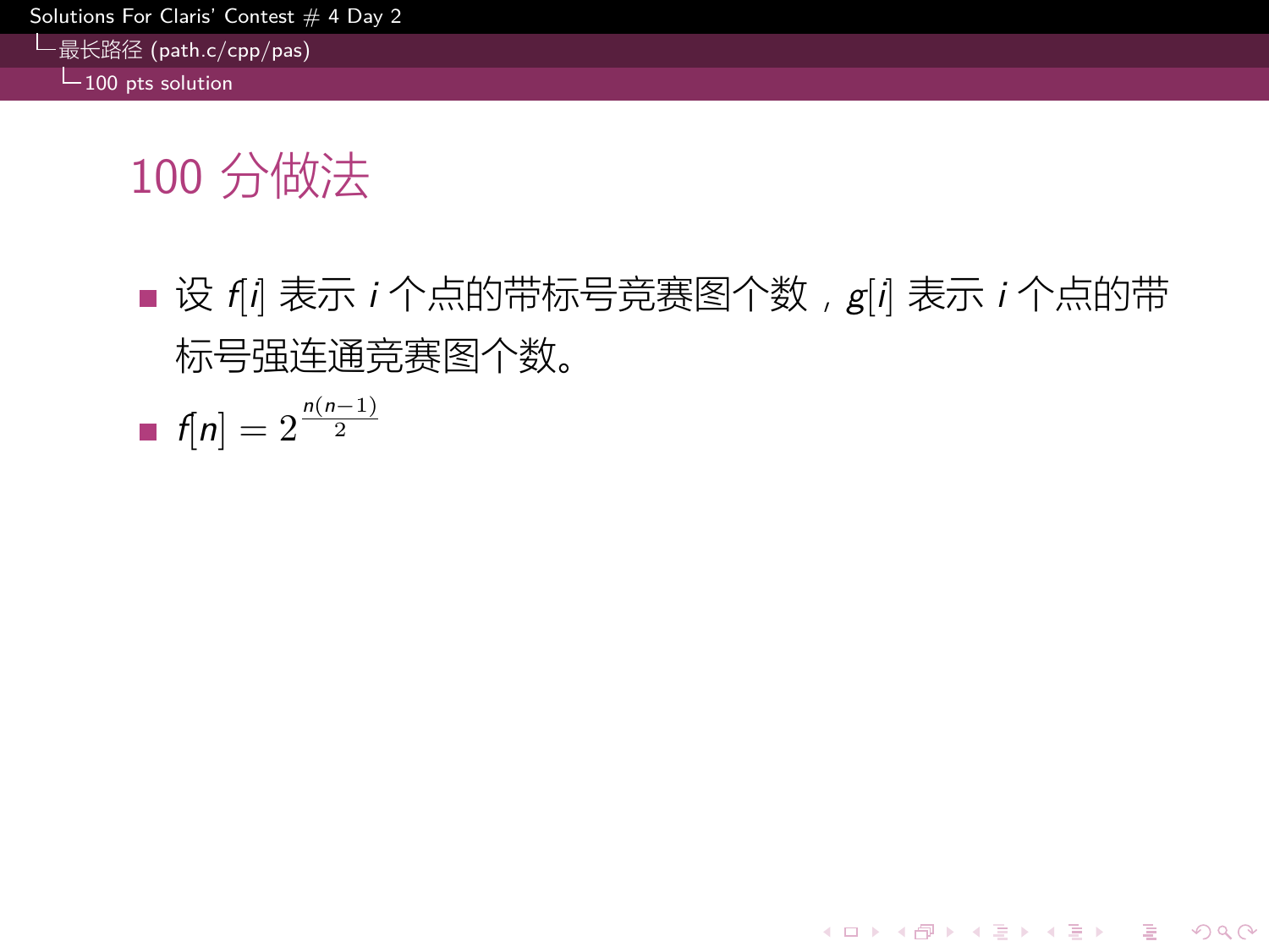# 100 分做法

- 设 $f[i]$ 表示 $i$ 个点的带标号竞赛图个数，$g[i]$ 表示 $i$ 个点的带标号强连通竞赛图个数。
- $f[n] = 2^{\frac{n(n-1)}{2}}$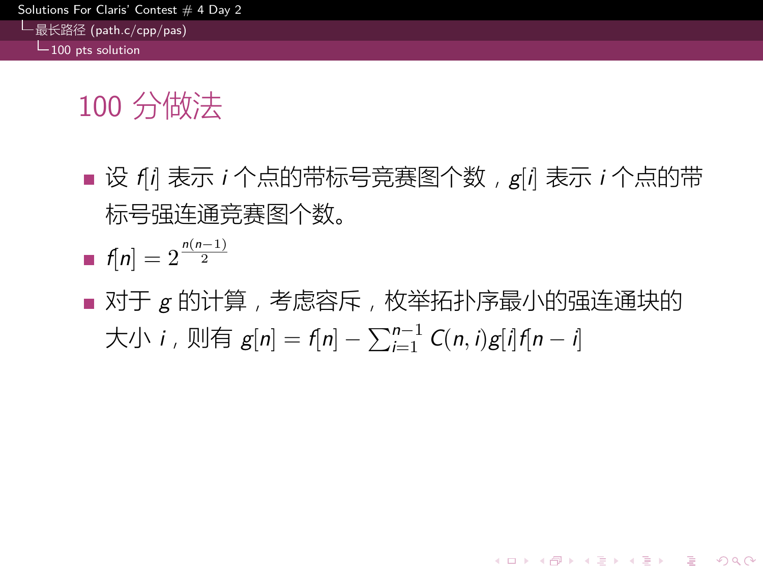# 100 分做法

- 设 $f[i]$ 表示 $i$ 个点的带标号竞赛图个数，$g[i]$ 表示 $i$ 个点的带标号强连通竞赛图个数。
- $f[n] = 2^{\frac{n(n-1)}{2}}$
- 对于 $g$ 的计算，考虑容斥，枚举拓扑序最小的强连通块的大小 $i$，则有 $g[n] = f[n] - \sum_{i=1}^{n-1} C(n,i)g[i]f[n-i]$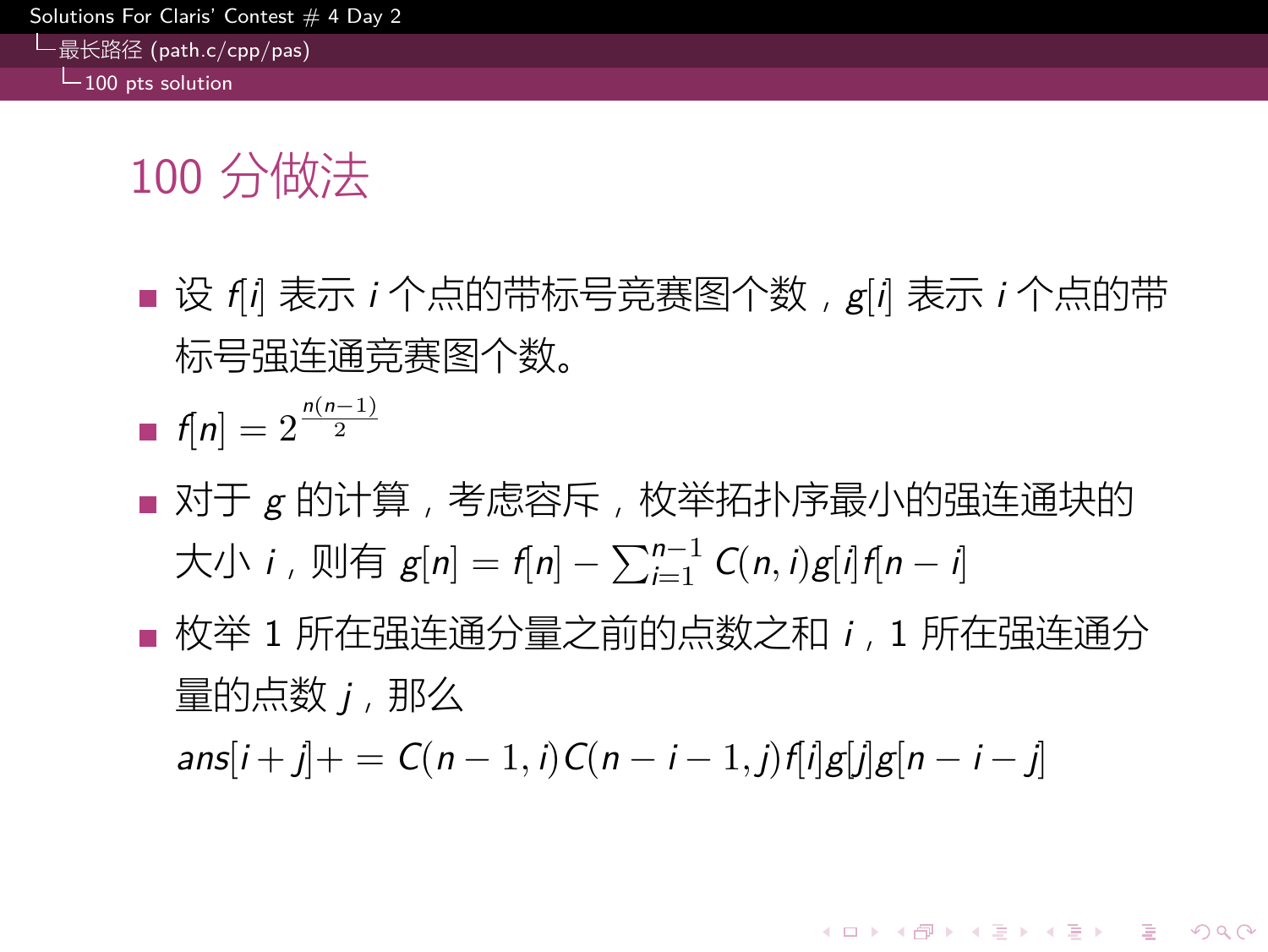# 100 分做法

- 设 $f[i]$ 表示 $i$ 个点的带标号竞赛图个数，$g[i]$ 表示 $i$ 个点的带标号强连通竞赛图个数。
- $f[n] = 2^{\frac{n(n-1)}{2}}$
- 对于 $g$ 的计算，考虑容斥，枚举拓扑序最小的强连通块的大小 $i$，则有 $g[n] = f[n] - \sum_{i=1}^{n-1} C(n,i)g[i]f[n-i]$
- 枚举 1 所在强连通分量之前的点数之和 $i$，1 所在强连通分量的点数 $j$，那么 $ans[i+j] += C(n-1,i)C(n-i-1,j)f[i]g[j]g[n-i-j]$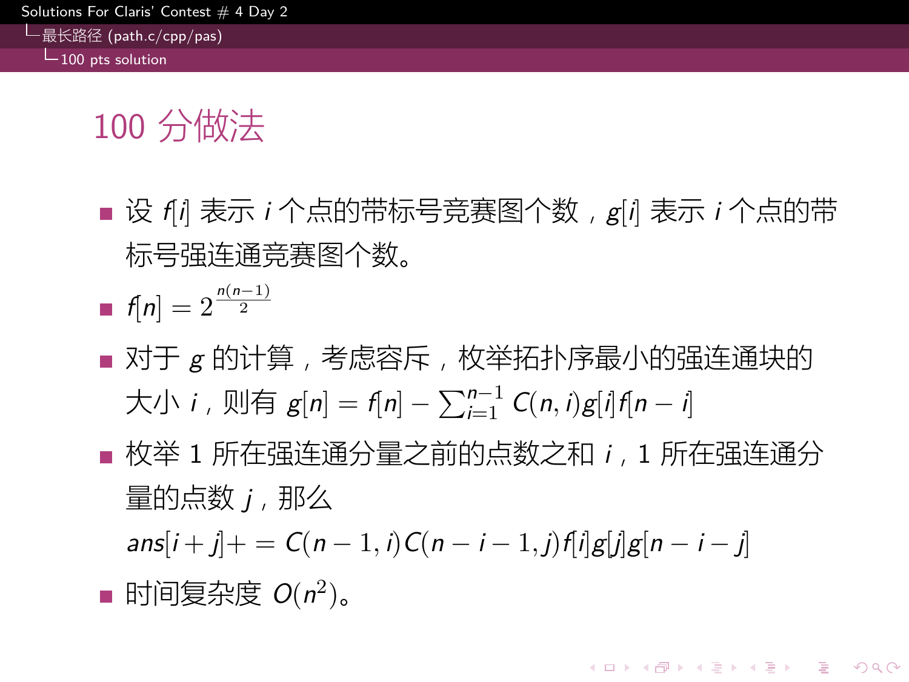# 100 分做法

- 设 $f[i]$ 表示 $i$ 个点的带标号竞赛图个数，$g[i]$ 表示 $i$ 个点的带标号强连通竞赛图个数。
- $f[n] = 2^{\frac{n(n-1)}{2}}$
- 对于 $g$ 的计算，考虑容斥，枚举拓扑序最小的强连通块的大小 $i$，则有 $g[n] = f[n] - \sum_{i=1}^{n-1} C(n,i)g[i]f[n-i]$
- 枚举 1 所在强连通分量之前的点数之和 $i$，1 所在强连通分量的点数 $j$，那么 $ans[i+j] += C(n-1,i)C(n-i-1,j)f[i]g[j]g[n-i-j]$
- 时间复杂度 $O(n^2)$。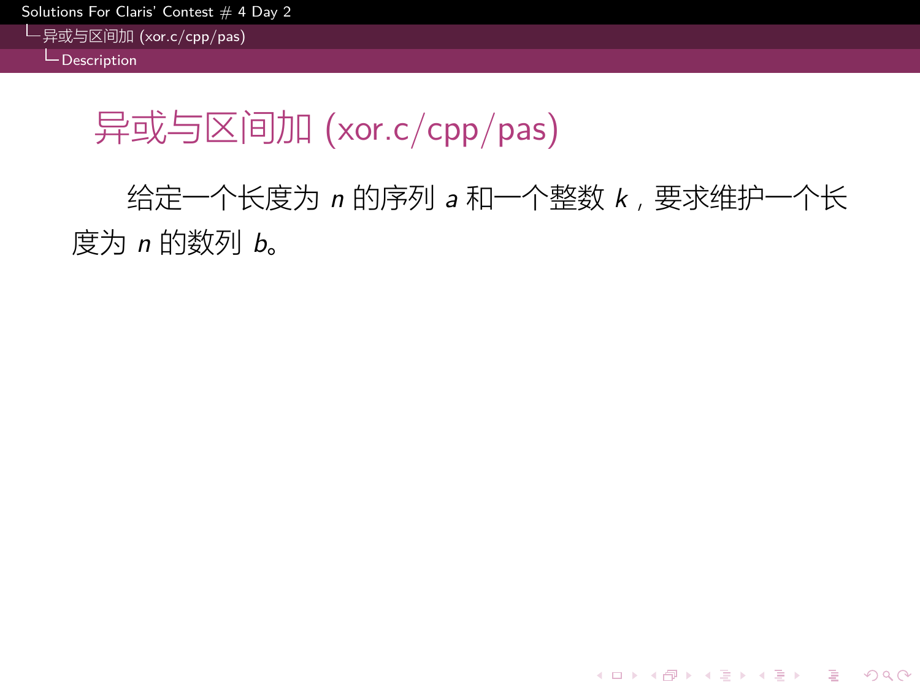# 异或与区间加 (xor.c/cpp/pas)

给定一个长度为 $n$ 的序列 $a$ 和一个整数 $k$，要求维护一个长度为 $n$ 的数列 $b$。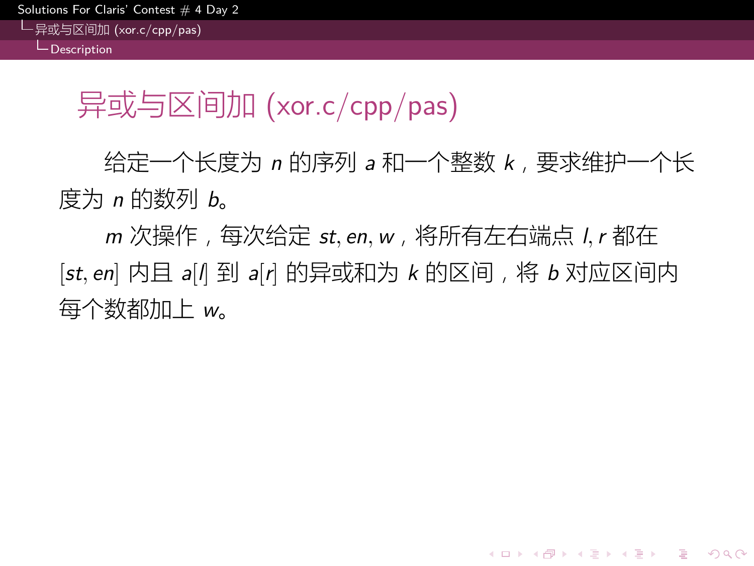# 异或与区间加 (xor.c/cpp/pas)

给定一个长度为 $n$ 的序列 $a$ 和一个整数 $k$，要求维护一个长度为 $n$ 的数列 $b$。

$m$ 次操作，每次给定 $st, en, w$，将所有左右端点 $l, r$ 都在 $[st, en]$ 内且 $a[l]$ 到 $a[r]$ 的异或和为 $k$ 的区间，将 $b$ 对应区间内每个数都加上 $w$。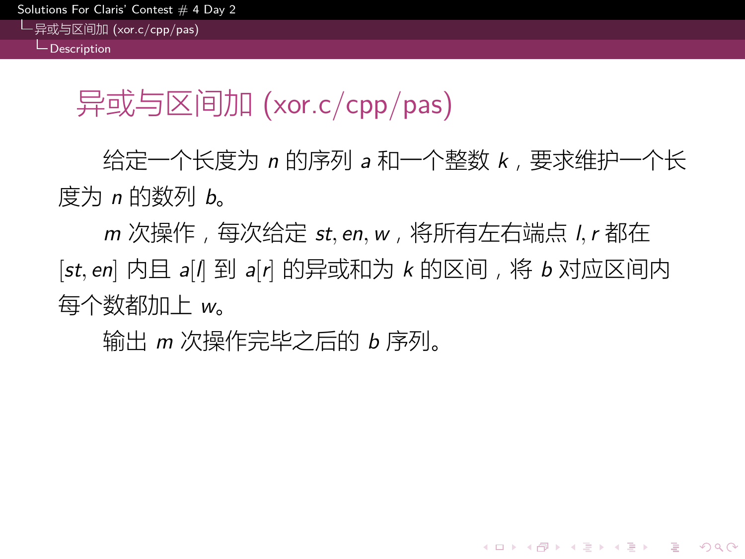# 异或与区间加 (xor.c/cpp/pas)

给定一个长度为 $n$ 的序列 $a$ 和一个整数 $k$，要求维护一个长度为 $n$ 的数列 $b$。

$m$ 次操作，每次给定 $st, en, w$，将所有左右端点 $l, r$ 都在 $[st, en]$ 内且 $a[l]$ 到 $a[r]$ 的异或和为 $k$ 的区间，将 $b$ 对应区间内每个数都加上 $w$。

输出 $m$ 次操作完毕之后的 $b$ 序列。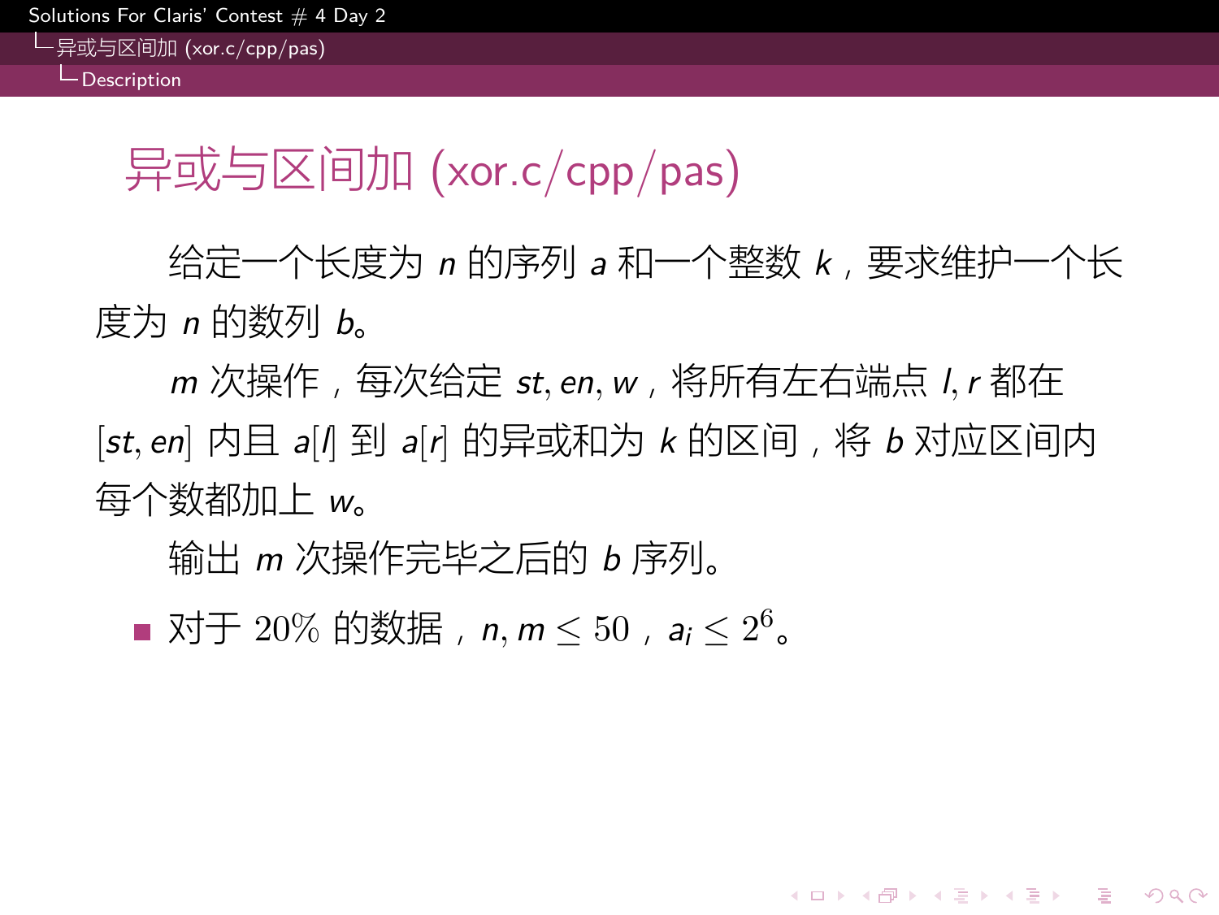# 异或与区间加 (xor.c/cpp/pas)

给定一个长度为 $n$ 的序列 $a$ 和一个整数 $k$，要求维护一个长度为 $n$ 的数列 $b$。

$m$ 次操作，每次给定 $st, en, w$，将所有左右端点 $l, r$ 都在 $[st, en]$ 内且 $a[l]$ 到 $a[r]$ 的异或和为 $k$ 的区间，将 $b$ 对应区间内每个数都加上 $w$。

输出 $m$ 次操作完毕之后的 $b$ 序列。

- 对于 $20\%$ 的数据，$n, m \leq 50$，$a_i \leq 2^6$。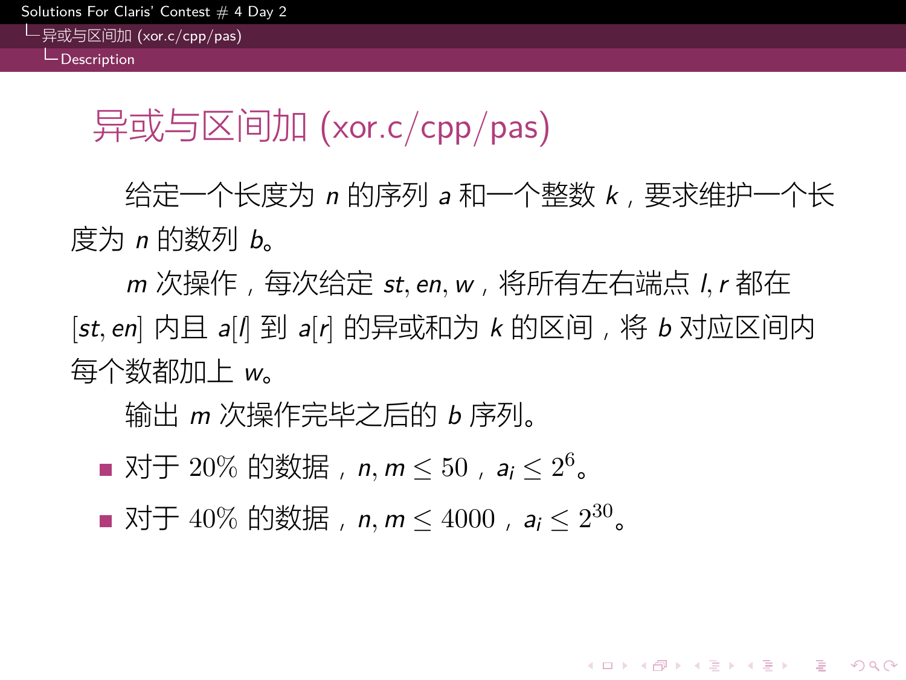# 异或与区间加 (xor.c/cpp/pas)

给定一个长度为 $n$ 的序列 $a$ 和一个整数 $k$，要求维护一个长度为 $n$ 的数列 $b$。

$m$ 次操作，每次给定 $st, en, w$，将所有左右端点 $l, r$ 都在 $[st, en]$ 内且 $a[l]$ 到 $a[r]$ 的异或和为 $k$ 的区间，将 $b$ 对应区间内每个数都加上 $w$。

输出 $m$ 次操作完毕之后的 $b$ 序列。

- 对于 20% 的数据，$n, m \leq 50$，$a_i \leq 2^6$。
- 对于 40% 的数据，$n, m \leq 4000$，$a_i \leq 2^{30}$。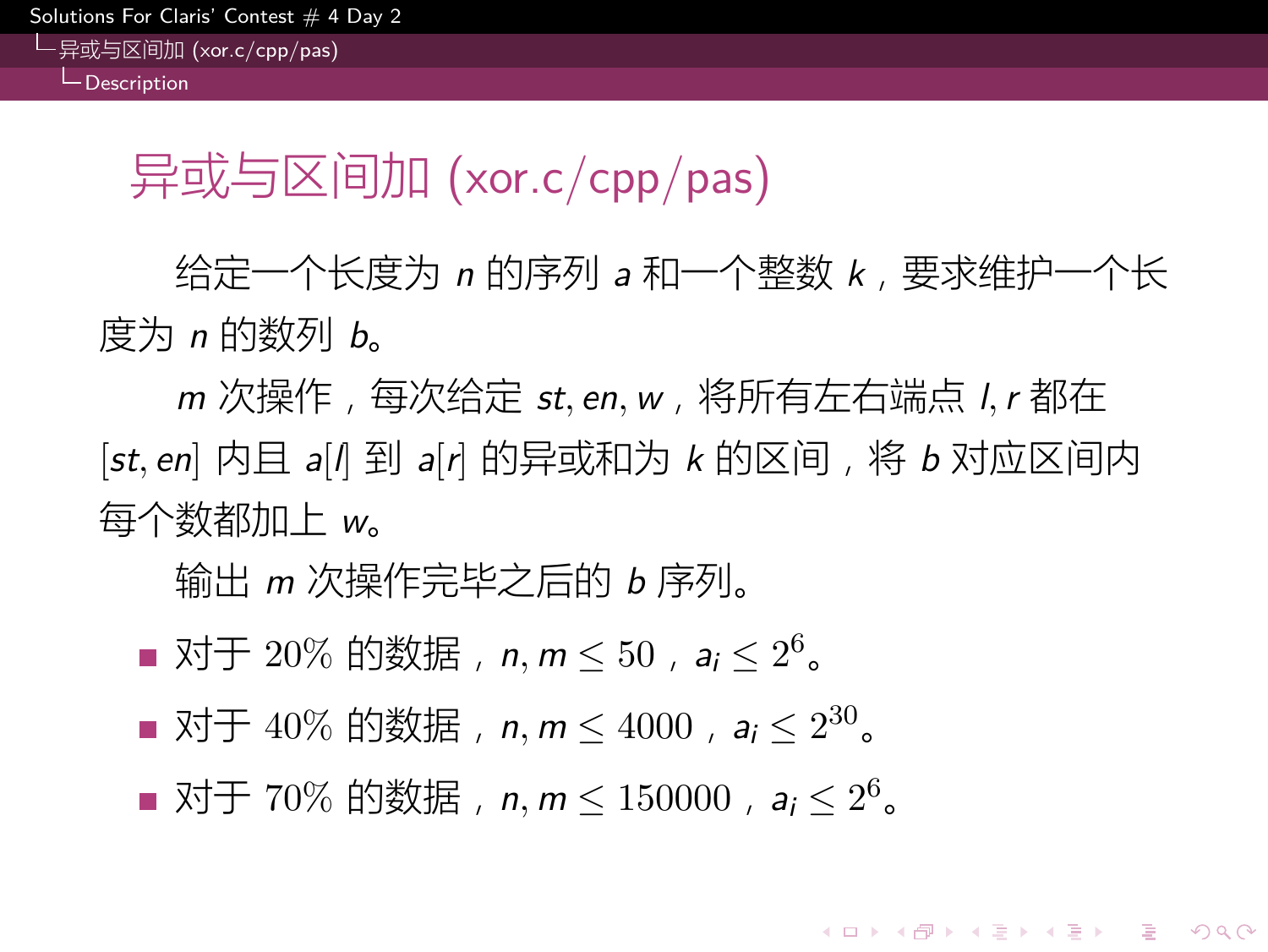# 异或与区间加 (xor.c/cpp/pas)

给定一个长度为 $n$ 的序列 $a$ 和一个整数 $k$，要求维护一个长度为 $n$ 的数列 $b$。

$m$ 次操作，每次给定 $st, en, w$，将所有左右端点 $l, r$ 都在 $[st, en]$ 内且 $a[l]$ 到 $a[r]$ 的异或和为 $k$ 的区间，将 $b$ 对应区间内每个数都加上 $w$。

输出 $m$ 次操作完毕之后的 $b$ 序列。

- 对于 20% 的数据，$n, m \leq 50$，$a_i \leq 2^6$。
- 对于 40% 的数据，$n, m \leq 4000$，$a_i \leq 2^{30}$。
- 对于 70% 的数据，$n, m \leq 150000$，$a_i \leq 2^6$。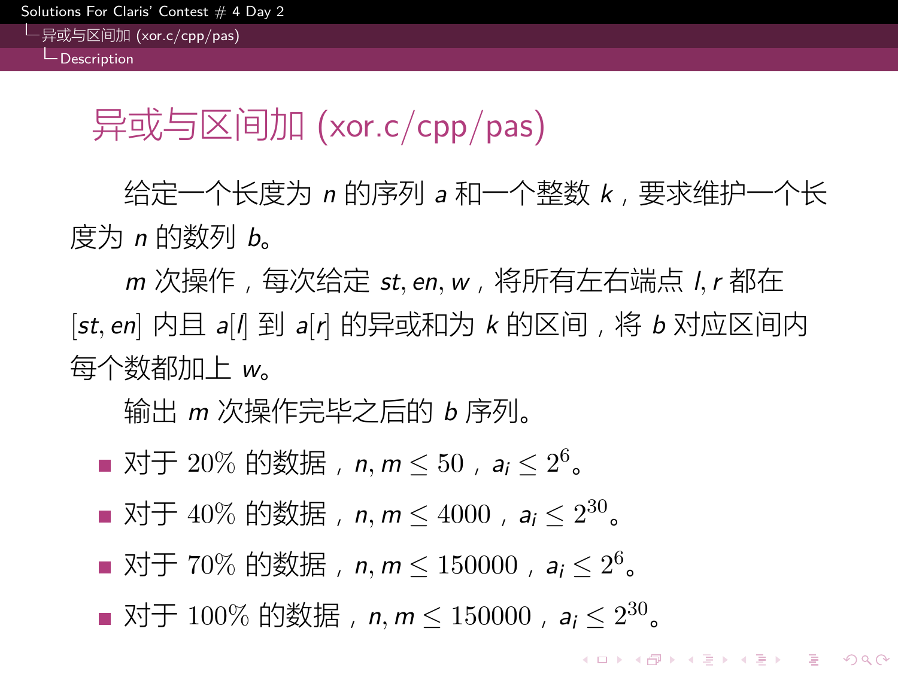# 异或与区间加 (xor.c/cpp/pas)

给定一个长度为 $n$ 的序列 $a$ 和一个整数 $k$，要求维护一个长度为 $n$ 的数列 $b$。

$m$ 次操作，每次给定 $st, en, w$，将所有左右端点 $l, r$ 都在 $[st, en]$ 内且 $a[l]$ 到 $a[r]$ 的异或和为 $k$ 的区间，将 $b$ 对应区间内每个数都加上 $w$。

输出 $m$ 次操作完毕之后的 $b$ 序列。

- 对于 20% 的数据，$n, m \le 50$，$a_i \le 2^6$。
- 对于 40% 的数据，$n, m \le 4000$，$a_i \le 2^{30}$。
- 对于 70% 的数据，$n, m \le 150000$，$a_i \le 2^6$。
- 对于 100% 的数据，$n, m \le 150000$，$a_i \le 2^{30}$。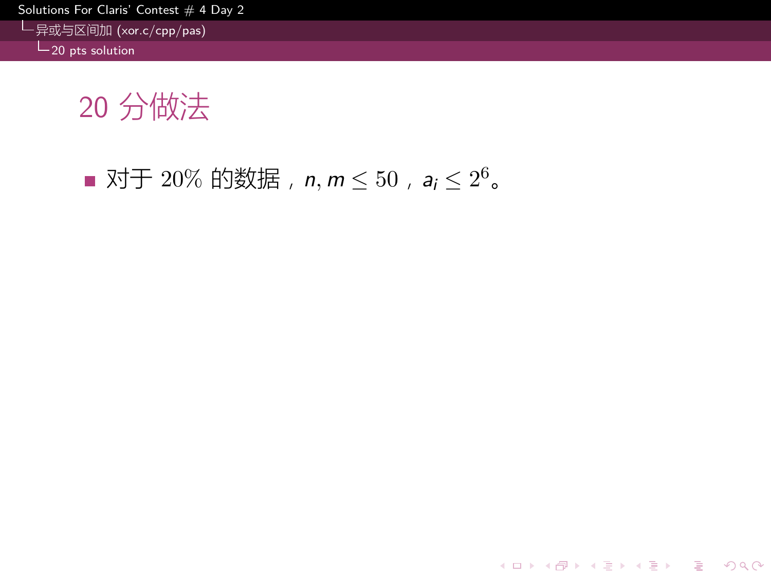# 20 分做法

- 对于 20% 的数据，$n, m \leq 50$，$a_i \leq 2^6$。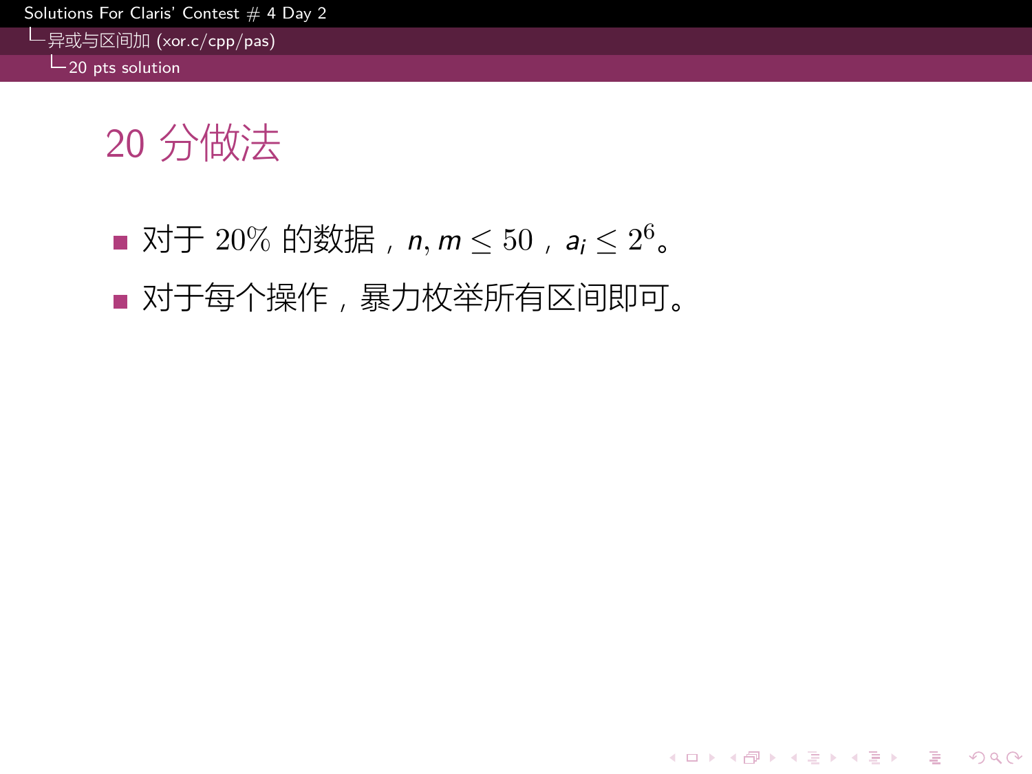# 20 分做法

- 对于 20% 的数据，$n, m \leq 50$，$a_i \leq 2^6$。
- 对于每个操作，暴力枚举所有区间即可。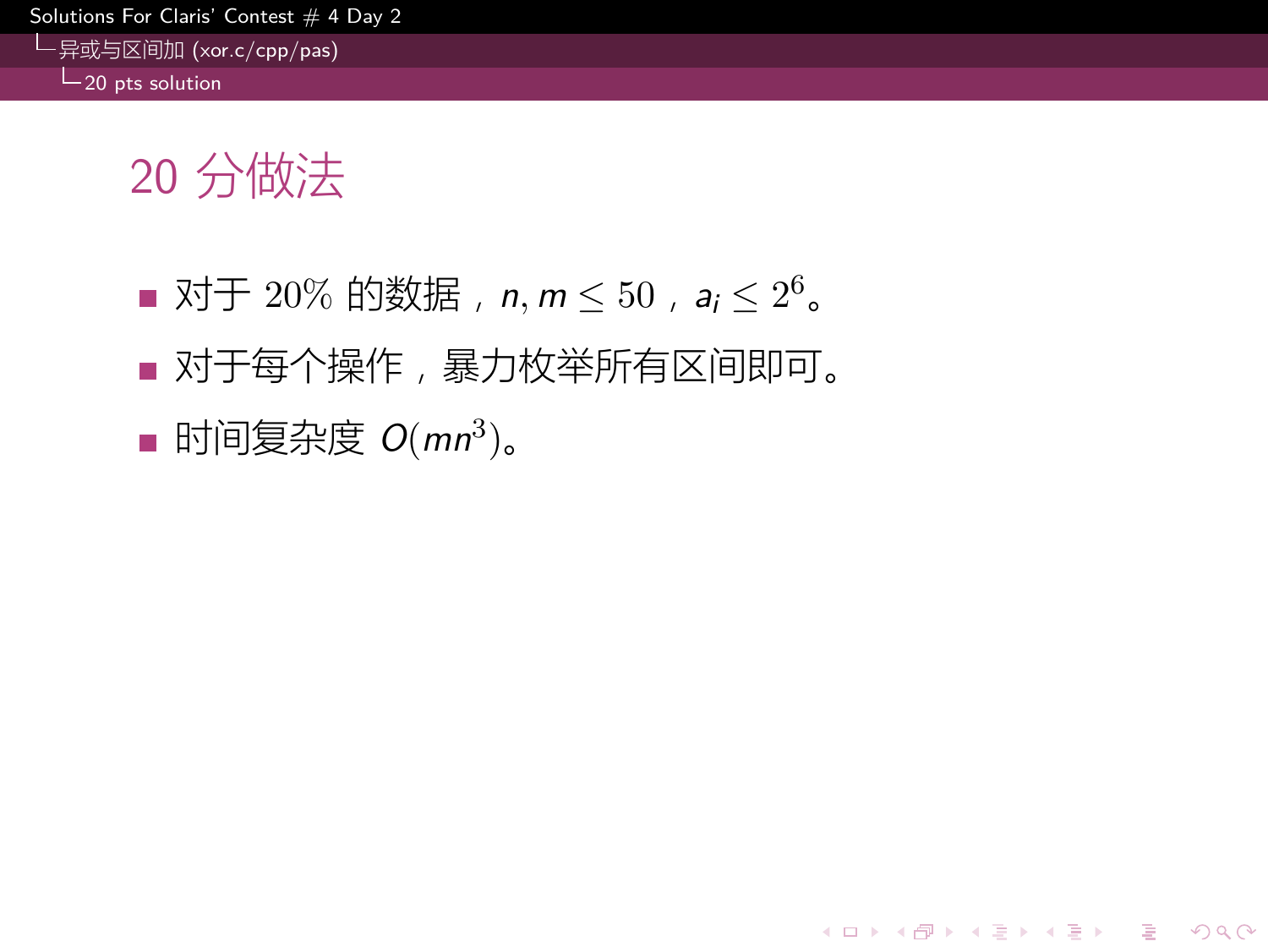# 20 分做法

- 对于 20% 的数据，$n, m \leq 50$，$a_i \leq 2^6$。
- 对于每个操作，暴力枚举所有区间即可。
- 时间复杂度 $O(mn^3)$。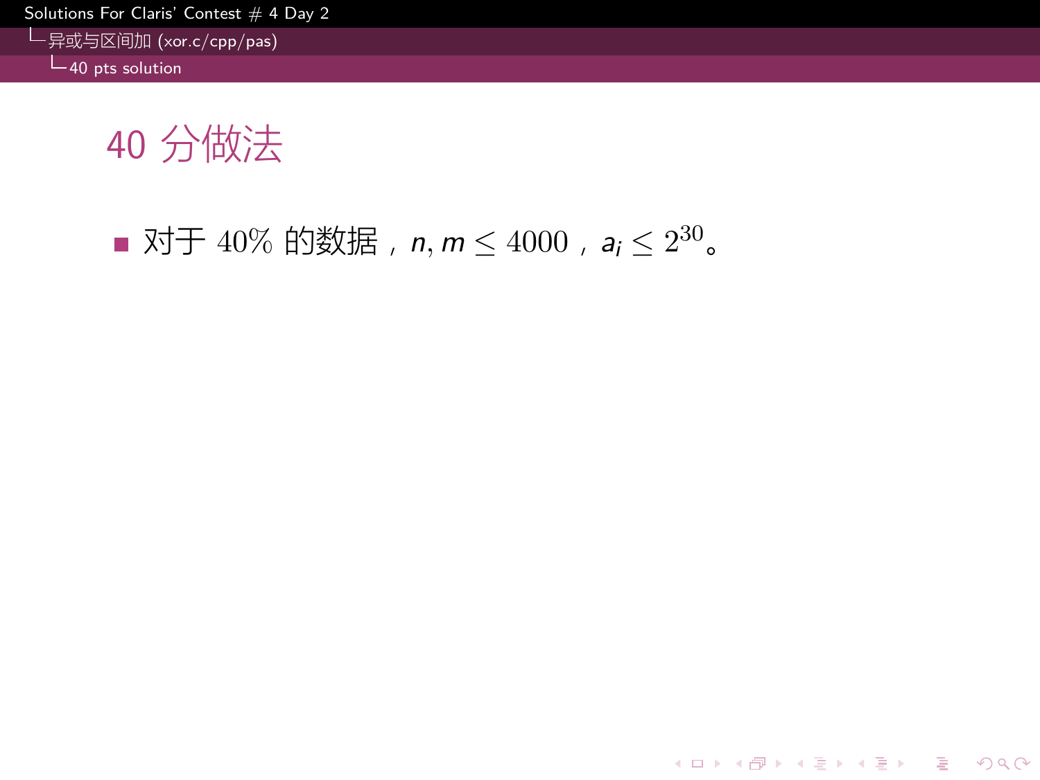# 40 分做法

- 对于 40% 的数据，$n, m \leq 4000$，$a_i \leq 2^{30}$。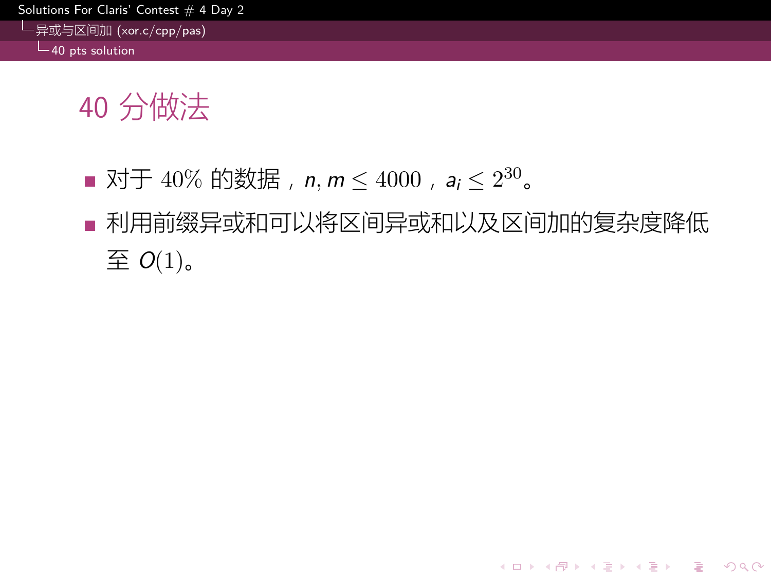# 40 分做法

- 对于 40% 的数据，$n, m \le 4000$，$a_i \le 2^{30}$。
- 利用前缀异或和可以将区间异或和以及区间加的复杂度降低至 $O(1)$。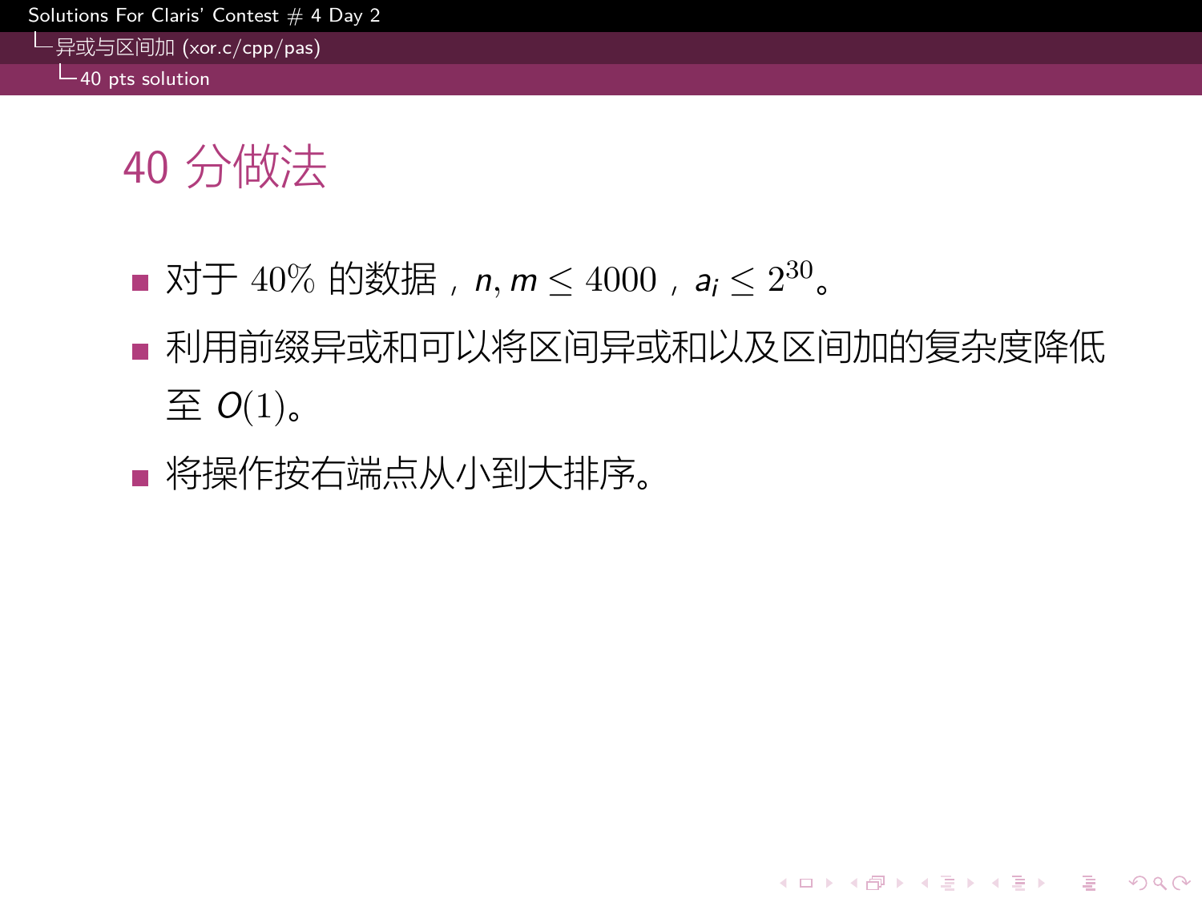# 40 分做法

- 对于 40% 的数据，$n, m \leq 4000$，$a_i \leq 2^{30}$。
- 利用前缀异或和可以将区间异或和以及区间加的复杂度降低至 $O(1)$。
- 将操作按右端点从小到大排序。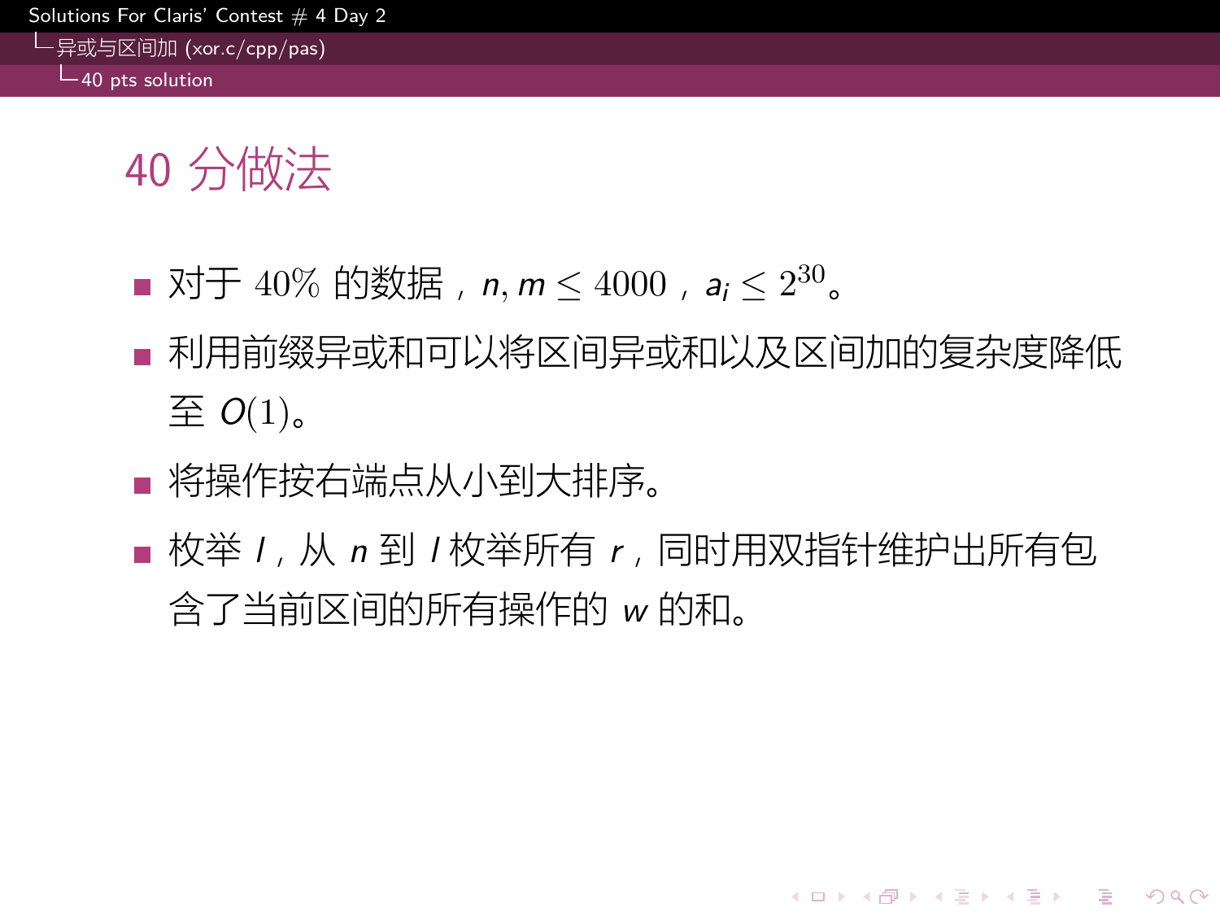# 40 分做法

- 对于 40% 的数据，$n, m \le 4000$，$a_i \le 2^{30}$。
- 利用前缀异或和可以将区间异或和以及区间加的复杂度降低至 $O(1)$。
- 将操作按右端点从小到大排序。
- 枚举 $l$，从 $n$ 到 $l$ 枚举所有 $r$，同时用双指针维护出所有包含了当前区间的所有操作的 $w$ 的和。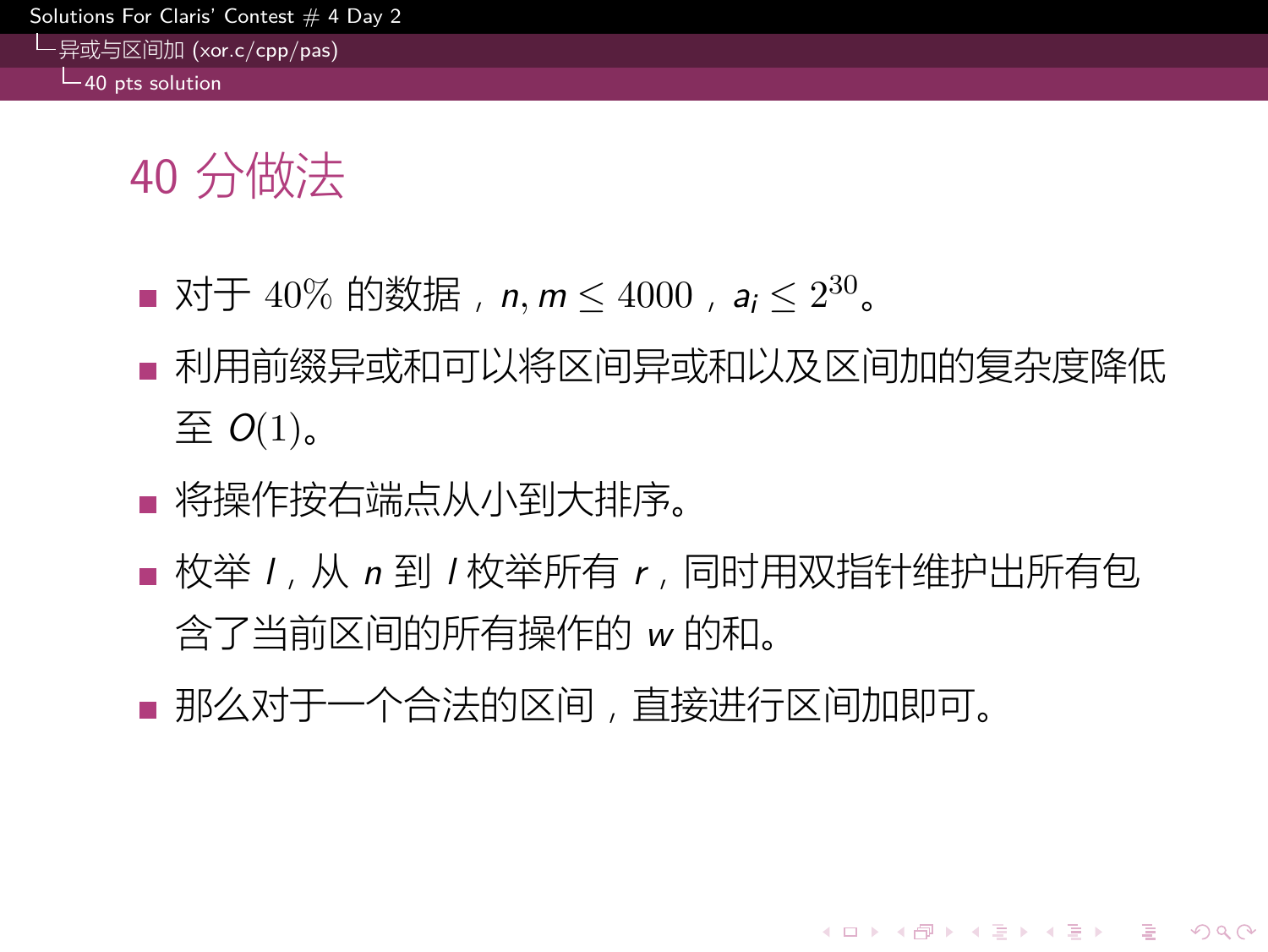# 40 分做法

- 对于 40% 的数据，$n, m \le 4000$，$a_i \le 2^{30}$。
- 利用前缀异或和可以将区间异或和以及区间加的复杂度降低至 $O(1)$。
- 将操作按右端点从小到大排序。
- 枚举 $l$，从 $n$ 到 $l$ 枚举所有 $r$，同时用双指针维护出所有包含了当前区间的所有操作的 $w$ 的和。
- 那么对于一个合法的区间，直接进行区间加即可。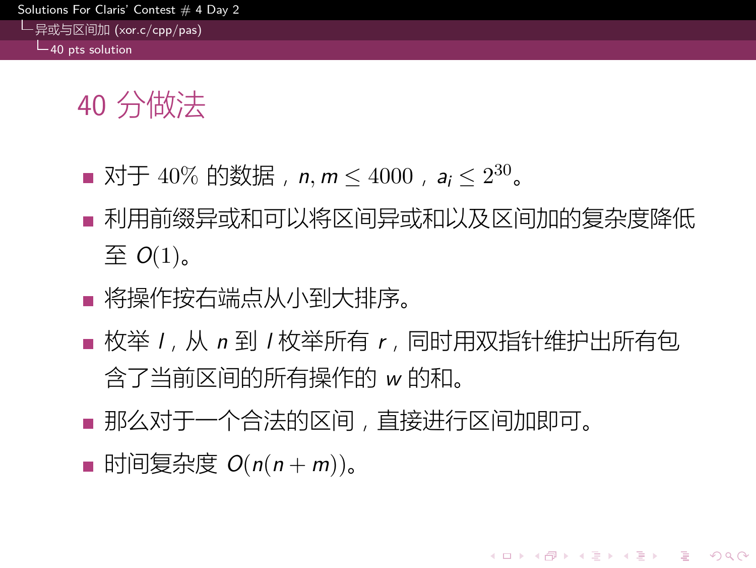# 40 分做法

- 对于 $40\%$ 的数据，$n, m \le 4000$，$a_i \le 2^{30}$。
- 利用前缀异或和可以将区间异或和以及区间加的复杂度降低至 $O(1)$。
- 将操作按右端点从小到大排序。
- 枚举 $l$，从 $n$ 到 $l$ 枚举所有 $r$，同时用双指针维护出所有包含了当前区间的所有操作的 $w$ 的和。
- 那么对于一个合法的区间，直接进行区间加即可。
- 时间复杂度 $O(n(n+m))$。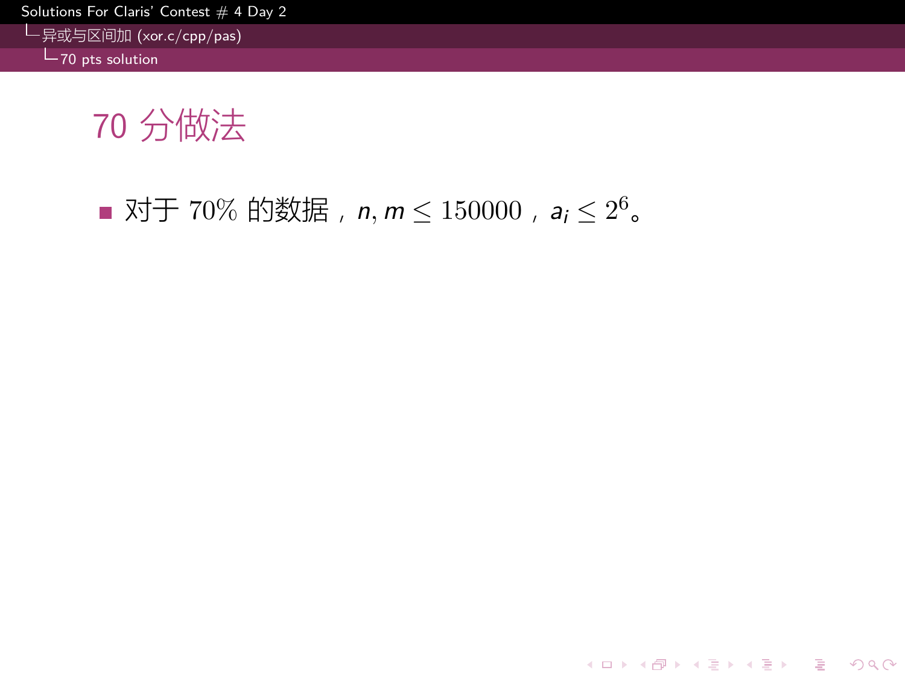# 70 分做法

- 对于 70% 的数据，$n, m \leq 150000$，$a_i \leq 2^6$。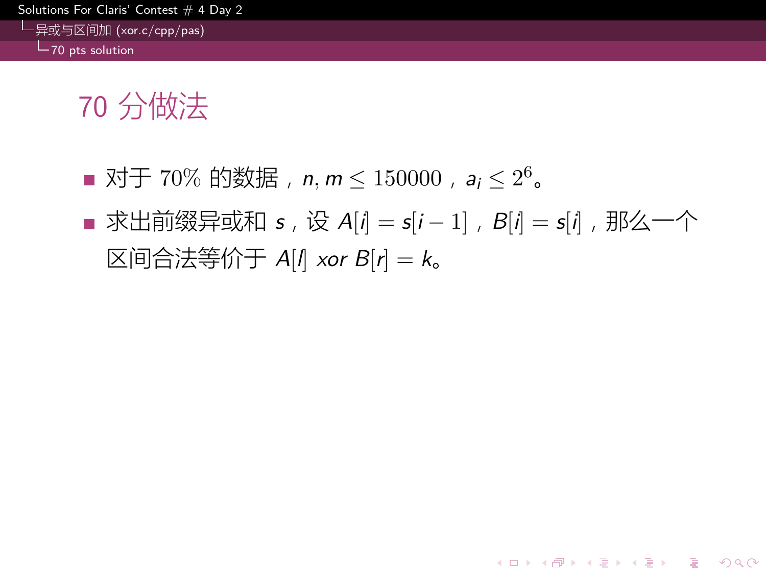# 70 分做法

- 对于 70% 的数据，$n, m \leq 150000$，$a_i \leq 2^6$。
- 求出前缀异或和 $s$，设 $A[i] = s[i-1]$，$B[i] = s[i]$，那么一个区间合法等价于 $A[l]\ xor\ B[r] = k$。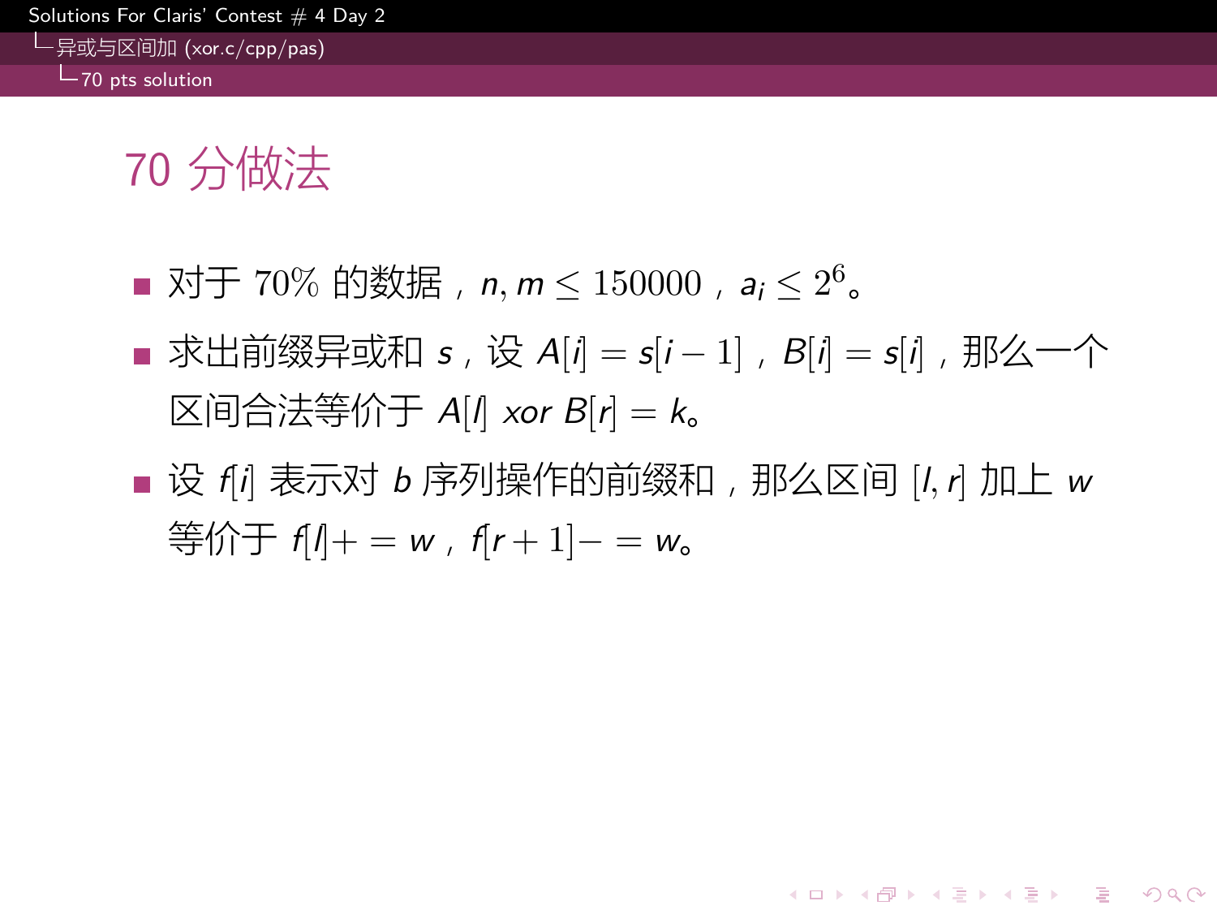# 70 分做法

- 对于 70% 的数据，$n, m \leq 150000$，$a_i \leq 2^6$。
- 求出前缀异或和 $s$，设 $A[i] = s[i-1]$，$B[i] = s[i]$，那么一个区间合法等价于 $A[l]\ xor\ B[r] = k$。
- 设 $f[i]$ 表示对 $b$ 序列操作的前缀和，那么区间 $[l, r]$ 加上 $w$ 等价于 $f[l] += w$，$f[r+1] -= w$。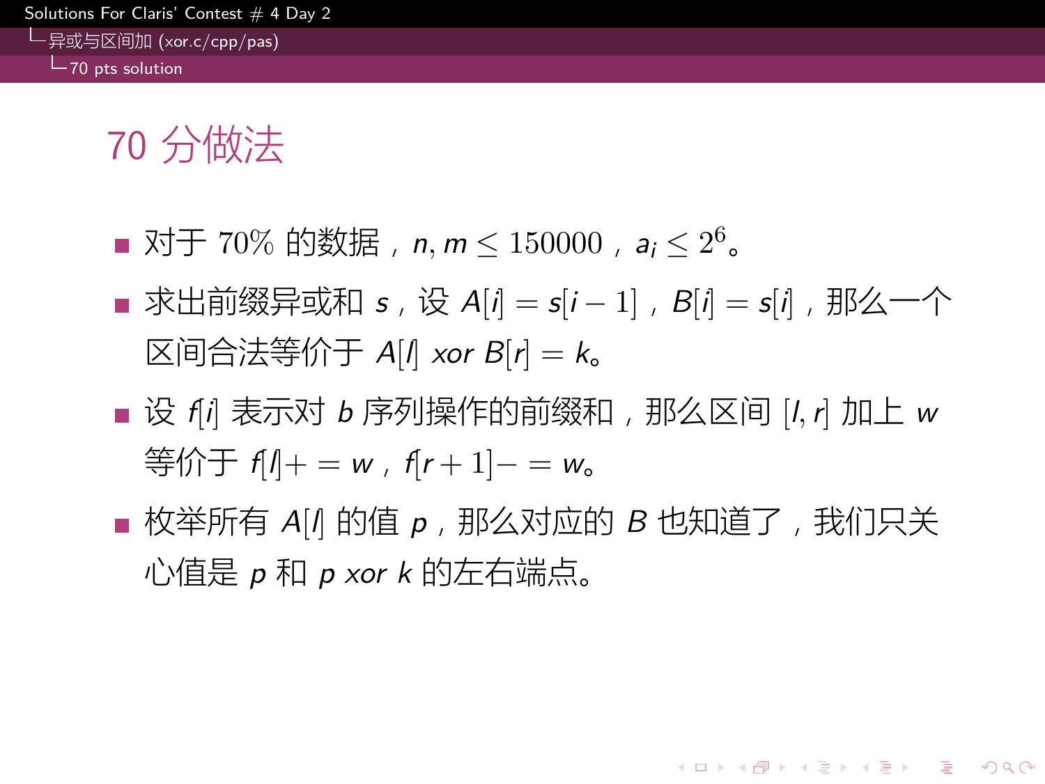# 70 分做法

- 对于 70% 的数据，$n, m \le 150000$，$a_i \le 2^6$。
- 求出前缀异或和 $s$，设 $A[i] = s[i-1]$，$B[i] = s[i]$，那么一个区间合法等价于 $A[l]$ $xor$ $B[r] = k$。
- 设 $f[i]$ 表示对 $b$ 序列操作的前缀和，那么区间 $[l, r]$ 加上 $w$ 等价于 $f[l] += w$，$f[r+1] -= w$。
- 枚举所有 $A[l]$ 的值 $p$，那么对应的 $B$ 也知道了，我们只关心值是 $p$ 和 $p$ $xor$ $k$ 的左右端点。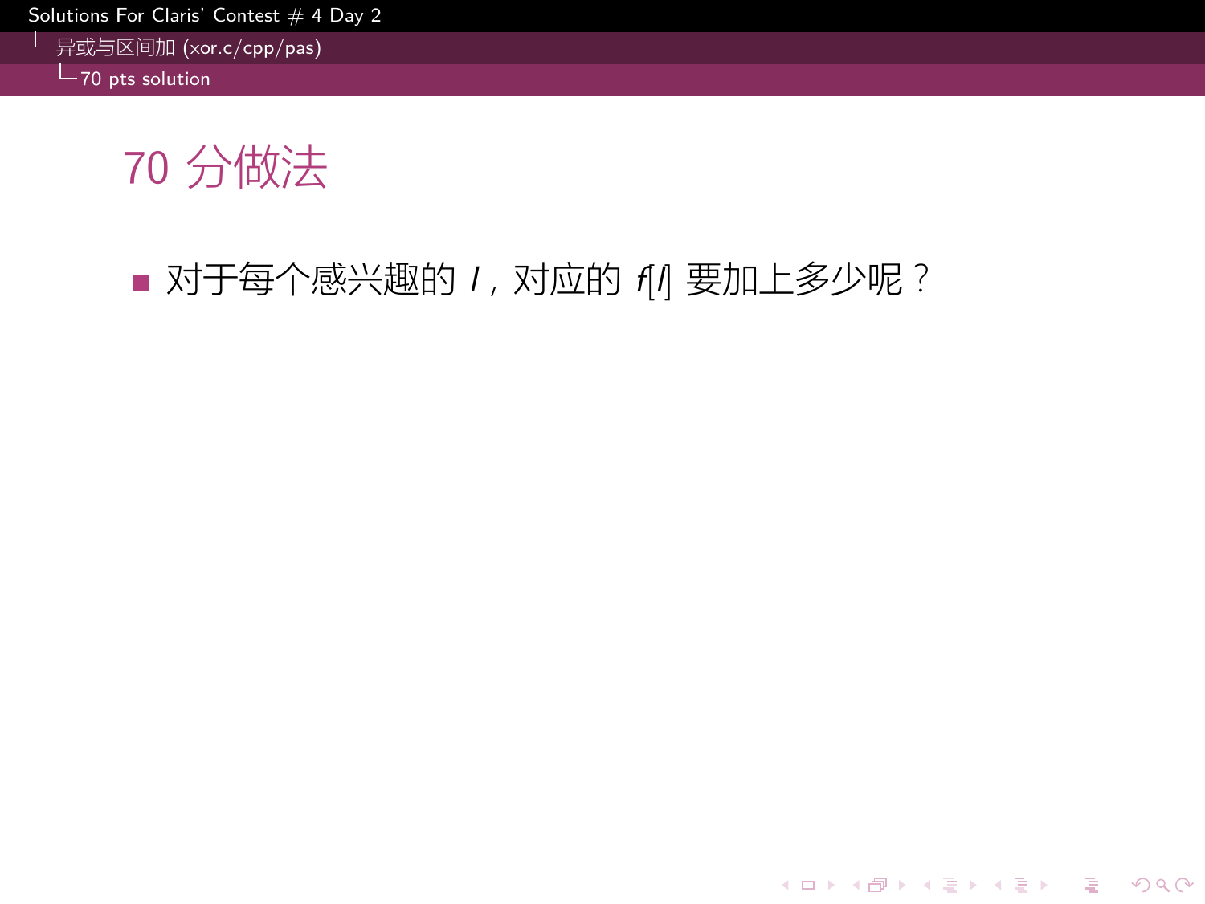# 70 分做法

- 对于每个感兴趣的 $l$，对应的 $f[l]$ 要加上多少呢？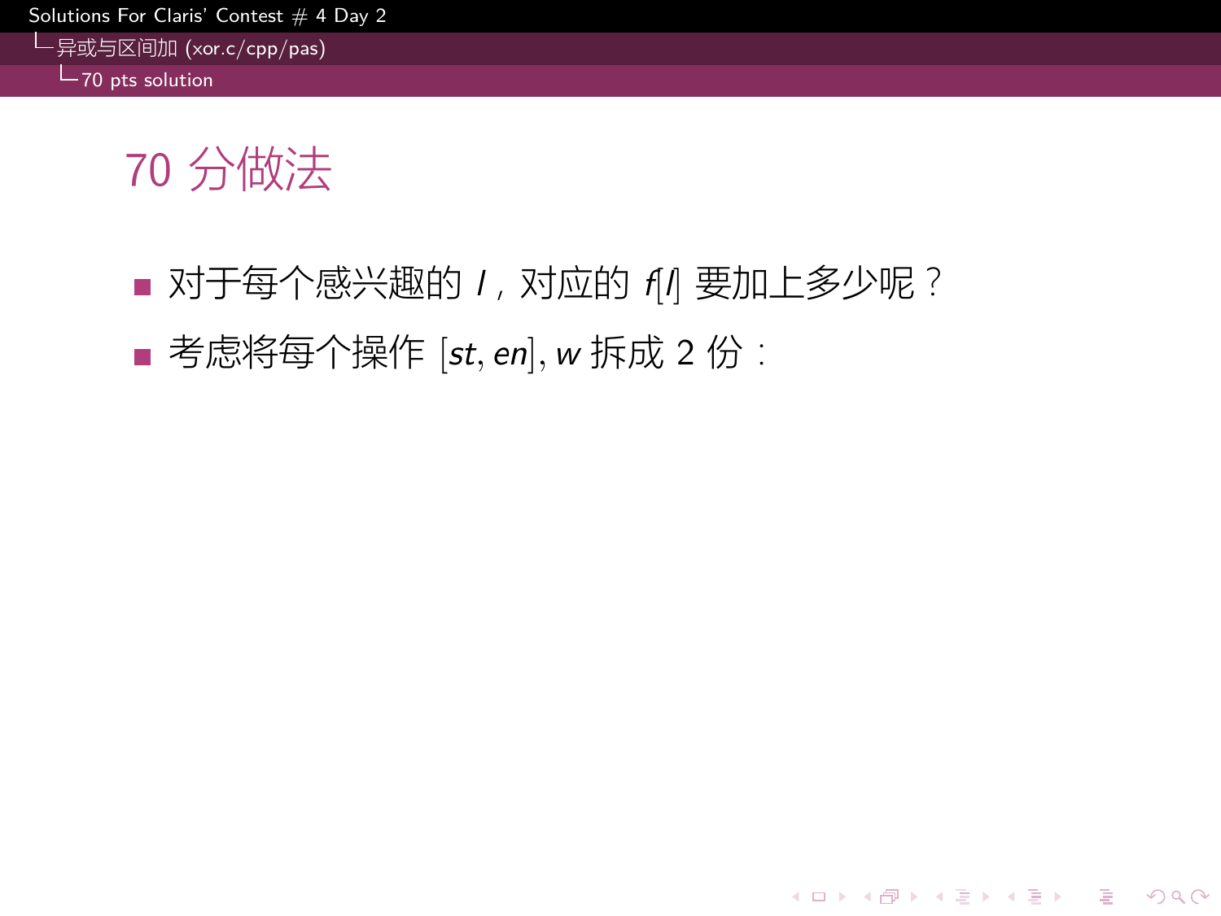# 70 分做法

- 对于每个感兴趣的 $l$，对应的 $f[l]$ 要加上多少呢？
- 考虑将每个操作 $[st, en], w$ 拆成 2 份：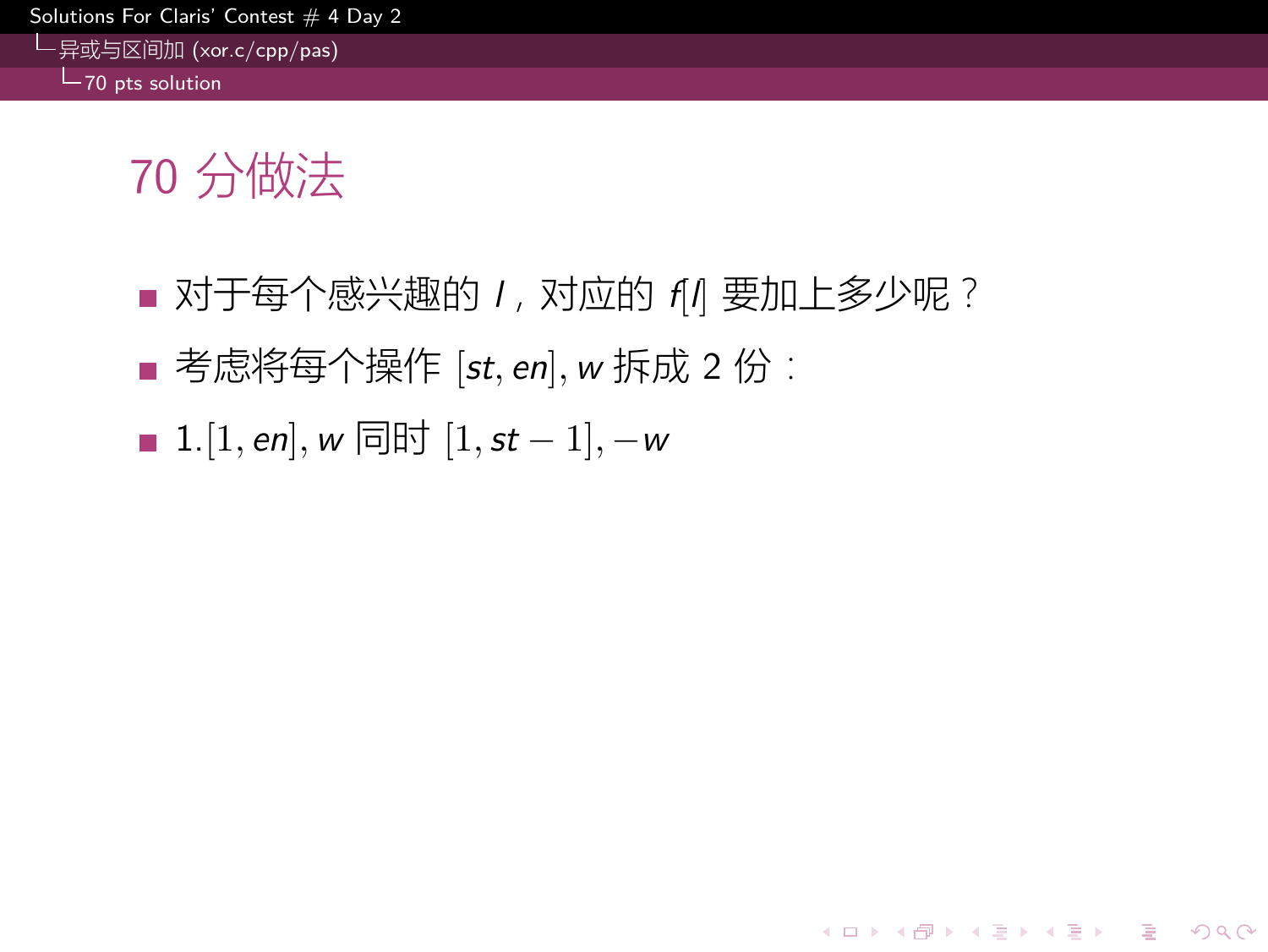# 70 分做法

- 对于每个感兴趣的 $l$，对应的 $f[l]$ 要加上多少呢？
- 考虑将每个操作 $[st, en], w$ 拆成 2 份：
- $1.[1, en], w$ 同时 $[1, st-1], -w$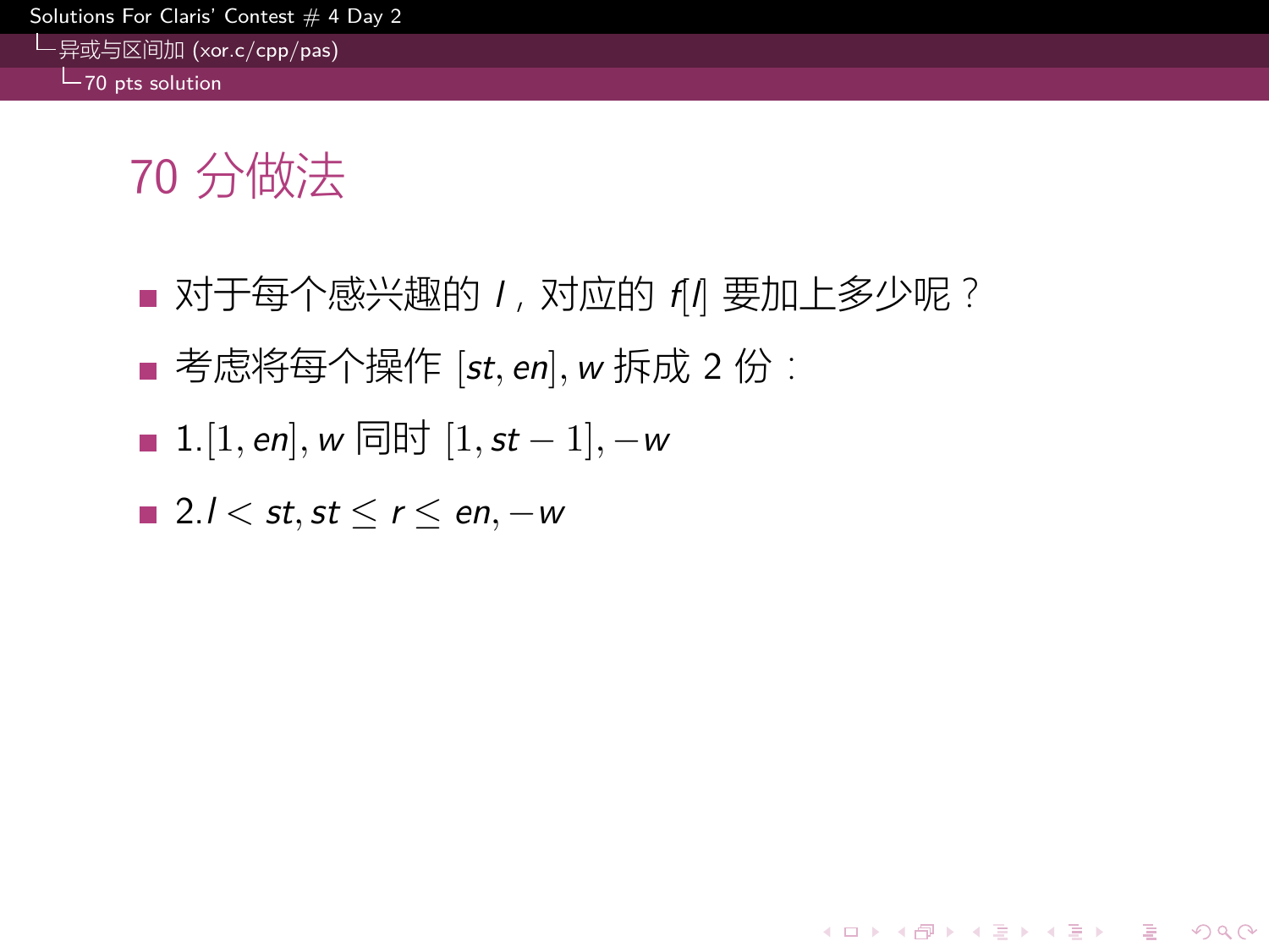# 70 分做法

- 对于每个感兴趣的 $l$，对应的 $f[l]$ 要加上多少呢？
- 考虑将每个操作 $[st, en], w$ 拆成 2 份：
- $1.[1, en], w$ 同时 $[1, st-1], -w$
- $2.l < st, st \le r \le en, -w$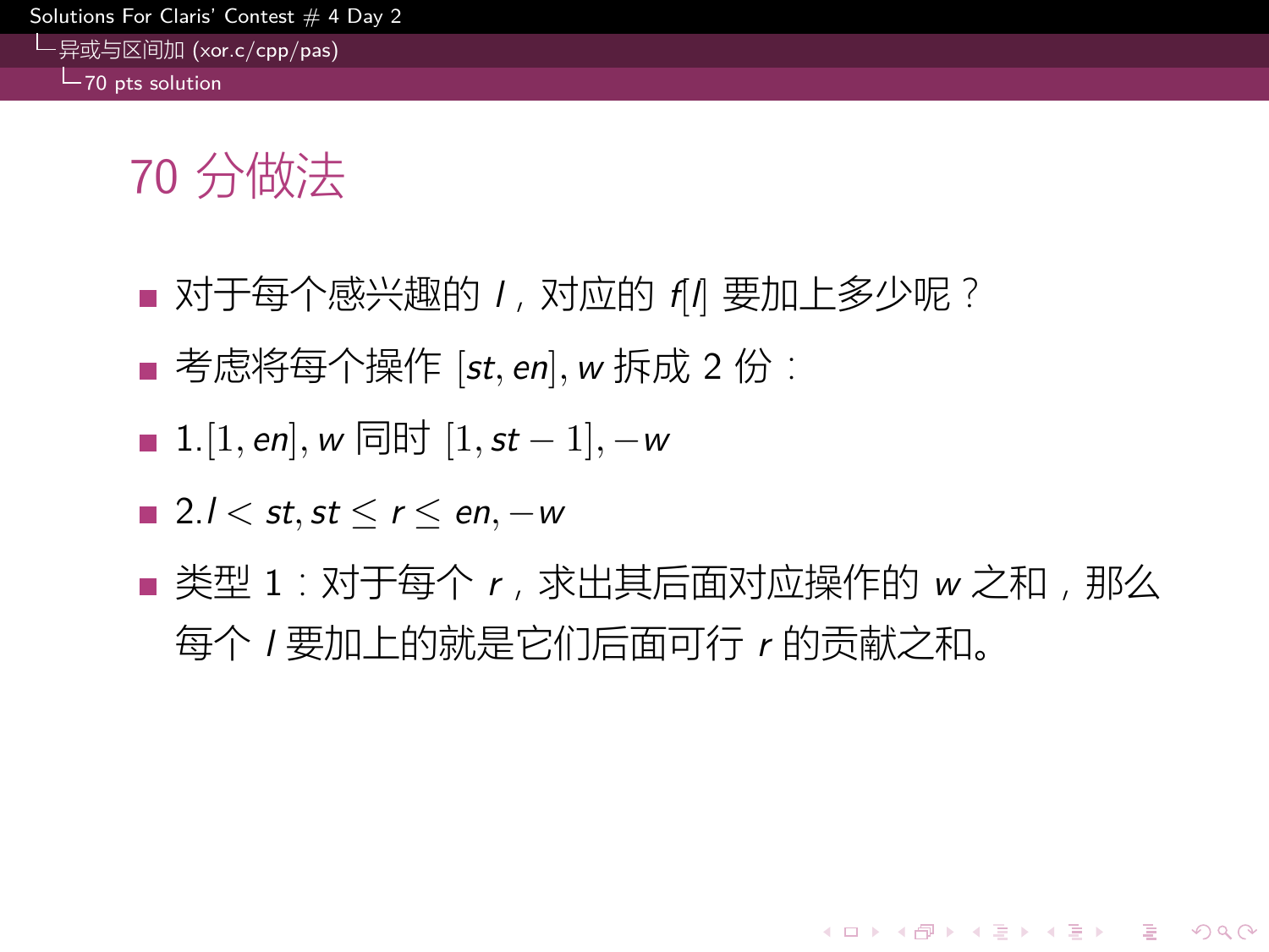# 70 分做法

- 对于每个感兴趣的 $l$，对应的 $f[l]$ 要加上多少呢？
- 考虑将每个操作 $[st, en], w$ 拆成 2 份：
- 1.$[1, en], w$ 同时 $[1, st-1], -w$
- 2.$l < st, st \le r \le en, -w$
- 类型 1：对于每个 $r$，求出其后面对应操作的 $w$ 之和，那么每个 $l$ 要加上的就是它们后面可行 $r$ 的贡献之和。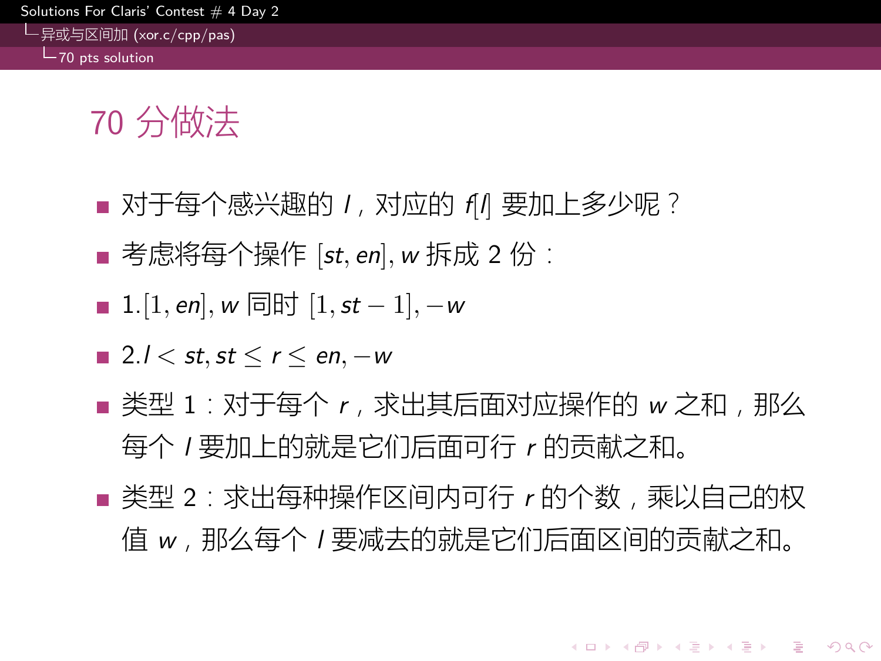# 70 分做法

- 对于每个感兴趣的 $l$，对应的 $f[l]$ 要加上多少呢？
- 考虑将每个操作 $[st, en], w$ 拆成 2 份：
- $1.[1, en], w$ 同时 $[1, st-1], -w$
- $2.l < st, st \le r \le en, -w$
- 类型 1：对于每个 $r$，求出其后面对应操作的 $w$ 之和，那么每个 $l$ 要加上的就是它们后面可行 $r$ 的贡献之和。
- 类型 2：求出每种操作区间内可行 $r$ 的个数，乘以自己的权值 $w$，那么每个 $l$ 要减去的就是它们后面区间的贡献之和。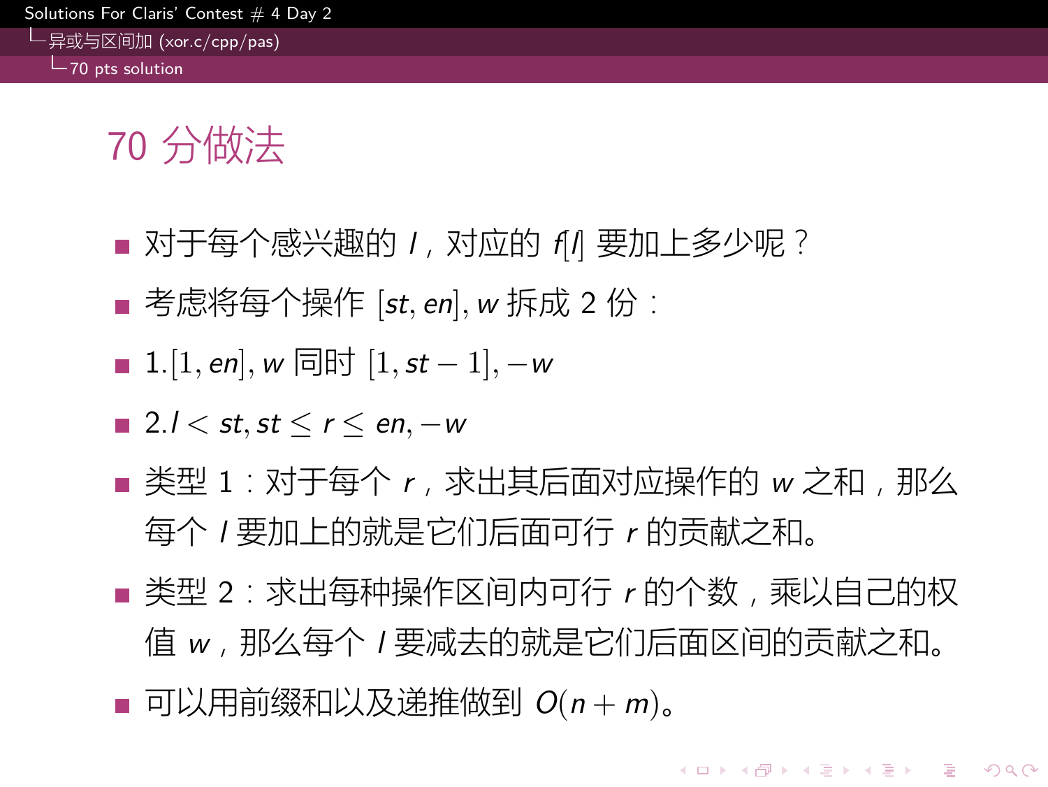# 70 分做法

- 对于每个感兴趣的 $l$，对应的 $f[l]$ 要加上多少呢？
- 考虑将每个操作 $[st, en], w$ 拆成 2 份：
- $1.[1, en], w$ 同时 $[1, st-1], -w$
- $2. l < st, st \le r \le en, -w$
- 类型 1：对于每个 $r$，求出其后面对应操作的 $w$ 之和，那么每个 $l$ 要加上的就是它们后面可行 $r$ 的贡献之和。
- 类型 2：求出每种操作区间内可行 $r$ 的个数，乘以自己的权值 $w$，那么每个 $l$ 要减去的就是它们后面区间的贡献之和。
- 可以用前缀和以及递推做到 $O(n+m)$。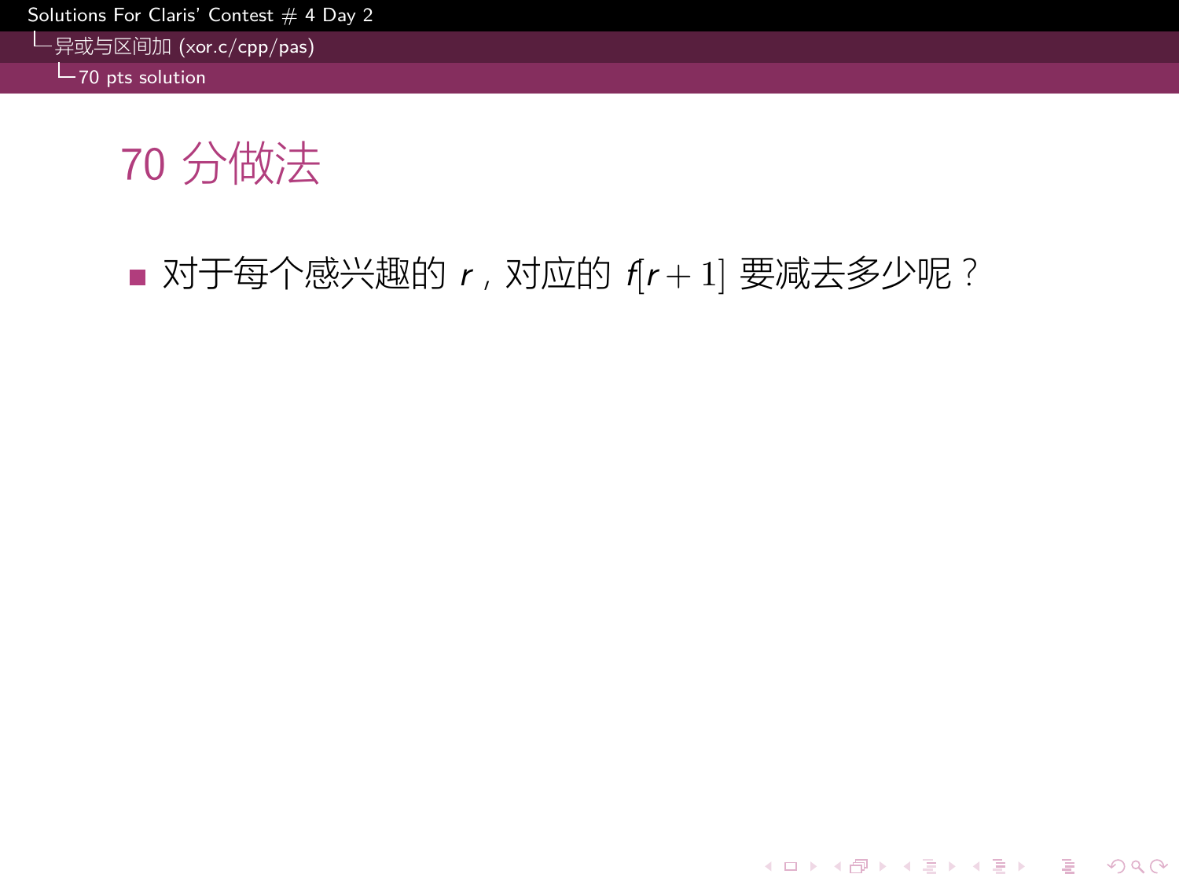# 70 分做法

- 对于每个感兴趣的 $r$，对应的 $f[r+1]$ 要减去多少呢？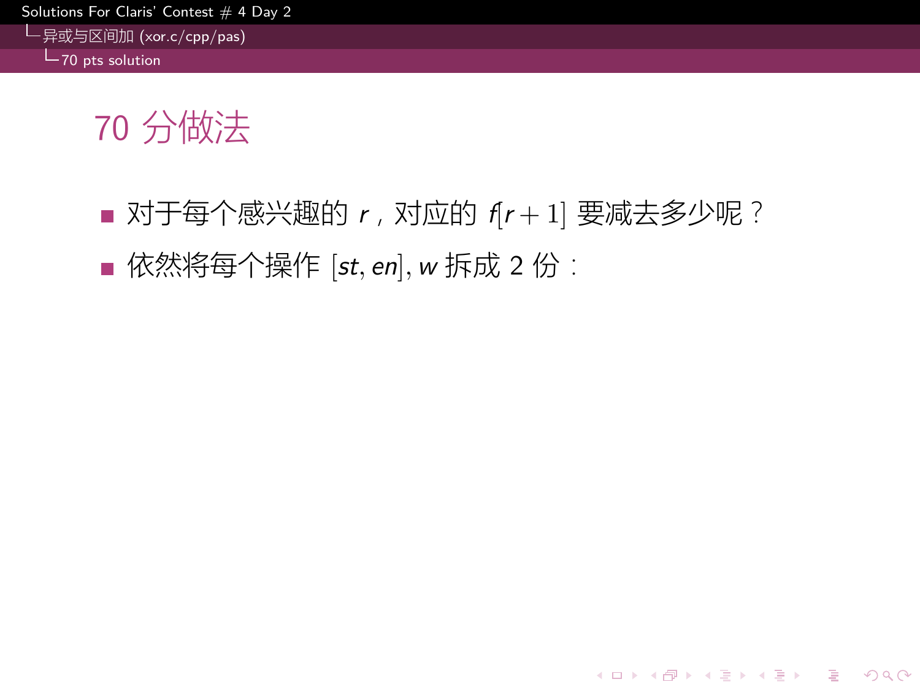# 70 分做法

- 对于每个感兴趣的 $r$，对应的 $f[r+1]$ 要减去多少呢？
- 依然将每个操作 $[st, en], w$ 拆成 2 份：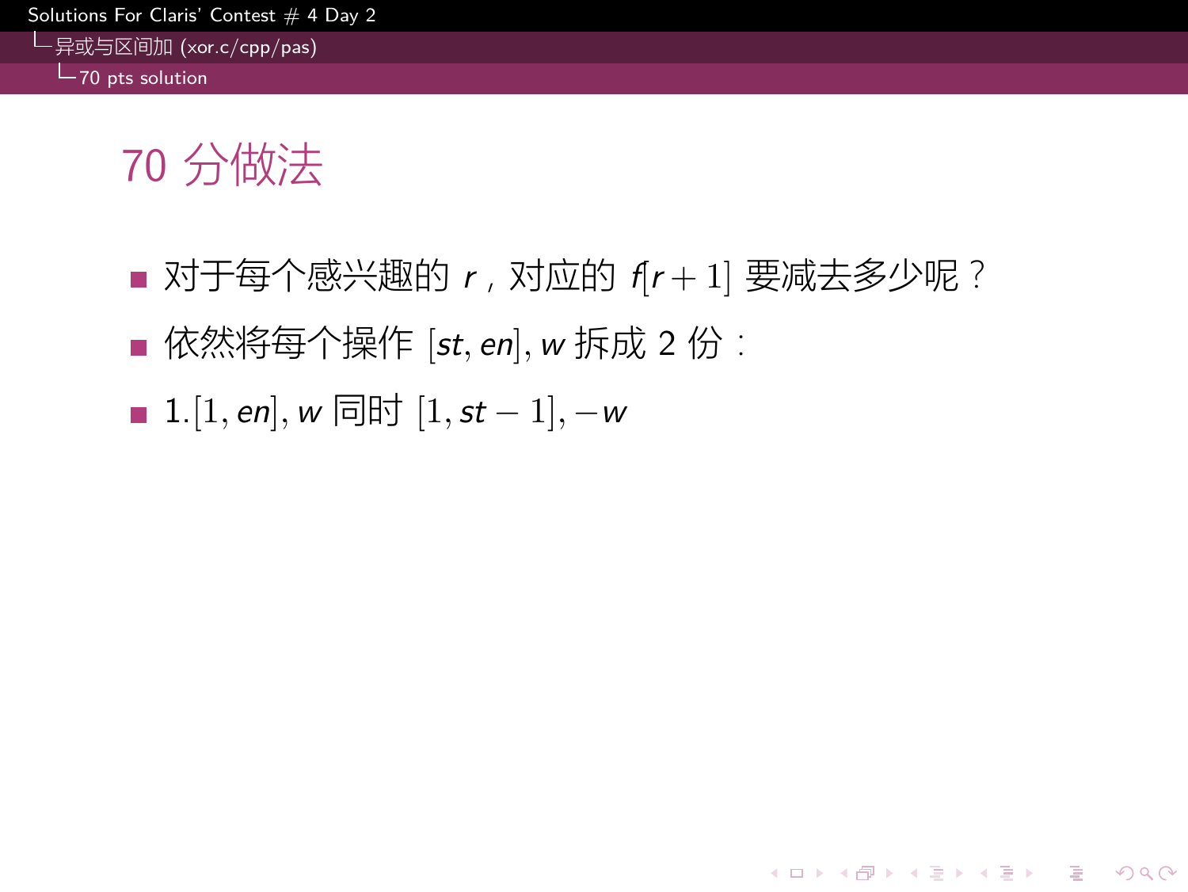# 70 分做法

- 对于每个感兴趣的 $r$，对应的 $f[r+1]$ 要减去多少呢？
- 依然将每个操作 $[st, en], w$ 拆成 2 份：
- $1.[1, en], w$ 同时 $[1, st-1], -w$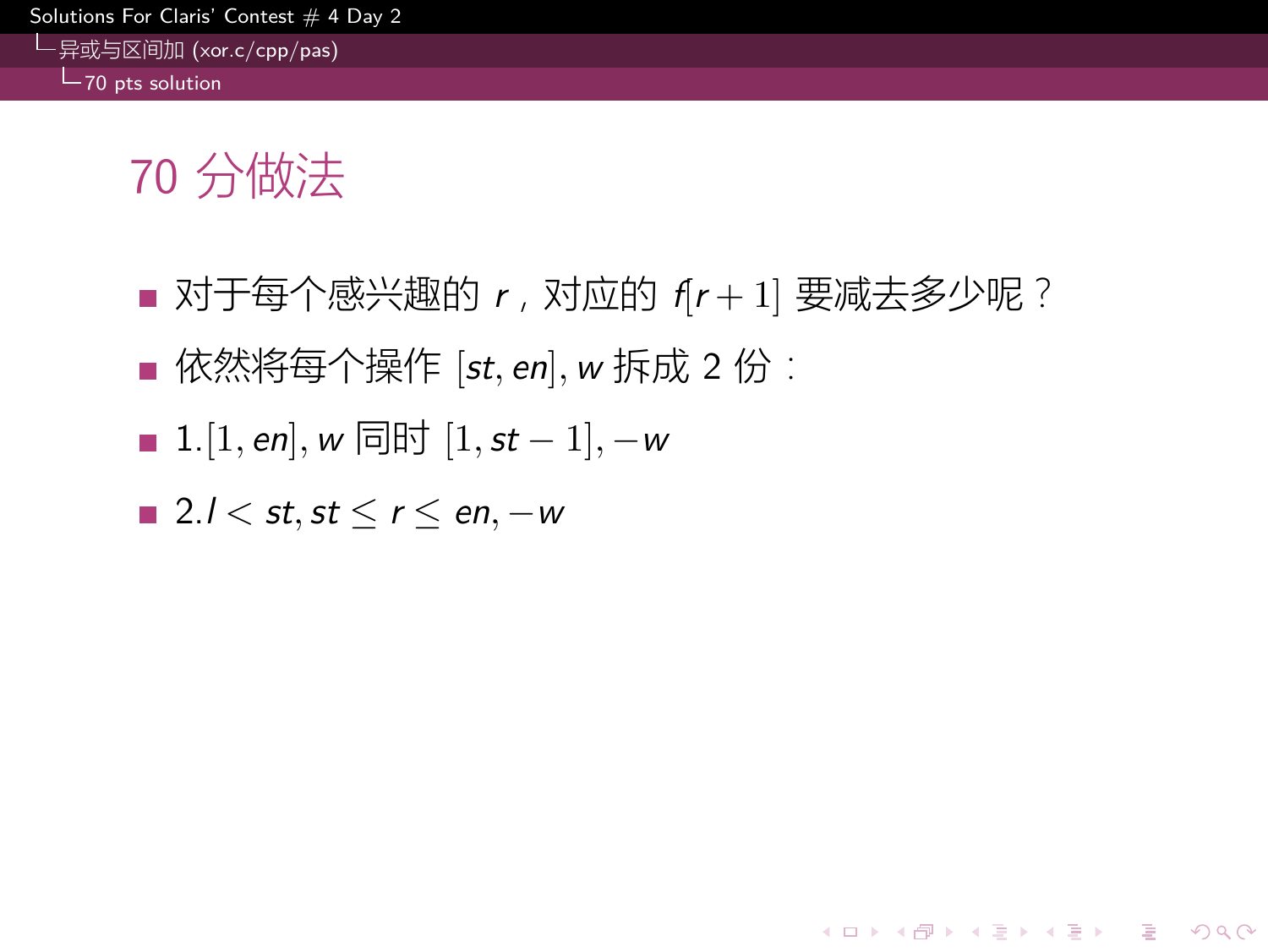# 70 分做法

- 对于每个感兴趣的 $r$，对应的 $f[r+1]$ 要减去多少呢？
- 依然将每个操作 $[st, en], w$ 拆成 2 份：
- $1.[1, en], w$ 同时 $[1, st-1], -w$
- $2. l < st, st \le r \le en, -w$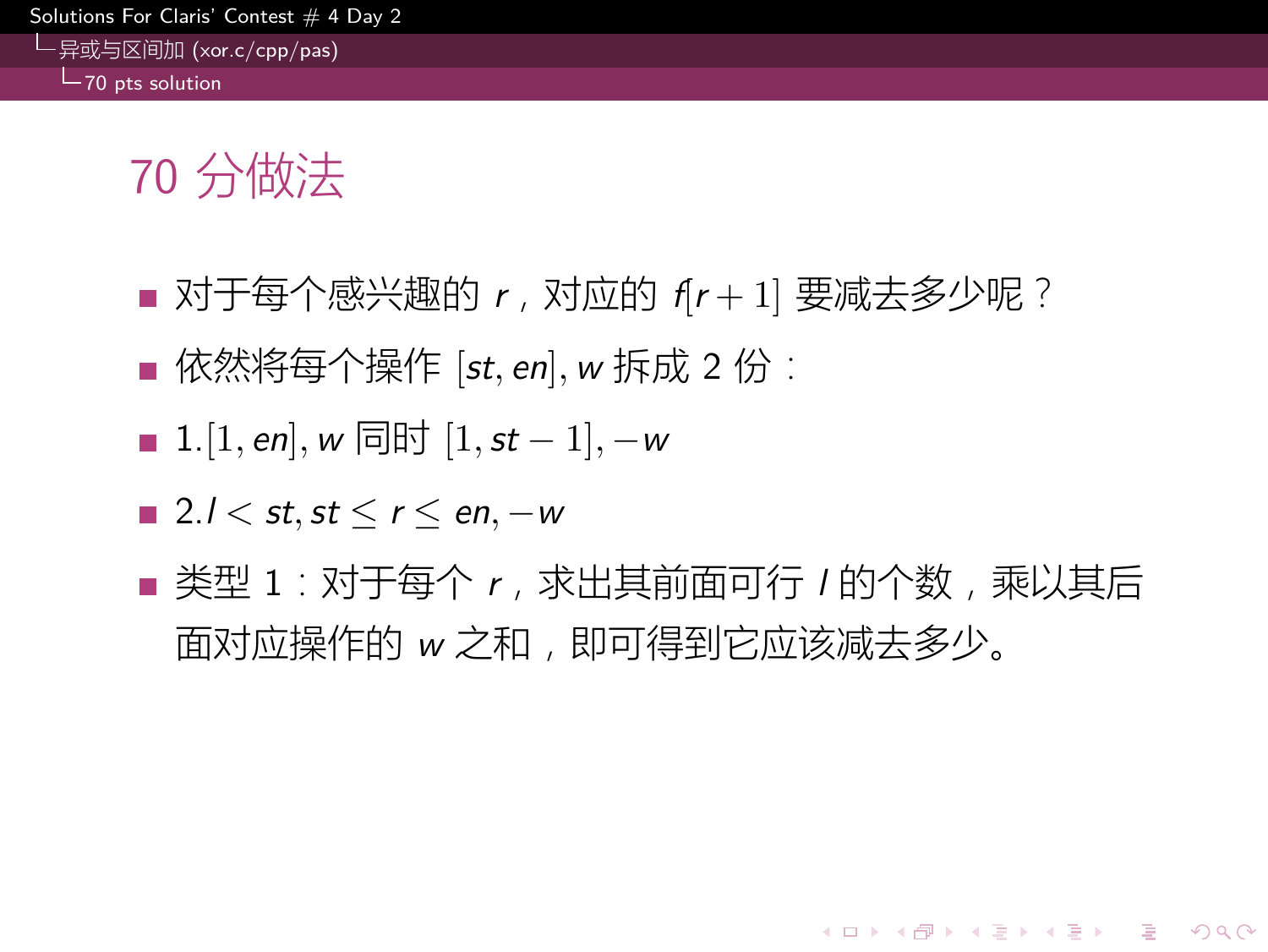# 70 分做法

- 对于每个感兴趣的 $r$，对应的 $f[r+1]$ 要减去多少呢？
- 依然将每个操作 $[st, en], w$ 拆成 2 份：
- $1.[1, en], w$ 同时 $[1, st-1], -w$
- $2. l < st, st \le r \le en, -w$
- 类型 1：对于每个 $r$，求出其前面可行 $l$ 的个数，乘以其后面对应操作的 $w$ 之和，即可得到它应该减去多少。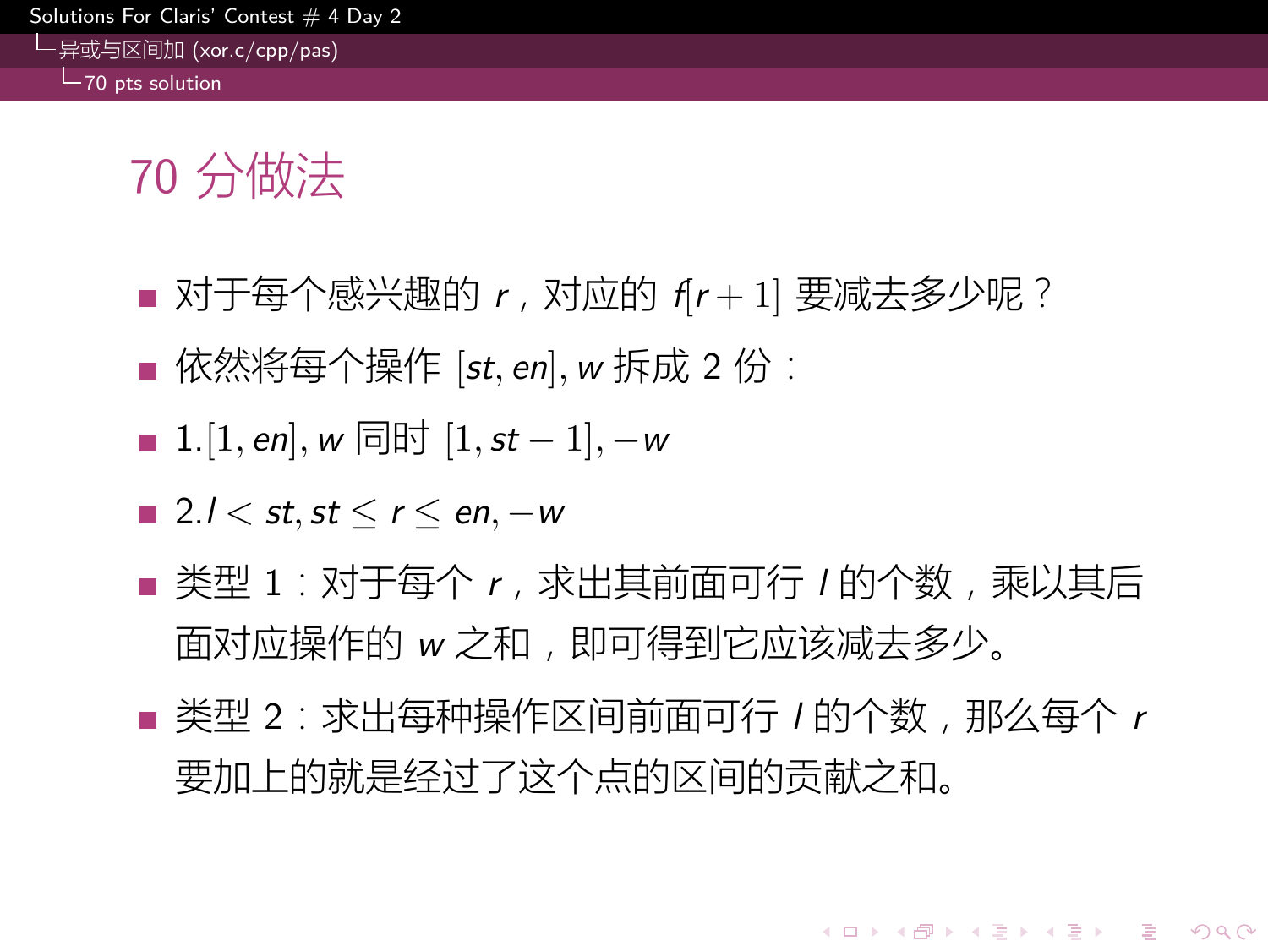# 70 分做法

- 对于每个感兴趣的 $r$，对应的 $f[r+1]$ 要减去多少呢？
- 依然将每个操作 $[st, en], w$ 拆成 2 份：
- $1.[1, en], w$ 同时 $[1, st-1], -w$
- $2.l < st, st \le r \le en, -w$
- 类型 1：对于每个 $r$，求出其前面可行 $l$ 的个数，乘以其后面对应操作的 $w$ 之和，即可得到它应该减去多少。
- 类型 2：求出每种操作区间前面可行 $l$ 的个数，那么每个 $r$ 要加上的就是经过了这个点的区间的贡献之和。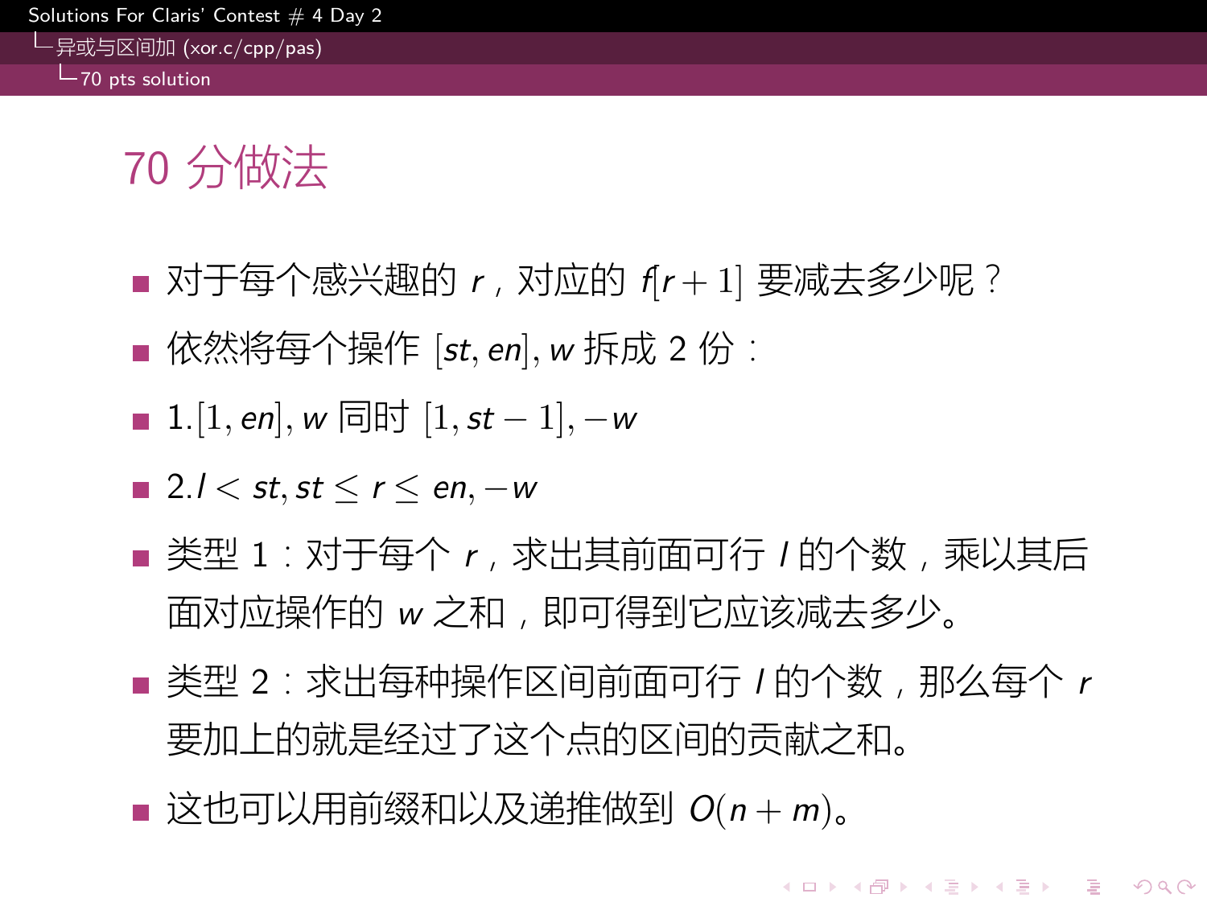# 70 分做法

- 对于每个感兴趣的 $r$，对应的 $f[r+1]$ 要减去多少呢？
- 依然将每个操作 $[st, en], w$ 拆成 2 份：
- $1.[1, en], w$ 同时 $[1, st-1], -w$
- $2.l < st, st \leq r \leq en, -w$
- 类型 1：对于每个 $r$，求出其前面可行 $l$ 的个数，乘以其后面对应操作的 $w$ 之和，即可得到它应该减去多少。
- 类型 2：求出每种操作区间前面可行 $l$ 的个数，那么每个 $r$ 要加上的就是经过了这个点的区间的贡献之和。
- 这也可以用前缀和以及递推做到 $O(n+m)$。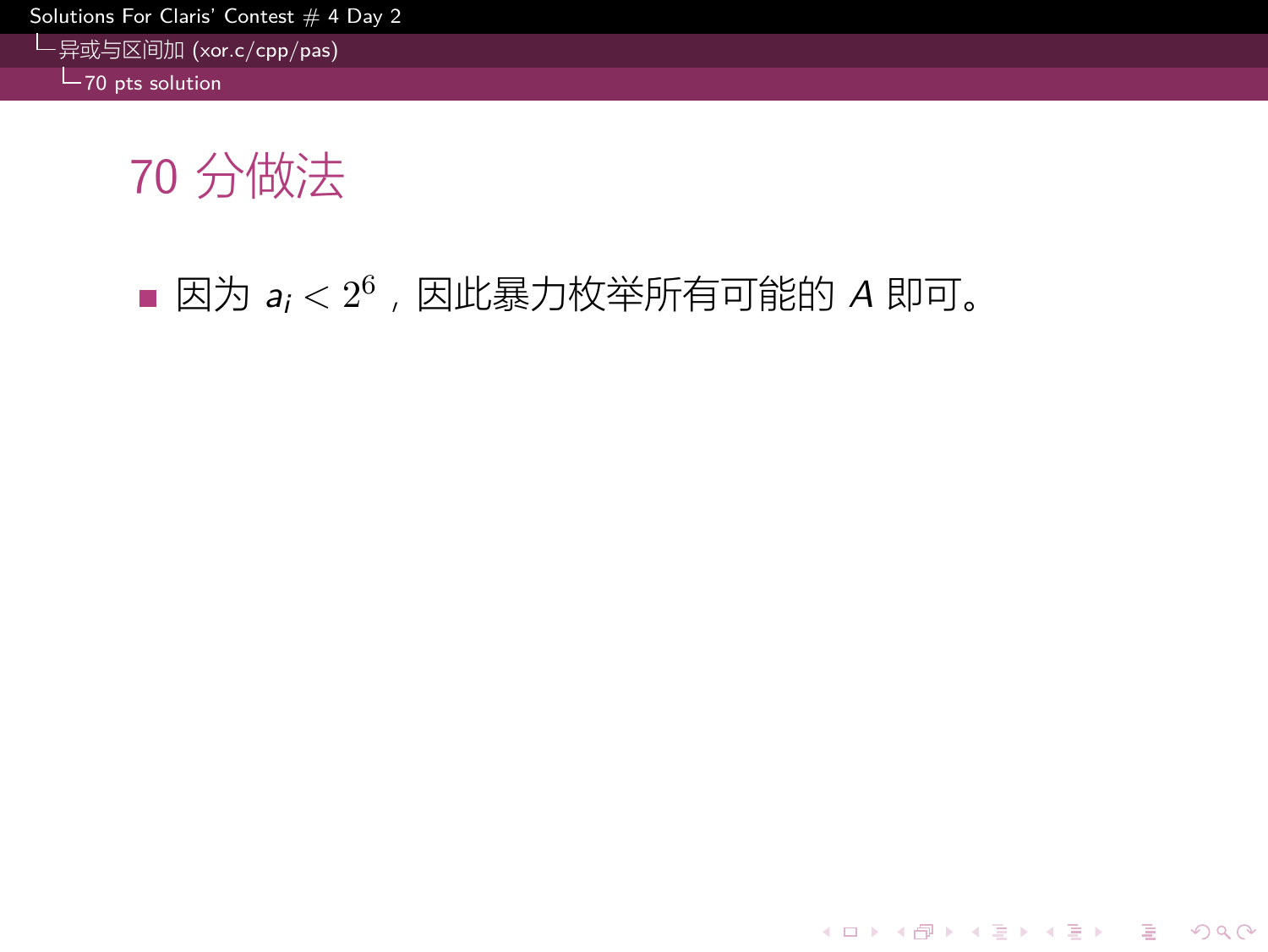# 70 分做法

- 因为 $a_i < 2^6$，因此暴力枚举所有可能的 $A$ 即可。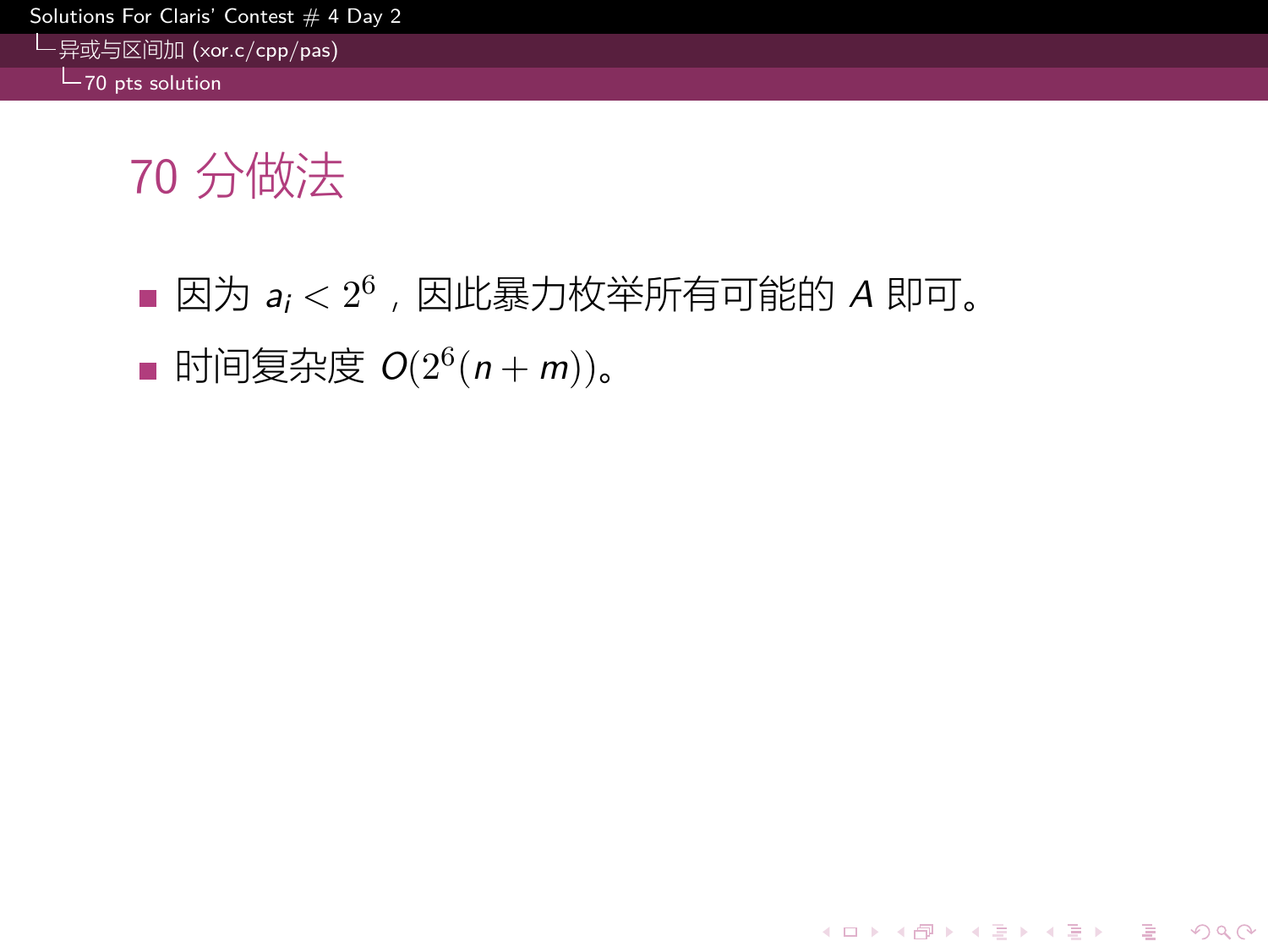# 70 分做法

- 因为 $a_i < 2^6$，因此暴力枚举所有可能的 $A$ 即可。
- 时间复杂度 $O(2^6(n+m))$。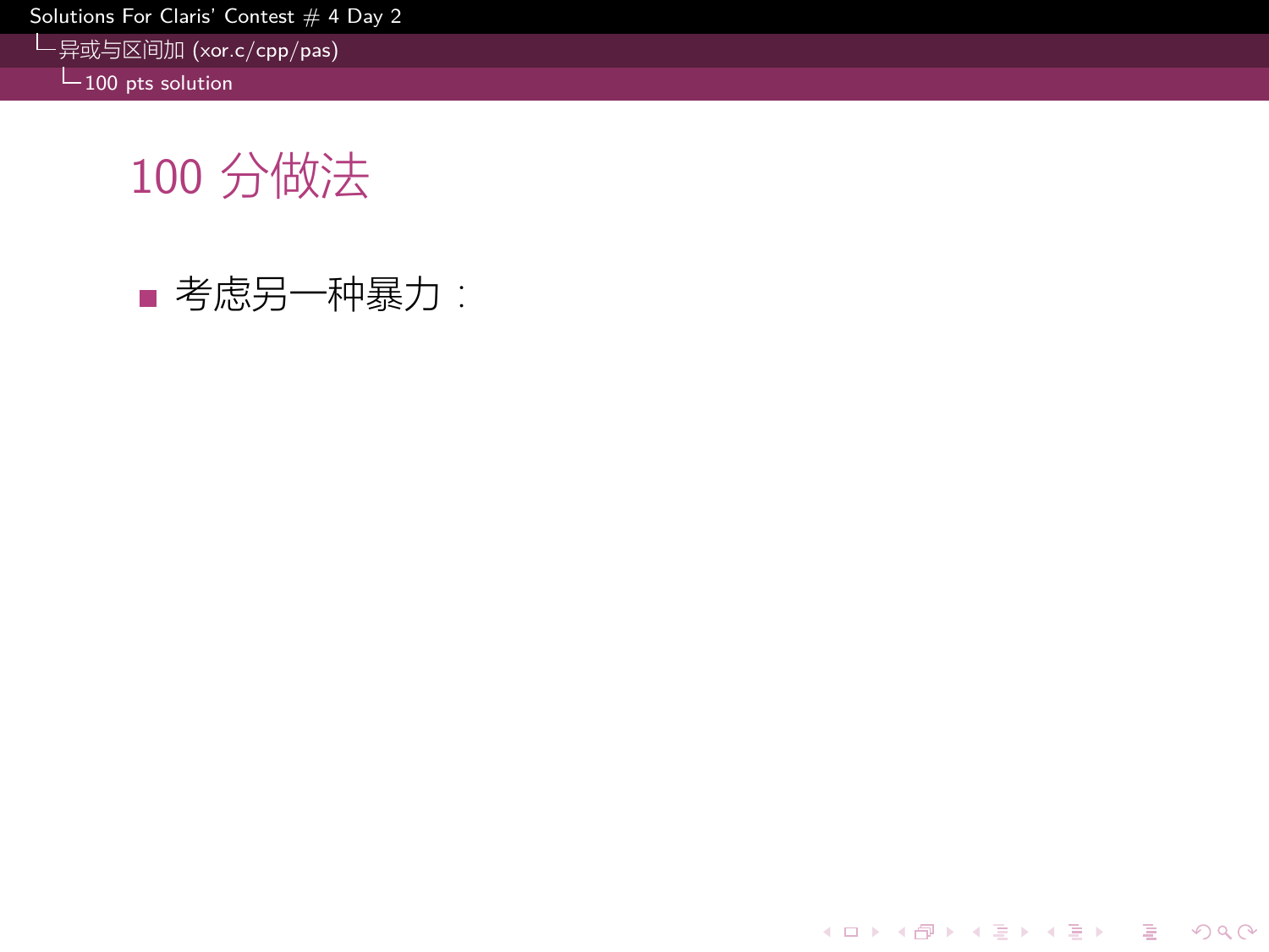# 100 分做法

- 考虑另一种暴力：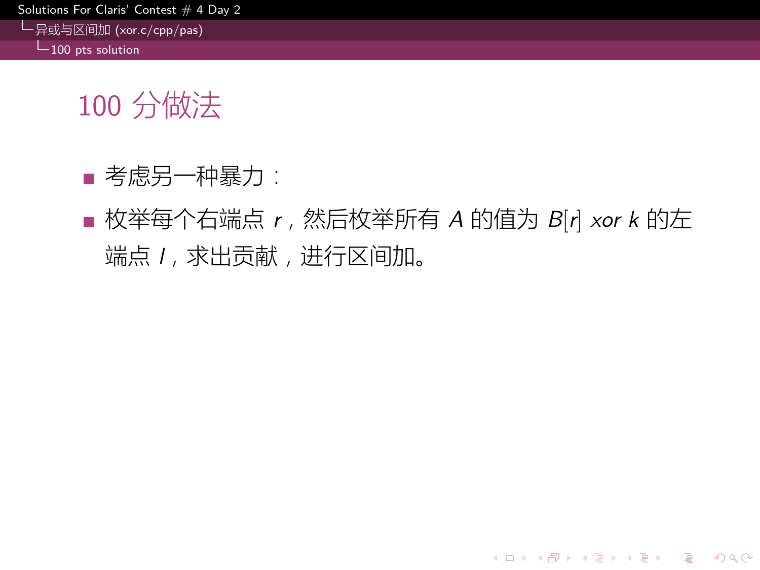# 100 分做法

- 考虑另一种暴力：
- 枚举每个右端点 $r$，然后枚举所有 $A$ 的值为 $B[r]\ xor\ k$ 的左端点 $l$，求出贡献，进行区间加。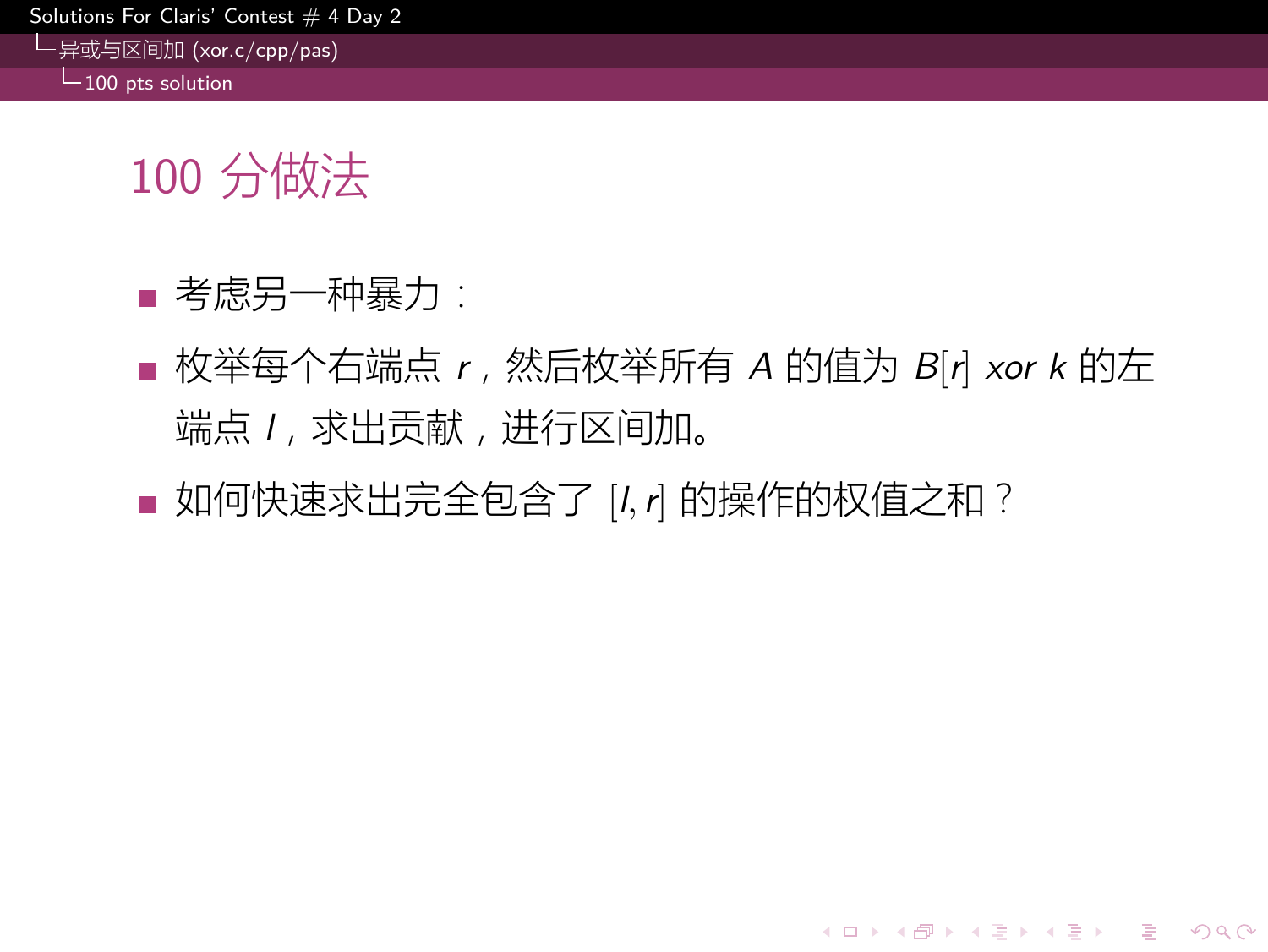# 100 分做法

- 考虑另一种暴力：
- 枚举每个右端点 $r$，然后枚举所有 $A$ 的值为 $B[r]$ $xor$ $k$ 的左端点 $l$，求出贡献，进行区间加。
- 如何快速求出完全包含了 $[l, r]$ 的操作的权值之和？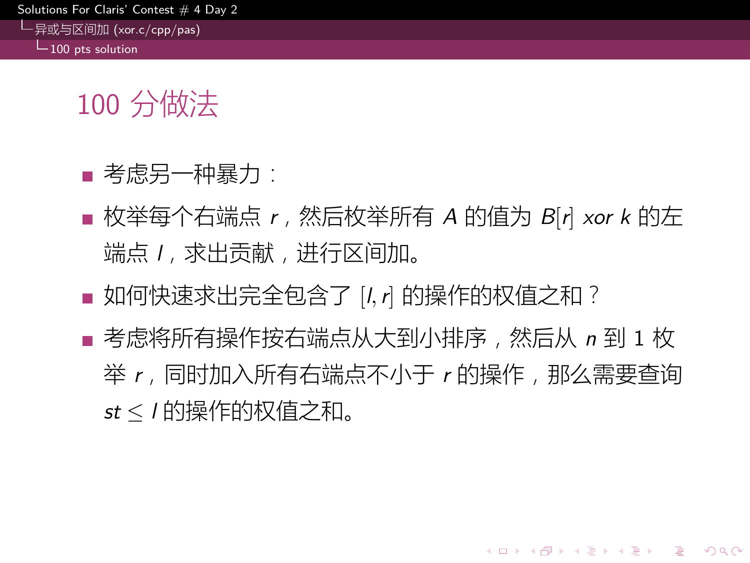# 100 分做法

- 考虑另一种暴力：
- 枚举每个右端点 $r$，然后枚举所有 $A$ 的值为 $B[r]$ $xor$ $k$ 的左端点 $l$，求出贡献，进行区间加。
- 如何快速求出完全包含了 $[l, r]$ 的操作的权值之和？
- 考虑将所有操作按右端点从大到小排序，然后从 $n$ 到 1 枚举 $r$，同时加入所有右端点不小于 $r$ 的操作，那么需要查询 $st \leq l$ 的操作的权值之和。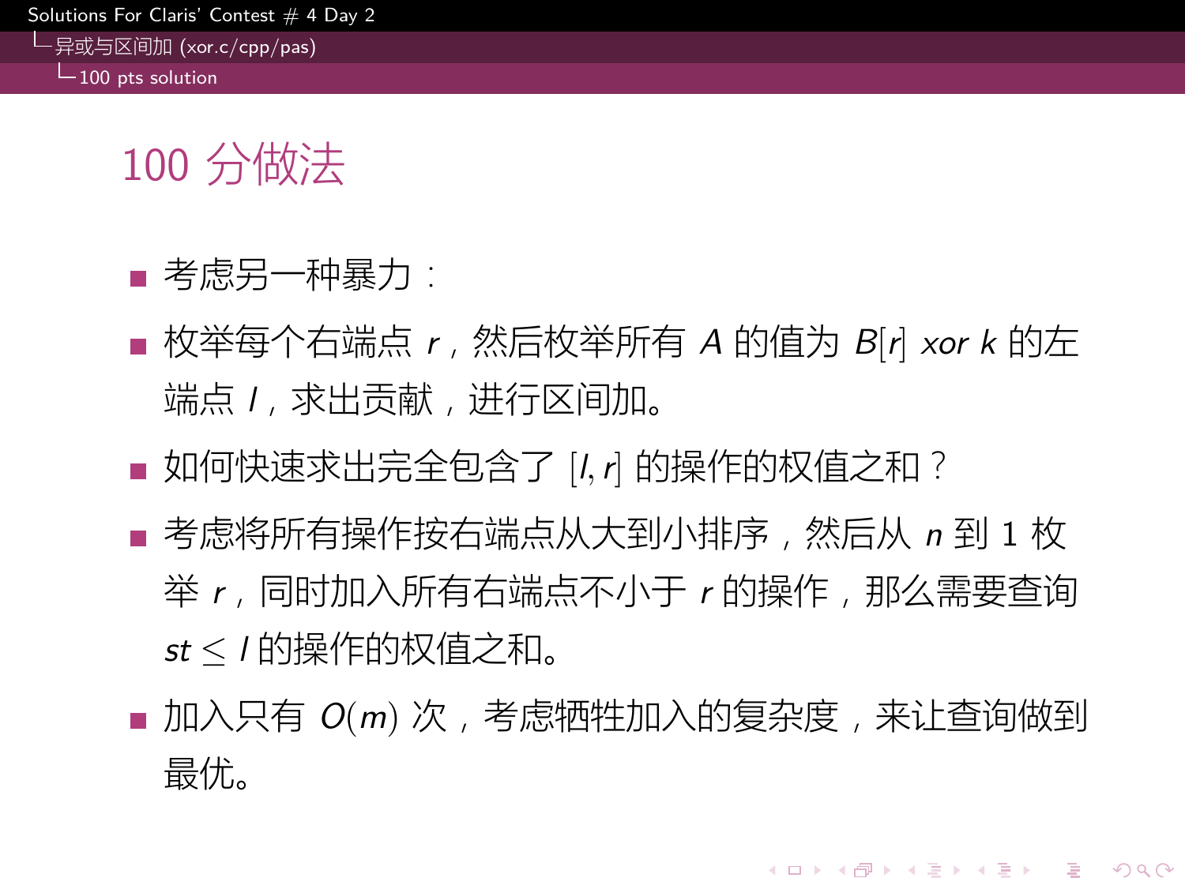# 100 分做法

- 考虑另一种暴力：
- 枚举每个右端点 $r$，然后枚举所有 $A$ 的值为 $B[r]$ $xor$ $k$ 的左端点 $l$，求出贡献，进行区间加。
- 如何快速求出完全包含了 $[l, r]$ 的操作的权值之和？
- 考虑将所有操作按右端点从大到小排序，然后从 $n$ 到 1 枚举 $r$，同时加入所有右端点不小于 $r$ 的操作，那么需要查询 $st \leq l$ 的操作的权值之和。
- 加入只有 $O(m)$ 次，考虑牺牲加入的复杂度，来让查询做到最优。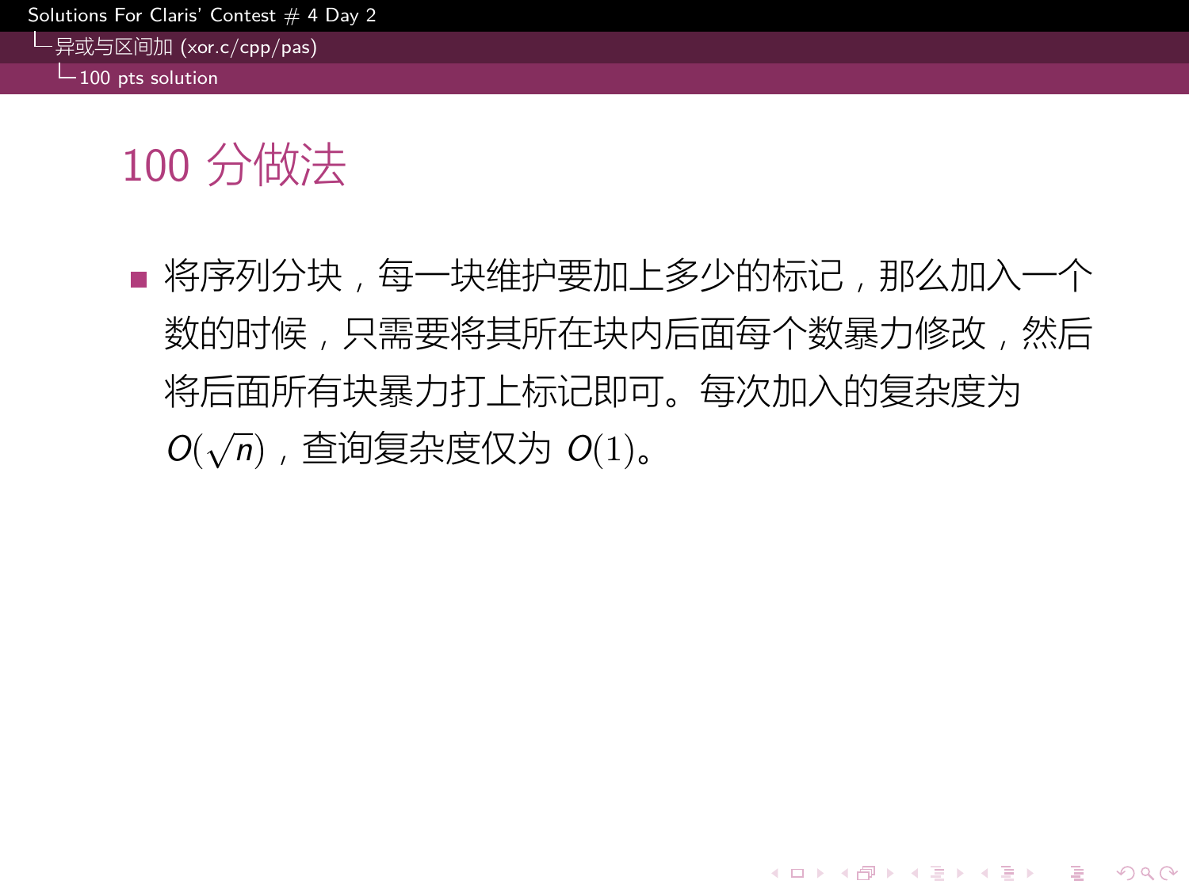# 100 分做法

- 将序列分块，每一块维护要加上多少的标记，那么加入一个数的时候，只需要将其所在块内后面每个数暴力修改，然后将后面所有块暴力打上标记即可。每次加入的复杂度为 $O(\sqrt{n})$，查询复杂度仅为 $O(1)$。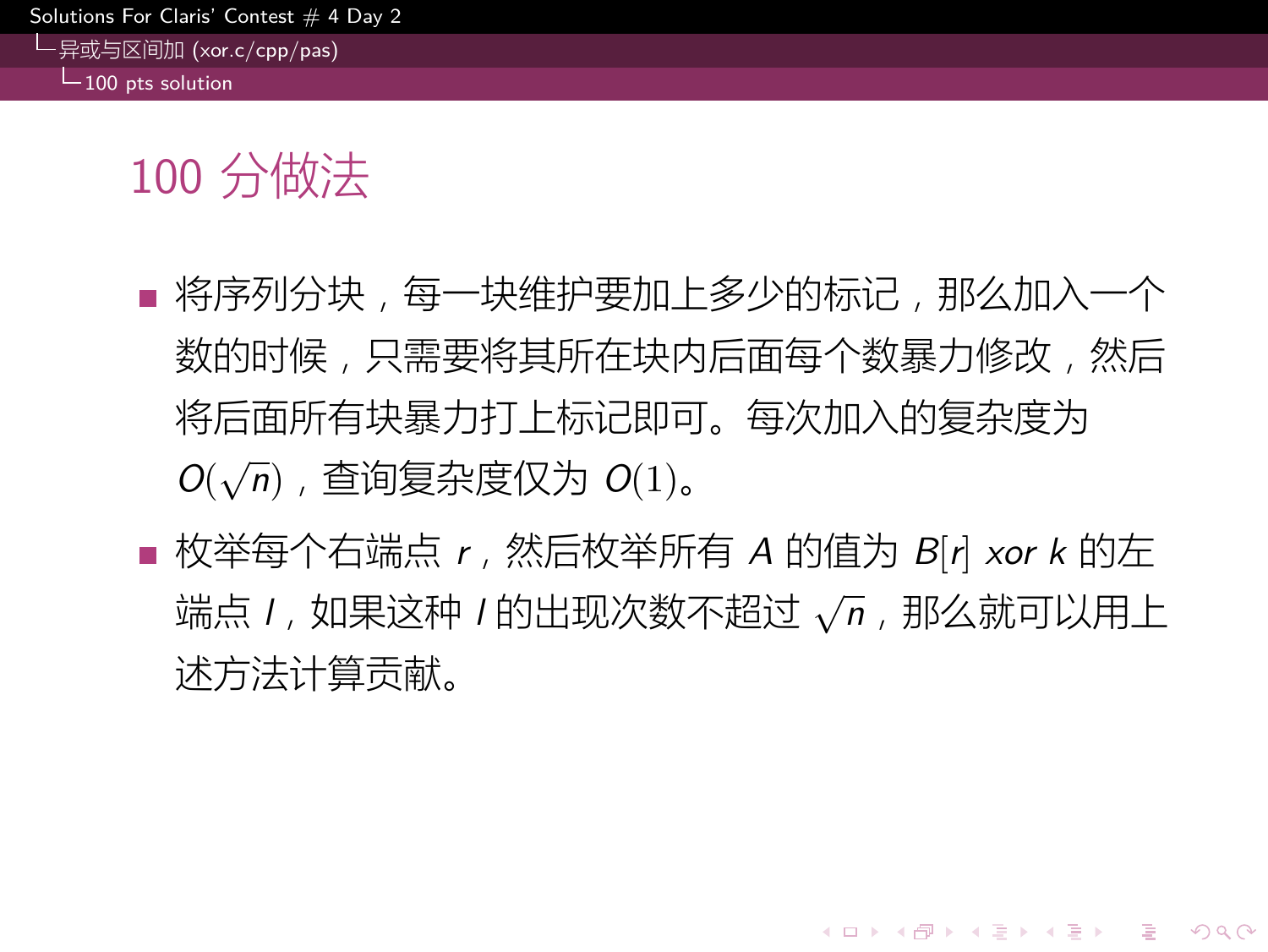# 100 分做法

- 将序列分块，每一块维护要加上多少的标记，那么加入一个数的时候，只需要将其所在块内后面每个数暴力修改，然后将后面所有块暴力打上标记即可。每次加入的复杂度为 $O(\sqrt{n})$，查询复杂度仅为 $O(1)$。
- 枚举每个右端点 $r$，然后枚举所有 $A$ 的值为 $B[r]$ $xor$ $k$ 的左端点 $l$，如果这种 $l$ 的出现次数不超过 $\sqrt{n}$，那么就可以用上述方法计算贡献。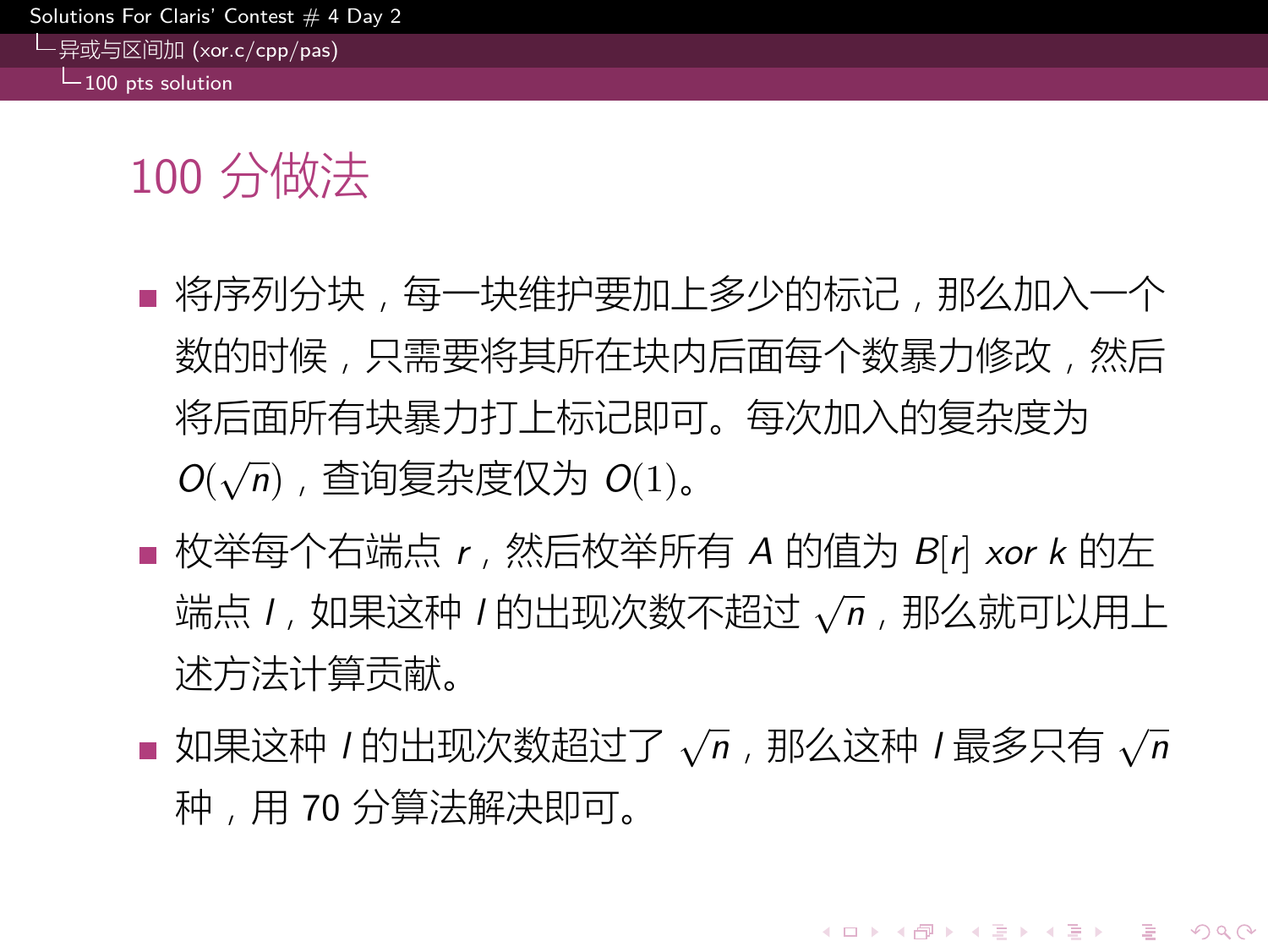# 100 分做法

- 将序列分块，每一块维护要加上多少的标记，那么加入一个数的时候，只需要将其所在块内后面每个数暴力修改，然后将后面所有块暴力打上标记即可。每次加入的复杂度为 $O(\sqrt{n})$，查询复杂度仅为 $O(1)$。
- 枚举每个右端点 $r$，然后枚举所有 $A$ 的值为 $B[r]$ $xor$ $k$ 的左端点 $l$，如果这种 $l$ 的出现次数不超过 $\sqrt{n}$，那么就可以用上述方法计算贡献。
- 如果这种 $l$ 的出现次数超过了 $\sqrt{n}$，那么这种 $l$ 最多只有 $\sqrt{n}$ 种，用 70 分算法解决即可。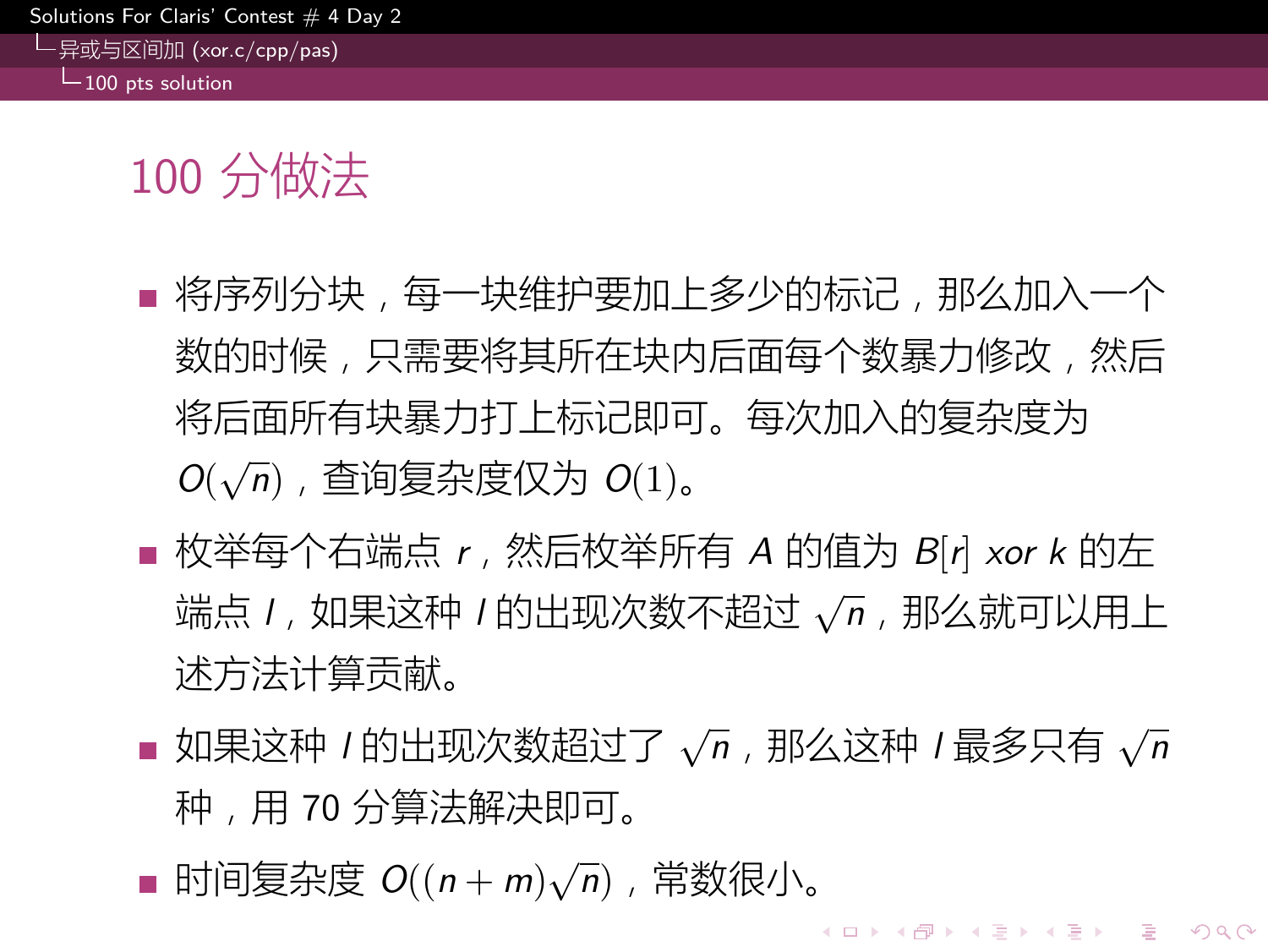# 100 分做法

- 将序列分块，每一块维护要加上多少的标记，那么加入一个数的时候，只需要将其所在块内后面每个数暴力修改，然后将后面所有块暴力打上标记即可。每次加入的复杂度为 $O(\sqrt{n})$，查询复杂度仅为 $O(1)$。
- 枚举每个右端点 $r$，然后枚举所有 $A$ 的值为 $B[r]\ xor\ k$ 的左端点 $l$，如果这种 $l$ 的出现次数不超过 $\sqrt{n}$，那么就可以用上述方法计算贡献。
- 如果这种 $l$ 的出现次数超过了 $\sqrt{n}$，那么这种 $l$ 最多只有 $\sqrt{n}$ 种，用 70 分算法解决即可。
- 时间复杂度 $O((n+m)\sqrt{n})$，常数很小。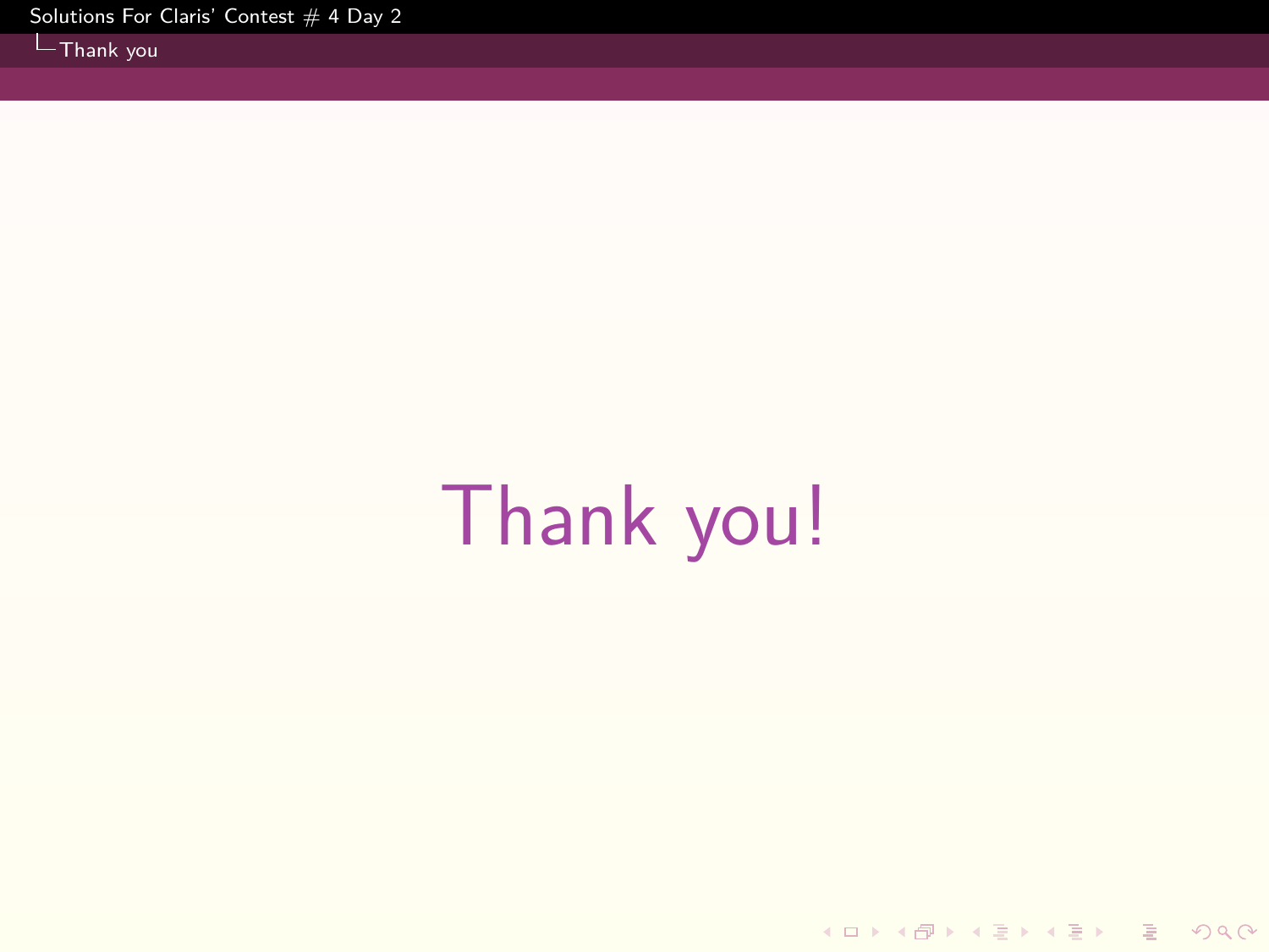Thank you!